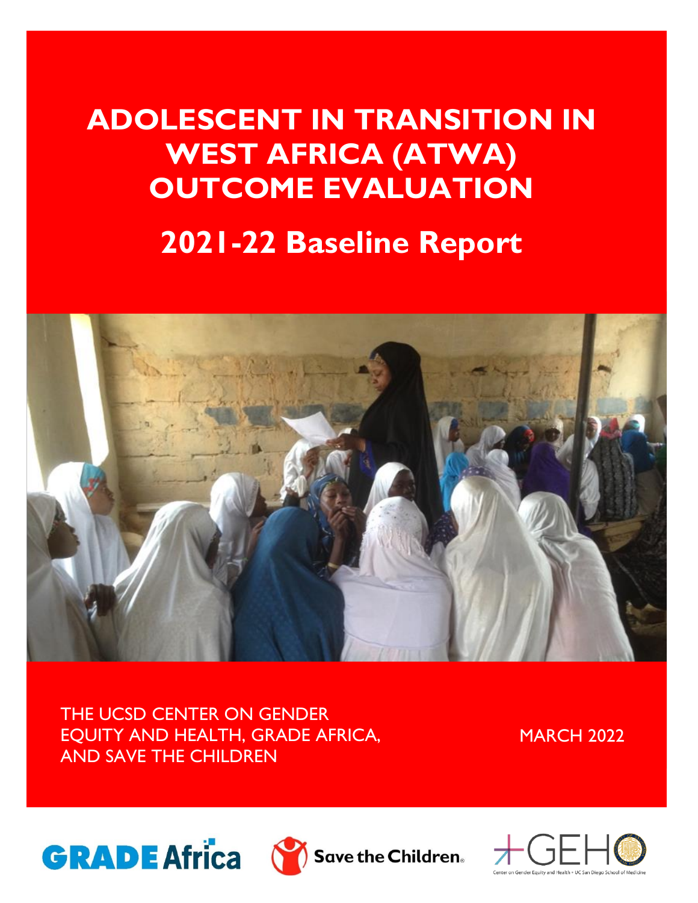# ADOLESCENT IN TRANSITION IN WEST AFRICA (ATWA) OUTCOME EVALUATION

## 2021-22 Baseline Report

THE UCSD CENTER ON GENDER EQUITY AND HEALTH, GRADE AFRICA, AND SAVE THE CHILDREN

MARCH 2022

GRADE Africa

Save the Children

GEH Center on Gender Equity and Health • UC San Diego School of Medicine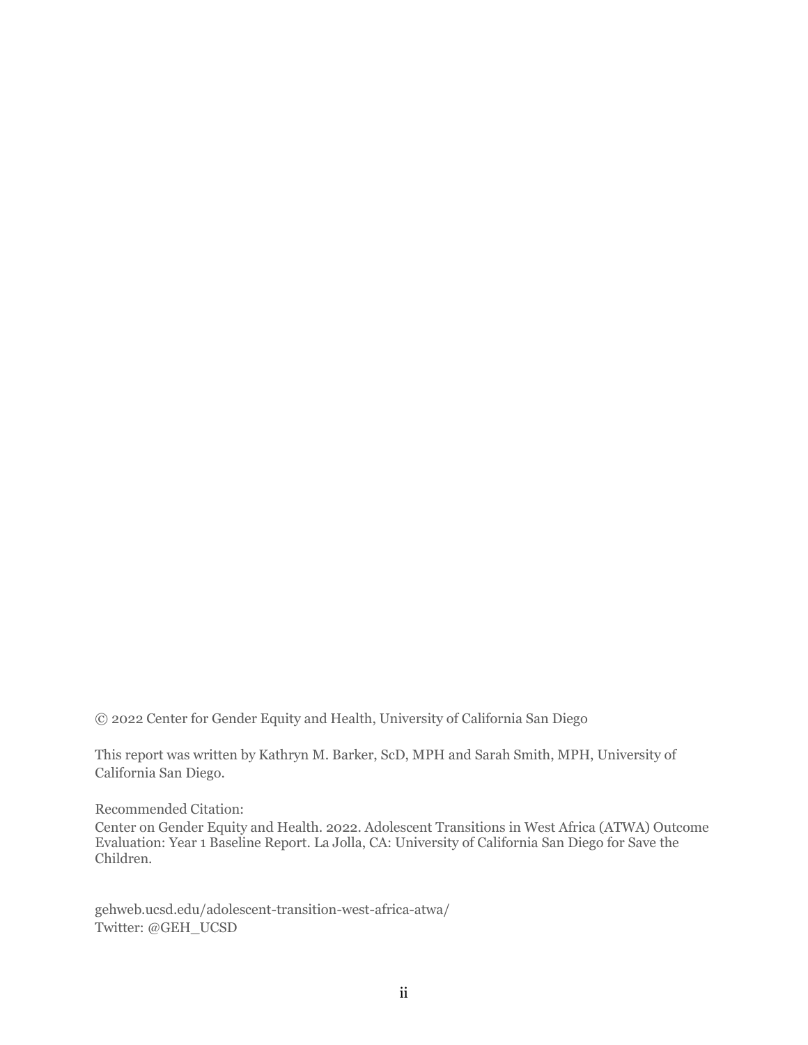© 2022 Center for Gender Equity and Health, University of California San Diego

This report was written by Kathryn M. Barker, ScD, MPH and Sarah Smith, MPH, University of California San Diego.

Recommended Citation:
Center on Gender Equity and Health. 2022. Adolescent Transitions in West Africa (ATWA) Outcome Evaluation: Year 1 Baseline Report. La Jolla, CA: University of California San Diego for Save the Children.

gehweb.ucsd.edu/adolescent-transition-west-africa-atwa/
Twitter: @GEH_UCSD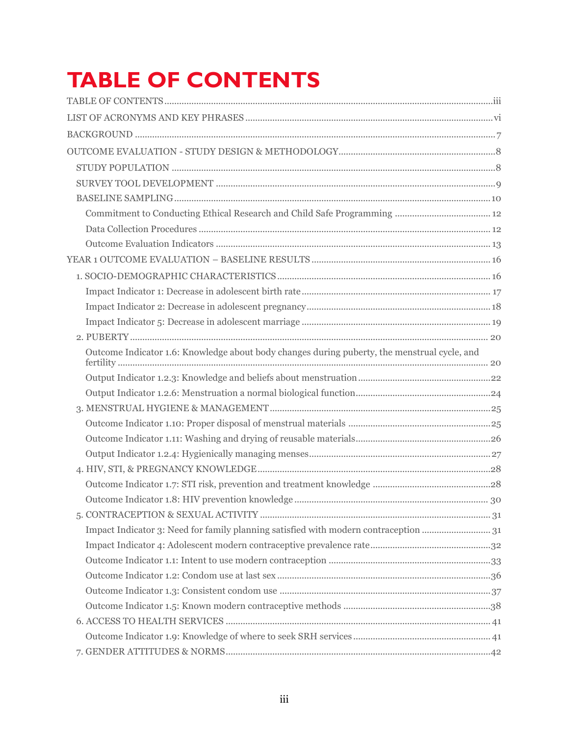# TABLE OF CONTENTS

TABLE OF CONTENTS ..... iii

LIST OF ACRONYMS AND KEY PHRASES ..... vi

BACKGROUND ..... 7

OUTCOME EVALUATION - STUDY DESIGN & METHODOLOGY ..... 8

- STUDY POPULATION ..... 8
- SURVEY TOOL DEVELOPMENT ..... 9
- BASELINE SAMPLING ..... 10
  - Commitment to Conducting Ethical Research and Child Safe Programming ..... 12
  - Data Collection Procedures ..... 12
  - Outcome Evaluation Indicators ..... 13

YEAR 1 OUTCOME EVALUATION – BASELINE RESULTS ..... 16

- 1. SOCIO-DEMOGRAPHIC CHARACTERISTICS ..... 16
  - Impact Indicator 1: Decrease in adolescent birth rate ..... 17
  - Impact Indicator 2: Decrease in adolescent pregnancy ..... 18
  - Impact Indicator 5: Decrease in adolescent marriage ..... 19
- 2. PUBERTY ..... 20
  - Outcome Indicator 1.6: Knowledge about body changes during puberty, the menstrual cycle, and fertility ..... 20
  - Output Indicator 1.2.3: Knowledge and beliefs about menstruation ..... 22
  - Output Indicator 1.2.6: Menstruation a normal biological function ..... 24
- 3. MENSTRUAL HYGIENE & MANAGEMENT ..... 25
  - Outcome Indicator 1.10: Proper disposal of menstrual materials ..... 25
  - Outcome Indicator 1.11: Washing and drying of reusable materials ..... 26
  - Output Indicator 1.2.4: Hygienically managing menses ..... 27
- 4. HIV, STI, & PREGNANCY KNOWLEDGE ..... 28
  - Outcome Indicator 1.7: STI risk, prevention and treatment knowledge ..... 28
  - Outcome Indicator 1.8: HIV prevention knowledge ..... 30
- 5. CONTRACEPTION & SEXUAL ACTIVITY ..... 31
  - Impact Indicator 3: Need for family planning satisfied with modern contraception ..... 31
  - Impact Indicator 4: Adolescent modern contraceptive prevalence rate ..... 32
  - Outcome Indicator 1.1: Intent to use modern contraception ..... 33
  - Outcome Indicator 1.2: Condom use at last sex ..... 36
  - Outcome Indicator 1.3: Consistent condom use ..... 37
  - Outcome Indicator 1.5: Known modern contraceptive methods ..... 38
- 6. ACCESS TO HEALTH SERVICES ..... 41
  - Outcome Indicator 1.9: Knowledge of where to seek SRH services ..... 41
- 7. GENDER ATTITUDES & NORMS ..... 42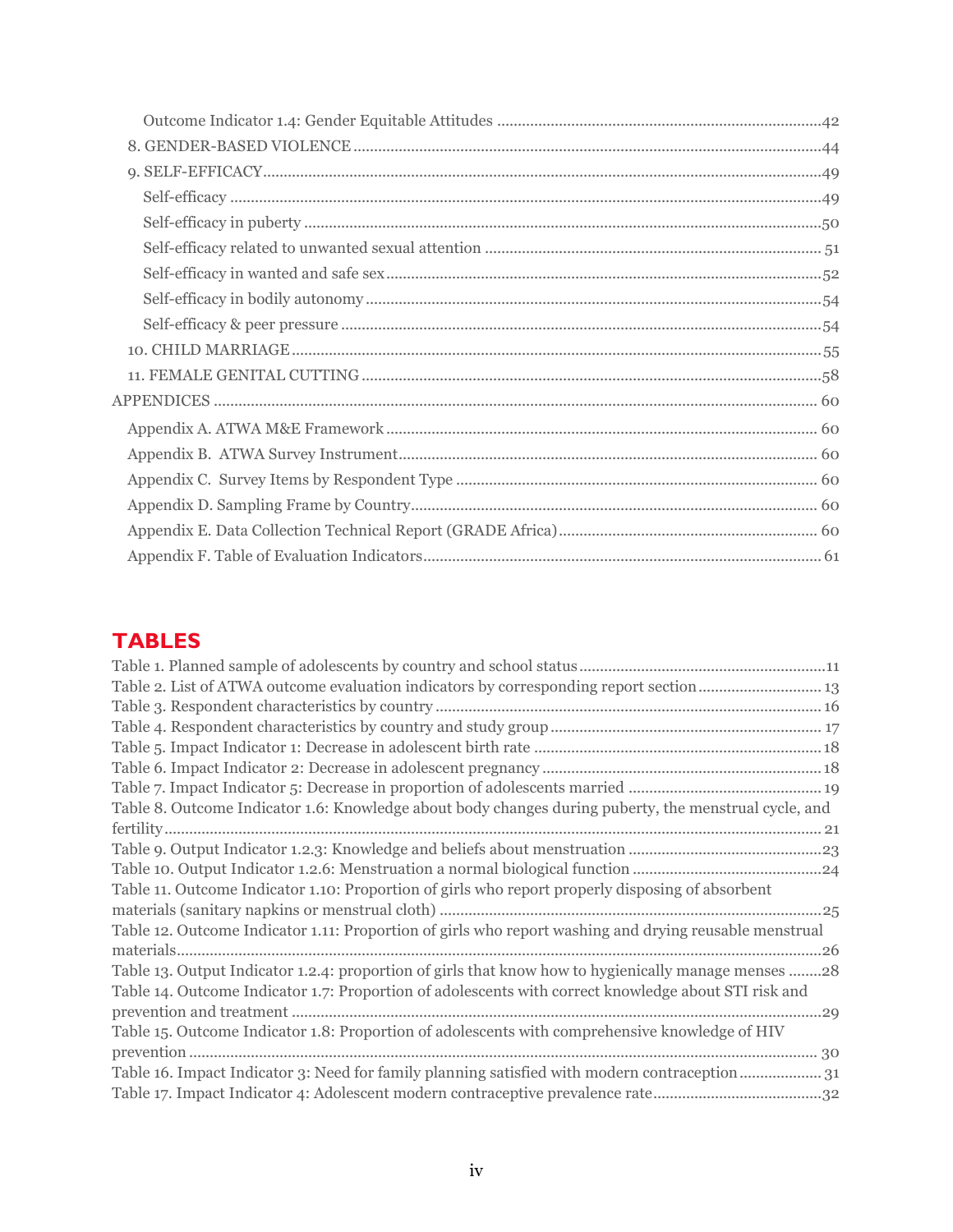Outcome Indicator 1.4: Gender Equitable Attitudes ........................................................................42
8. GENDER-BASED VIOLENCE ........................................................................................................44
9. SELF-EFFICACY ........................................................................................................................49
Self-efficacy ...................................................................................................................................49
Self-efficacy in puberty ..................................................................................................................50
Self-efficacy related to unwanted sexual attention ........................................................................51
Self-efficacy in wanted and safe sex ..............................................................................................52
Self-efficacy in bodily autonomy ...................................................................................................54
Self-efficacy & peer pressure .........................................................................................................54
10. CHILD MARRIAGE ..................................................................................................................55
11. FEMALE GENITAL CUTTING ....................................................................................................58
APPENDICES ..................................................................................................................................60
Appendix A. ATWA M&E Framework ..............................................................................................60
Appendix B. ATWA Survey Instrument ............................................................................................60
Appendix C. Survey Items by Respondent Type ...............................................................................60
Appendix D. Sampling Frame by Country .........................................................................................60
Appendix E. Data Collection Technical Report (GRADE Africa) ......................................................60
Appendix F. Table of Evaluation Indicators .......................................................................................61

## TABLES

Table 1. Planned sample of adolescents by country and school status ...................................................11
Table 2. List of ATWA outcome evaluation indicators by corresponding report section ..........................13
Table 3. Respondent characteristics by country ......................................................................................16
Table 4. Respondent characteristics by country and study group ............................................................17
Table 5. Impact Indicator 1: Decrease in adolescent birth rate ................................................................18
Table 6. Impact Indicator 2: Decrease in adolescent pregnancy ..............................................................18
Table 7. Impact Indicator 5: Decrease in proportion of adolescents married ...........................................19
Table 8. Outcome Indicator 1.6: Knowledge about body changes during puberty, the menstrual cycle, and fertility ...........................................................................................................................................21
Table 9. Output Indicator 1.2.3: Knowledge and beliefs about menstruation ...........................................23
Table 10. Output Indicator 1.2.6: Menstruation a normal biological function ...........................................24
Table 11. Outcome Indicator 1.10: Proportion of girls who report properly disposing of absorbent materials (sanitary napkins or menstrual cloth) ............................................................................................25
Table 12. Outcome Indicator 1.11: Proportion of girls who report washing and drying reusable menstrual materials ..........................................................................................................................................26
Table 13. Output Indicator 1.2.4: proportion of girls that know how to hygienically manage menses ........28
Table 14. Outcome Indicator 1.7: Proportion of adolescents with correct knowledge about STI risk and prevention and treatment ....................................................................................................................29
Table 15. Outcome Indicator 1.8: Proportion of adolescents with comprehensive knowledge of HIV prevention .........................................................................................................................................30
Table 16. Impact Indicator 3: Need for family planning satisfied with modern contraception ....................31
Table 17. Impact Indicator 4: Adolescent modern contraceptive prevalence rate .......................................32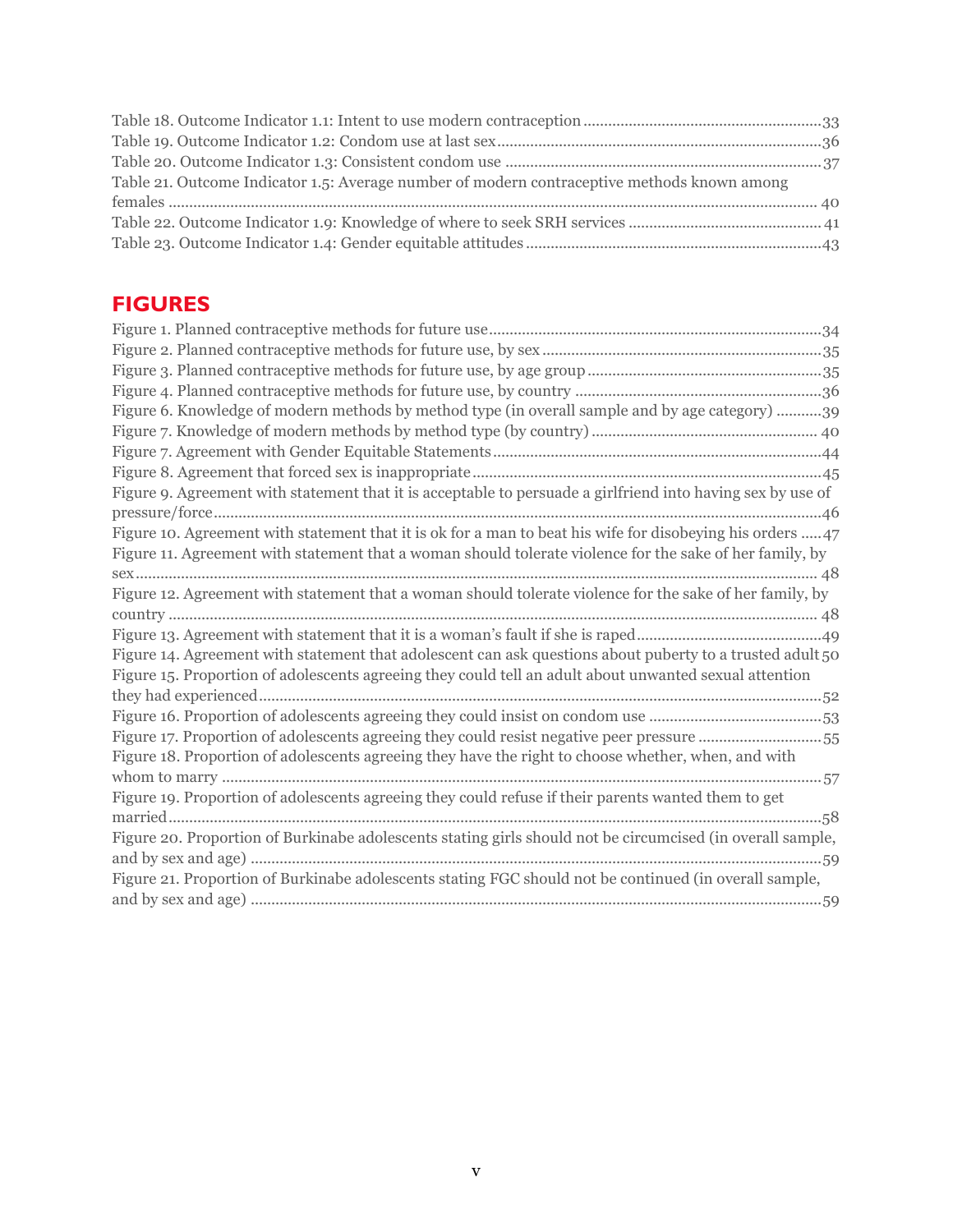Table 18. Outcome Indicator 1.1: Intent to use modern contraception ........................................................ 33
Table 19. Outcome Indicator 1.2: Condom use at last sex ........................................................................... 36
Table 20. Outcome Indicator 1.3: Consistent condom use .......................................................................... 37
Table 21. Outcome Indicator 1.5: Average number of modern contraceptive methods known among females ........................................................................................................................................................... 40
Table 22. Outcome Indicator 1.9: Knowledge of where to seek SRH services ............................................ 41
Table 23. Outcome Indicator 1.4: Gender equitable attitudes ..................................................................... 43

## FIGURES

Figure 1. Planned contraceptive methods for future use ............................................................................. 34
Figure 2. Planned contraceptive methods for future use, by sex ................................................................. 35
Figure 3. Planned contraceptive methods for future use, by age group ...................................................... 35
Figure 4. Planned contraceptive methods for future use, by country .......................................................... 36
Figure 6. Knowledge of modern methods by method type (in overall sample and by age category) ........... 39
Figure 7. Knowledge of modern methods by method type (by country) ...................................................... 40
Figure 7. Agreement with Gender Equitable Statements ............................................................................. 44
Figure 8. Agreement that forced sex is inappropriate .................................................................................. 45
Figure 9. Agreement with statement that it is acceptable to persuade a girlfriend into having sex by use of pressure/force ............................................................................................................................................... 46
Figure 10. Agreement with statement that it is ok for a man to beat his wife for disobeying his orders ..... 47
Figure 11. Agreement with statement that a woman should tolerate violence for the sake of her family, by sex .................................................................................................................................................................. 48
Figure 12. Agreement with statement that a woman should tolerate violence for the sake of her family, by country ......................................................................................................................................................... 48
Figure 13. Agreement with statement that it is a woman's fault if she is raped .......................................... 49
Figure 14. Agreement with statement that adolescent can ask questions about puberty to a trusted adult 50
Figure 15. Proportion of adolescents agreeing they could tell an adult about unwanted sexual attention they had experienced ..................................................................................................................................... 52
Figure 16. Proportion of adolescents agreeing they could insist on condom use ......................................... 53
Figure 17. Proportion of adolescents agreeing they could resist negative peer pressure ............................ 55
Figure 18. Proportion of adolescents agreeing they have the right to choose whether, when, and with whom to marry ............................................................................................................................................... 57
Figure 19. Proportion of adolescents agreeing they could refuse if their parents wanted them to get married .......................................................................................................................................................... 58
Figure 20. Proportion of Burkinabe adolescents stating girls should not be circumcised (in overall sample, and by sex and age) ........................................................................................................................................ 59
Figure 21. Proportion of Burkinabe adolescents stating FGC should not be continued (in overall sample, and by sex and age) ........................................................................................................................................ 59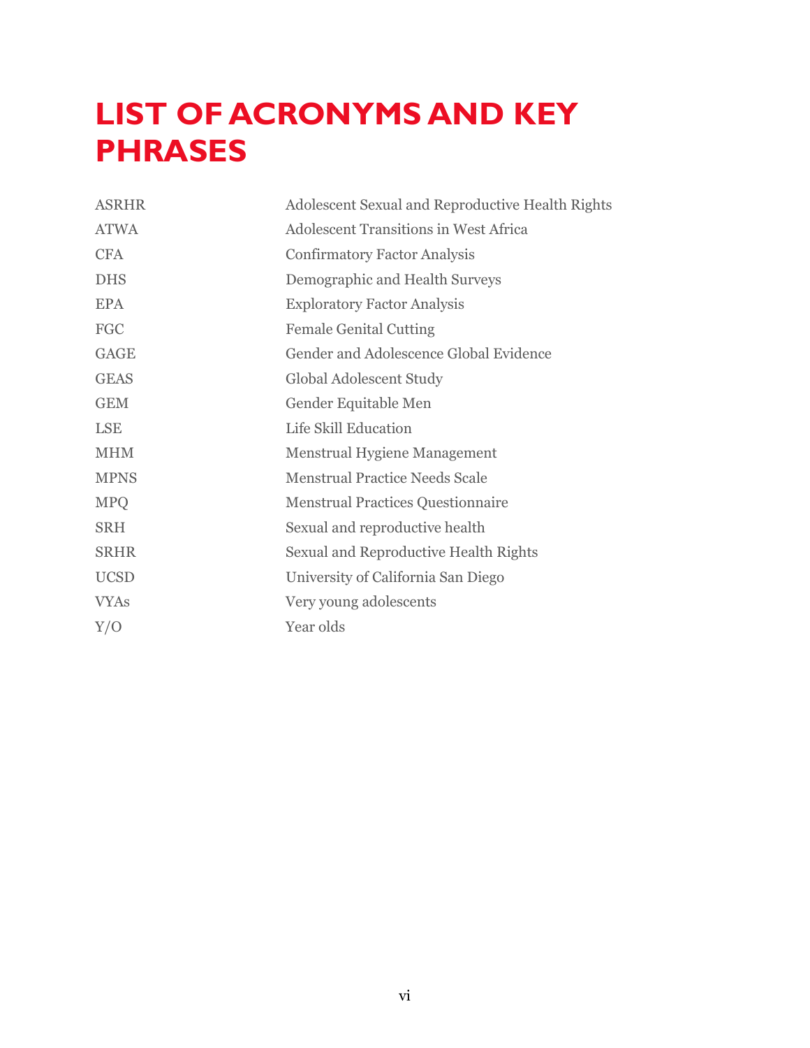# LIST OF ACRONYMS AND KEY PHRASES

| | |
|---|---|
| ASRHR | Adolescent Sexual and Reproductive Health Rights |
| ATWA | Adolescent Transitions in West Africa |
| CFA | Confirmatory Factor Analysis |
| DHS | Demographic and Health Surveys |
| EPA | Exploratory Factor Analysis |
| FGC | Female Genital Cutting |
| GAGE | Gender and Adolescence Global Evidence |
| GEAS | Global Adolescent Study |
| GEM | Gender Equitable Men |
| LSE | Life Skill Education |
| MHM | Menstrual Hygiene Management |
| MPNS | Menstrual Practice Needs Scale |
| MPQ | Menstrual Practices Questionnaire |
| SRH | Sexual and reproductive health |
| SRHR | Sexual and Reproductive Health Rights |
| UCSD | University of California San Diego |
| VYAs | Very young adolescents |
| Y/O | Year olds |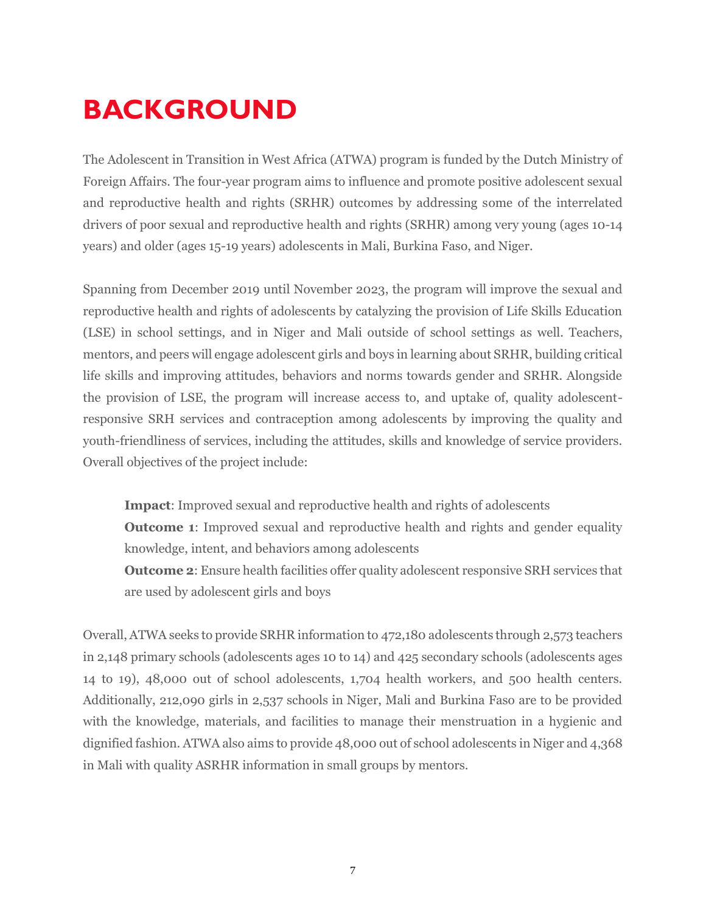# BACKGROUND

The Adolescent in Transition in West Africa (ATWA) program is funded by the Dutch Ministry of Foreign Affairs. The four-year program aims to influence and promote positive adolescent sexual and reproductive health and rights (SRHR) outcomes by addressing some of the interrelated drivers of poor sexual and reproductive health and rights (SRHR) among very young (ages 10-14 years) and older (ages 15-19 years) adolescents in Mali, Burkina Faso, and Niger.

Spanning from December 2019 until November 2023, the program will improve the sexual and reproductive health and rights of adolescents by catalyzing the provision of Life Skills Education (LSE) in school settings, and in Niger and Mali outside of school settings as well. Teachers, mentors, and peers will engage adolescent girls and boys in learning about SRHR, building critical life skills and improving attitudes, behaviors and norms towards gender and SRHR. Alongside the provision of LSE, the program will increase access to, and uptake of, quality adolescent-responsive SRH services and contraception among adolescents by improving the quality and youth-friendliness of services, including the attitudes, skills and knowledge of service providers. Overall objectives of the project include:

> **Impact**: Improved sexual and reproductive health and rights of adolescents
> **Outcome 1**: Improved sexual and reproductive health and rights and gender equality knowledge, intent, and behaviors among adolescents
> **Outcome 2**: Ensure health facilities offer quality adolescent responsive SRH services that are used by adolescent girls and boys

Overall, ATWA seeks to provide SRHR information to 472,180 adolescents through 2,573 teachers in 2,148 primary schools (adolescents ages 10 to 14) and 425 secondary schools (adolescents ages 14 to 19), 48,000 out of school adolescents, 1,704 health workers, and 500 health centers. Additionally, 212,090 girls in 2,537 schools in Niger, Mali and Burkina Faso are to be provided with the knowledge, materials, and facilities to manage their menstruation in a hygienic and dignified fashion. ATWA also aims to provide 48,000 out of school adolescents in Niger and 4,368 in Mali with quality ASRHR information in small groups by mentors.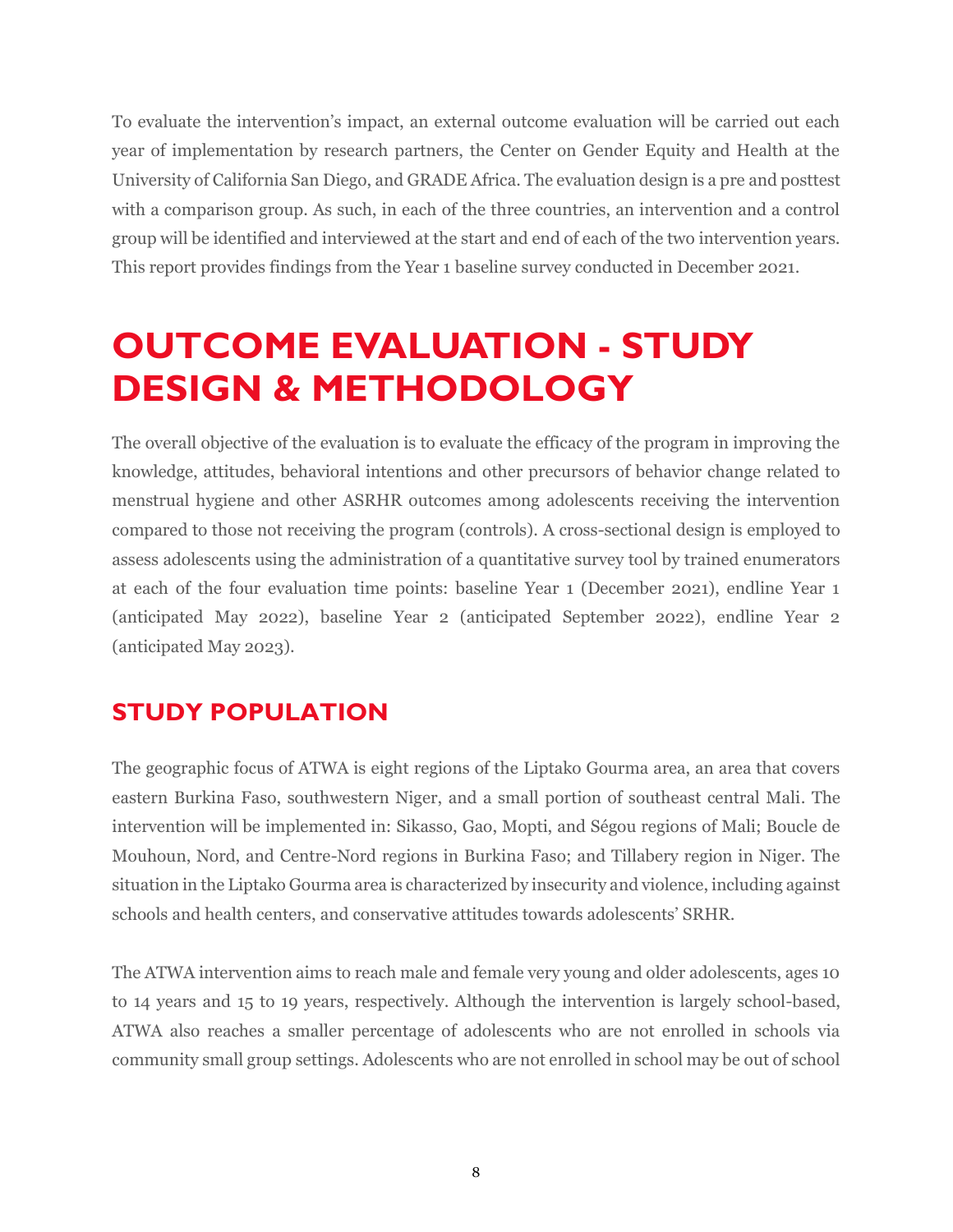To evaluate the intervention's impact, an external outcome evaluation will be carried out each year of implementation by research partners, the Center on Gender Equity and Health at the University of California San Diego, and GRADE Africa. The evaluation design is a pre and posttest with a comparison group. As such, in each of the three countries, an intervention and a control group will be identified and interviewed at the start and end of each of the two intervention years. This report provides findings from the Year 1 baseline survey conducted in December 2021.

# OUTCOME EVALUATION - STUDY DESIGN & METHODOLOGY

The overall objective of the evaluation is to evaluate the efficacy of the program in improving the knowledge, attitudes, behavioral intentions and other precursors of behavior change related to menstrual hygiene and other ASRHR outcomes among adolescents receiving the intervention compared to those not receiving the program (controls). A cross-sectional design is employed to assess adolescents using the administration of a quantitative survey tool by trained enumerators at each of the four evaluation time points: baseline Year 1 (December 2021), endline Year 1 (anticipated May 2022), baseline Year 2 (anticipated September 2022), endline Year 2 (anticipated May 2023).

## STUDY POPULATION

The geographic focus of ATWA is eight regions of the Liptako Gourma area, an area that covers eastern Burkina Faso, southwestern Niger, and a small portion of southeast central Mali. The intervention will be implemented in: Sikasso, Gao, Mopti, and Ségou regions of Mali; Boucle de Mouhoun, Nord, and Centre-Nord regions in Burkina Faso; and Tillabery region in Niger. The situation in the Liptako Gourma area is characterized by insecurity and violence, including against schools and health centers, and conservative attitudes towards adolescents' SRHR.

The ATWA intervention aims to reach male and female very young and older adolescents, ages 10 to 14 years and 15 to 19 years, respectively. Although the intervention is largely school-based, ATWA also reaches a smaller percentage of adolescents who are not enrolled in schools via community small group settings. Adolescents who are not enrolled in school may be out of school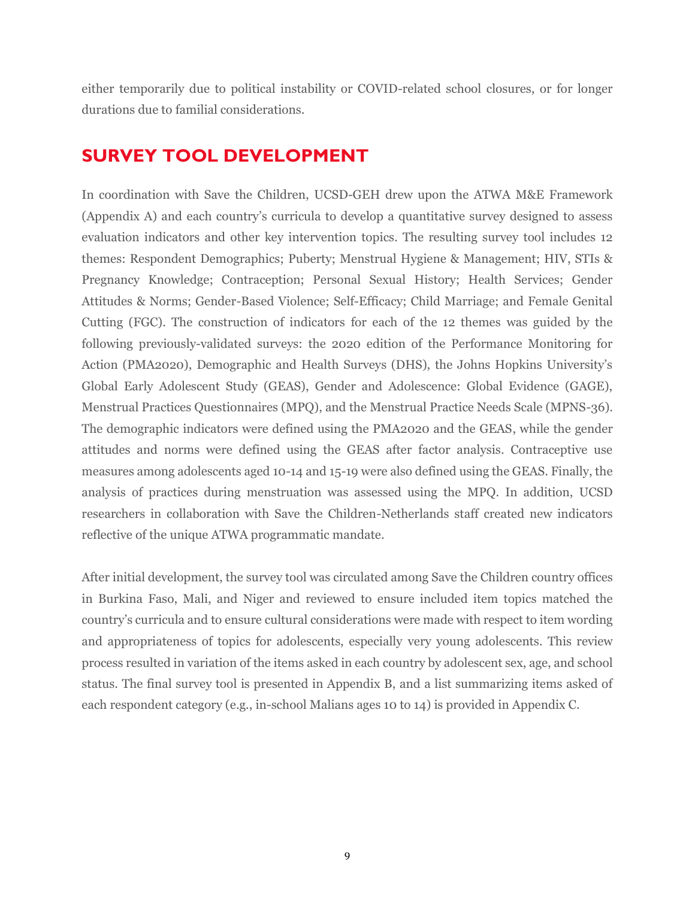either temporarily due to political instability or COVID-related school closures, or for longer durations due to familial considerations.

## SURVEY TOOL DEVELOPMENT

In coordination with Save the Children, UCSD-GEH drew upon the ATWA M&E Framework (Appendix A) and each country's curricula to develop a quantitative survey designed to assess evaluation indicators and other key intervention topics. The resulting survey tool includes 12 themes: Respondent Demographics; Puberty; Menstrual Hygiene & Management; HIV, STIs & Pregnancy Knowledge; Contraception; Personal Sexual History; Health Services; Gender Attitudes & Norms; Gender-Based Violence; Self-Efficacy; Child Marriage; and Female Genital Cutting (FGC). The construction of indicators for each of the 12 themes was guided by the following previously-validated surveys: the 2020 edition of the Performance Monitoring for Action (PMA2020), Demographic and Health Surveys (DHS), the Johns Hopkins University's Global Early Adolescent Study (GEAS), Gender and Adolescence: Global Evidence (GAGE), Menstrual Practices Questionnaires (MPQ), and the Menstrual Practice Needs Scale (MPNS-36). The demographic indicators were defined using the PMA2020 and the GEAS, while the gender attitudes and norms were defined using the GEAS after factor analysis. Contraceptive use measures among adolescents aged 10-14 and 15-19 were also defined using the GEAS. Finally, the analysis of practices during menstruation was assessed using the MPQ. In addition, UCSD researchers in collaboration with Save the Children-Netherlands staff created new indicators reflective of the unique ATWA programmatic mandate.

After initial development, the survey tool was circulated among Save the Children country offices in Burkina Faso, Mali, and Niger and reviewed to ensure included item topics matched the country's curricula and to ensure cultural considerations were made with respect to item wording and appropriateness of topics for adolescents, especially very young adolescents. This review process resulted in variation of the items asked in each country by adolescent sex, age, and school status. The final survey tool is presented in Appendix B, and a list summarizing items asked of each respondent category (e.g., in-school Malians ages 10 to 14) is provided in Appendix C.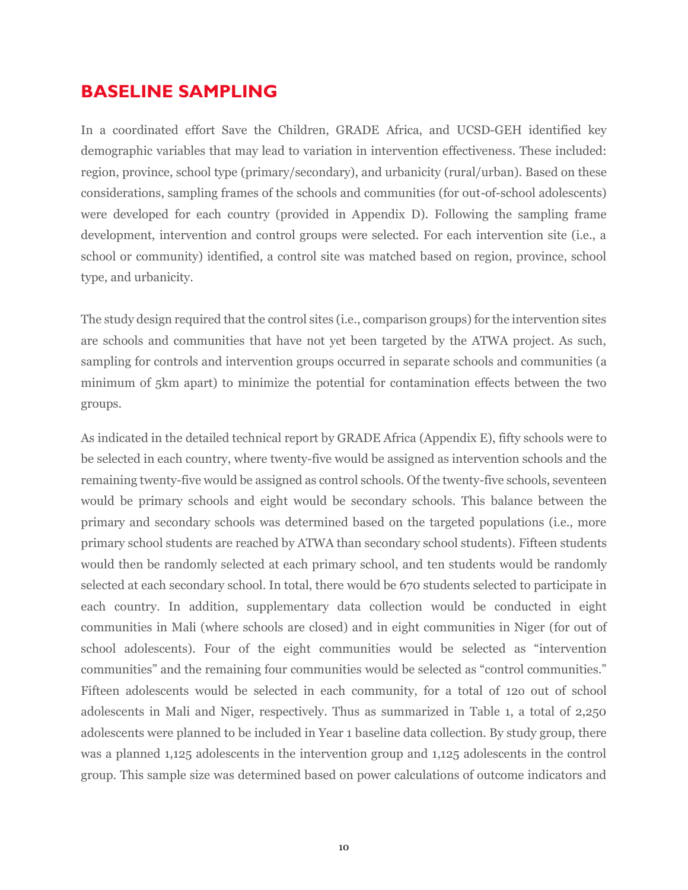## BASELINE SAMPLING

In a coordinated effort Save the Children, GRADE Africa, and UCSD-GEH identified key demographic variables that may lead to variation in intervention effectiveness. These included: region, province, school type (primary/secondary), and urbanicity (rural/urban). Based on these considerations, sampling frames of the schools and communities (for out-of-school adolescents) were developed for each country (provided in Appendix D). Following the sampling frame development, intervention and control groups were selected. For each intervention site (i.e., a school or community) identified, a control site was matched based on region, province, school type, and urbanicity.

The study design required that the control sites (i.e., comparison groups) for the intervention sites are schools and communities that have not yet been targeted by the ATWA project. As such, sampling for controls and intervention groups occurred in separate schools and communities (a minimum of 5km apart) to minimize the potential for contamination effects between the two groups.

As indicated in the detailed technical report by GRADE Africa (Appendix E), fifty schools were to be selected in each country, where twenty-five would be assigned as intervention schools and the remaining twenty-five would be assigned as control schools. Of the twenty-five schools, seventeen would be primary schools and eight would be secondary schools. This balance between the primary and secondary schools was determined based on the targeted populations (i.e., more primary school students are reached by ATWA than secondary school students). Fifteen students would then be randomly selected at each primary school, and ten students would be randomly selected at each secondary school. In total, there would be 670 students selected to participate in each country. In addition, supplementary data collection would be conducted in eight communities in Mali (where schools are closed) and in eight communities in Niger (for out of school adolescents). Four of the eight communities would be selected as "intervention communities" and the remaining four communities would be selected as "control communities." Fifteen adolescents would be selected in each community, for a total of 120 out of school adolescents in Mali and Niger, respectively. Thus as summarized in Table 1, a total of 2,250 adolescents were planned to be included in Year 1 baseline data collection. By study group, there was a planned 1,125 adolescents in the intervention group and 1,125 adolescents in the control group. This sample size was determined based on power calculations of outcome indicators and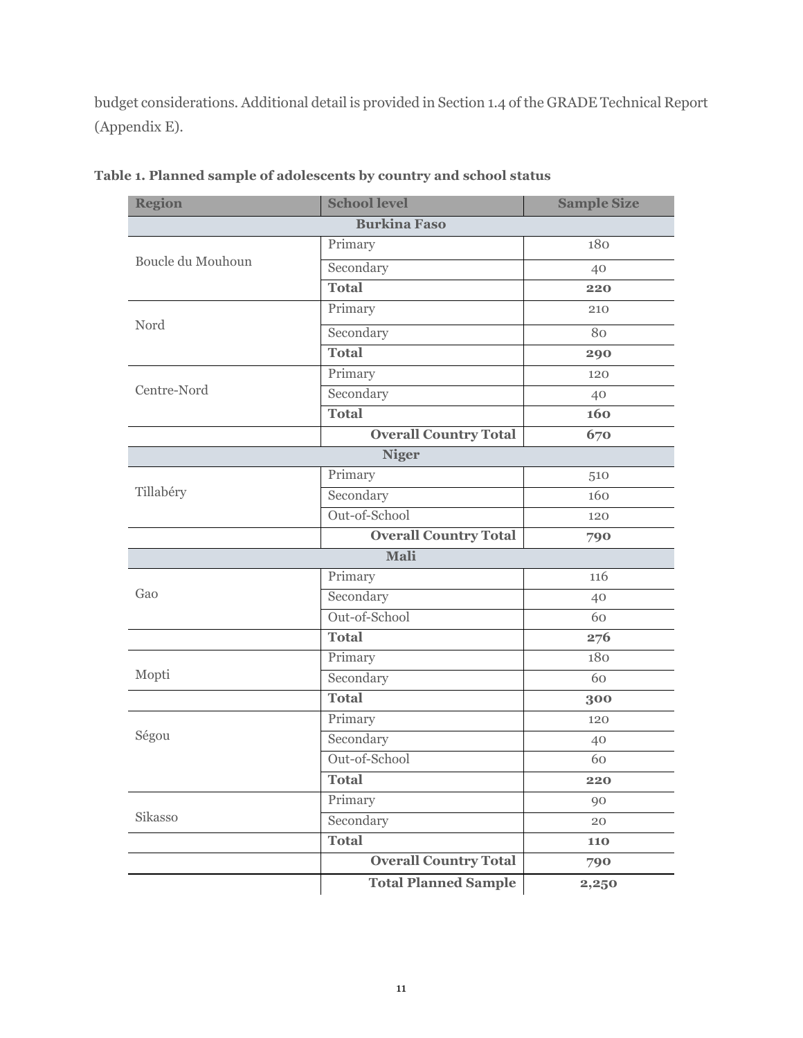budget considerations. Additional detail is provided in Section 1.4 of the GRADE Technical Report (Appendix E).

**Table 1. Planned sample of adolescents by country and school status**

| Region | School level | Sample Size |
|---|---|---|
| **Burkina Faso** | | |
| Boucle du Mouhoun | Primary | 180 |
| | Secondary | 40 |
| | **Total** | **220** |
| Nord | Primary | 210 |
| | Secondary | 80 |
| | **Total** | **290** |
| Centre-Nord | Primary | 120 |
| | Secondary | 40 |
| | **Total** | **160** |
| | **Overall Country Total** | **670** |
| **Niger** | | |
| Tillabéry | Primary | 510 |
| | Secondary | 160 |
| | Out-of-School | 120 |
| | **Overall Country Total** | **790** |
| **Mali** | | |
| Gao | Primary | 116 |
| | Secondary | 40 |
| | Out-of-School | 60 |
| | **Total** | **276** |
| Mopti | Primary | 180 |
| | Secondary | 60 |
| | **Total** | **300** |
| Ségou | Primary | 120 |
| | Secondary | 40 |
| | Out-of-School | 60 |
| | **Total** | **220** |
| Sikasso | Primary | 90 |
| | Secondary | 20 |
| | **Total** | **110** |
| | **Overall Country Total** | **790** |
| | **Total Planned Sample** | **2,250** |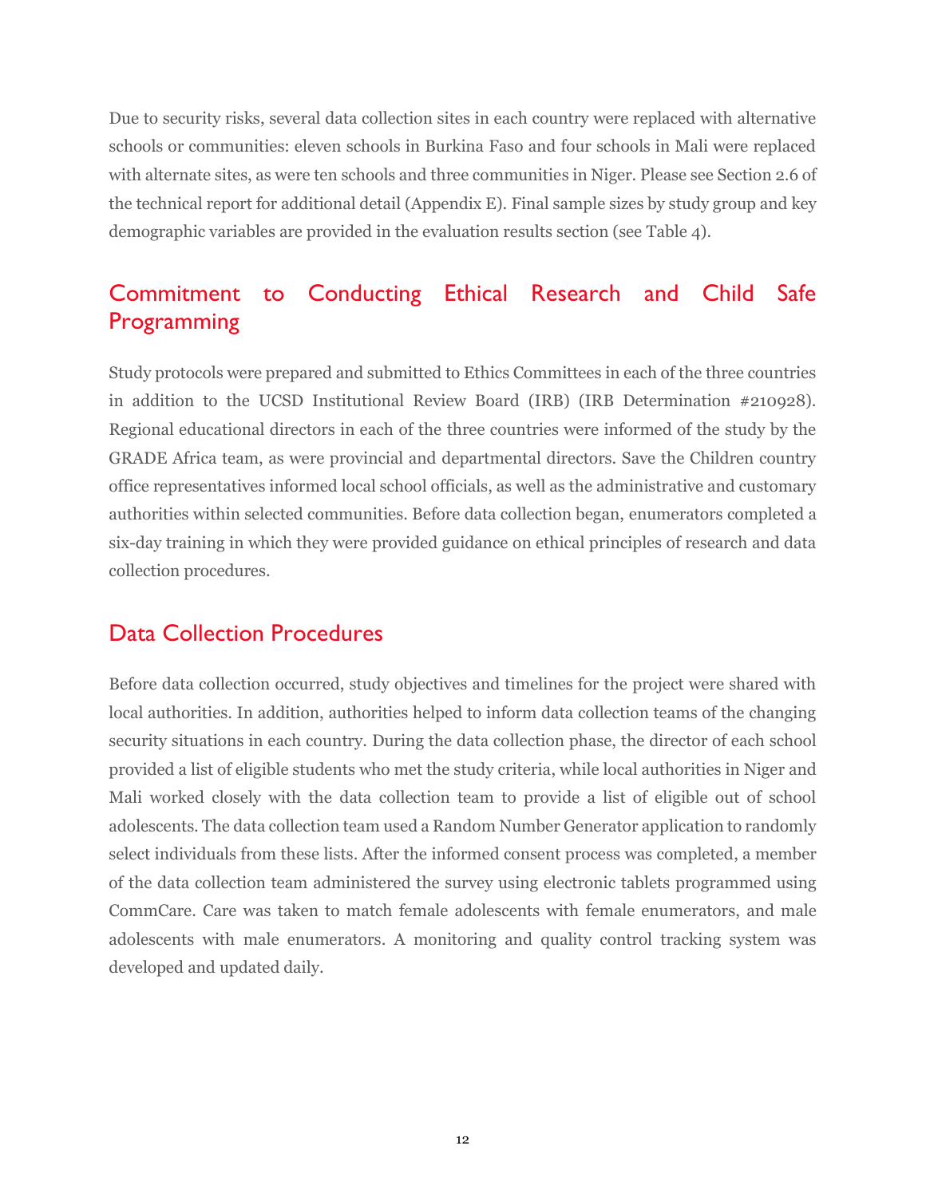Due to security risks, several data collection sites in each country were replaced with alternative schools or communities: eleven schools in Burkina Faso and four schools in Mali were replaced with alternate sites, as were ten schools and three communities in Niger. Please see Section 2.6 of the technical report for additional detail (Appendix E). Final sample sizes by study group and key demographic variables are provided in the evaluation results section (see Table 4).

## Commitment to Conducting Ethical Research and Child Safe Programming

Study protocols were prepared and submitted to Ethics Committees in each of the three countries in addition to the UCSD Institutional Review Board (IRB) (IRB Determination #210928). Regional educational directors in each of the three countries were informed of the study by the GRADE Africa team, as were provincial and departmental directors. Save the Children country office representatives informed local school officials, as well as the administrative and customary authorities within selected communities. Before data collection began, enumerators completed a six-day training in which they were provided guidance on ethical principles of research and data collection procedures.

## Data Collection Procedures

Before data collection occurred, study objectives and timelines for the project were shared with local authorities. In addition, authorities helped to inform data collection teams of the changing security situations in each country. During the data collection phase, the director of each school provided a list of eligible students who met the study criteria, while local authorities in Niger and Mali worked closely with the data collection team to provide a list of eligible out of school adolescents. The data collection team used a Random Number Generator application to randomly select individuals from these lists. After the informed consent process was completed, a member of the data collection team administered the survey using electronic tablets programmed using CommCare. Care was taken to match female adolescents with female enumerators, and male adolescents with male enumerators. A monitoring and quality control tracking system was developed and updated daily.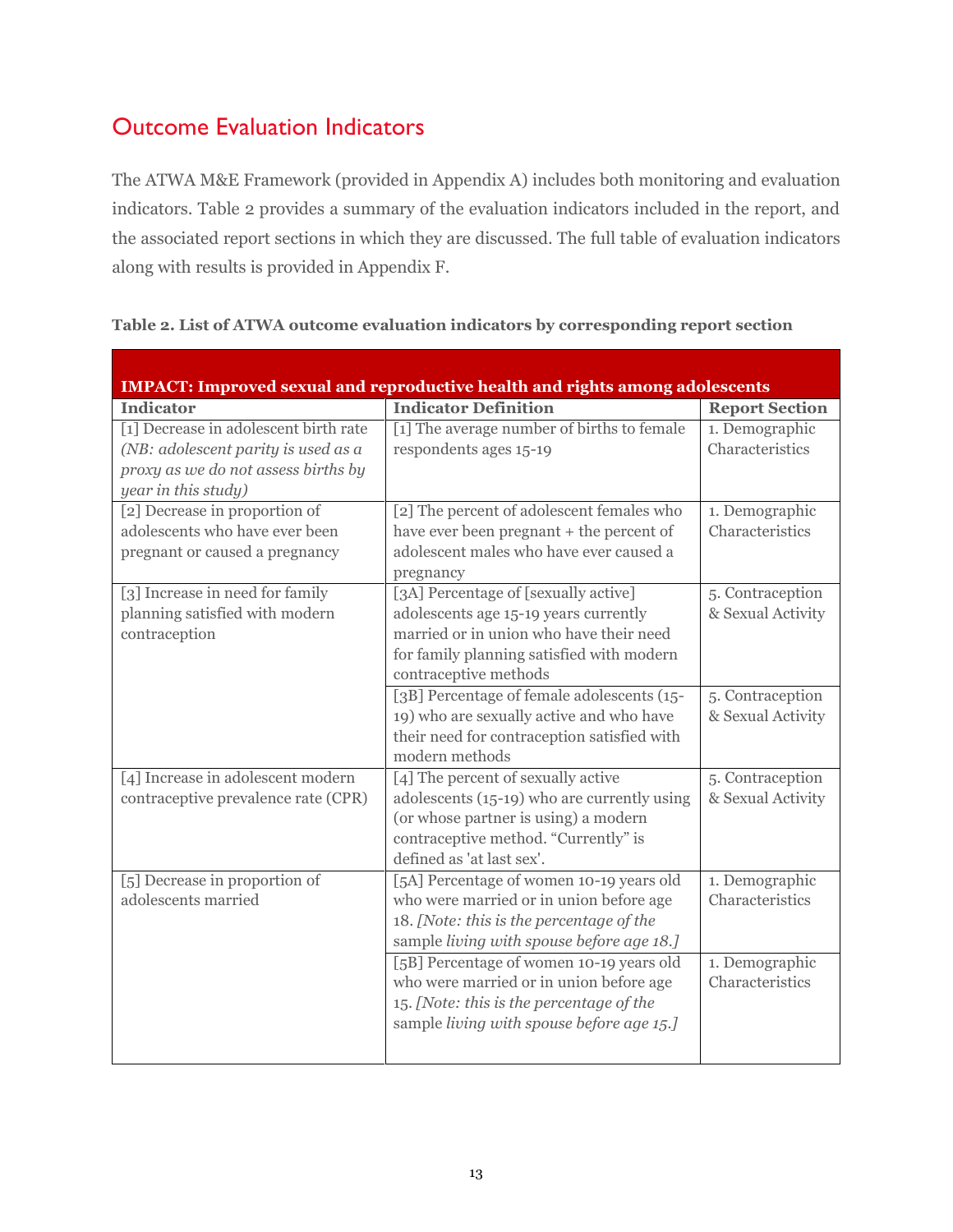## Outcome Evaluation Indicators

The ATWA M&E Framework (provided in Appendix A) includes both monitoring and evaluation indicators. Table 2 provides a summary of the evaluation indicators included in the report, and the associated report sections in which they are discussed. The full table of evaluation indicators along with results is provided in Appendix F.

**Table 2. List of ATWA outcome evaluation indicators by corresponding report section**

| **IMPACT: Improved sexual and reproductive health and rights among adolescents** | | |
|---|---|---|
| **Indicator** | **Indicator Definition** | **Report Section** |
| [1] Decrease in adolescent birth rate *(NB: adolescent parity is used as a proxy as we do not assess births by year in this study)* | [1] The average number of births to female respondents ages 15-19 | 1. Demographic Characteristics |
| [2] Decrease in proportion of adolescents who have ever been pregnant or caused a pregnancy | [2] The percent of adolescent females who have ever been pregnant + the percent of adolescent males who have ever caused a pregnancy | 1. Demographic Characteristics |
| [3] Increase in need for family planning satisfied with modern contraception | [3A] Percentage of [sexually active] adolescents age 15-19 years currently married or in union who have their need for family planning satisfied with modern contraceptive methods | 5. Contraception & Sexual Activity |
| | [3B] Percentage of female adolescents (15-19) who are sexually active and who have their need for contraception satisfied with modern methods | 5. Contraception & Sexual Activity |
| [4] Increase in adolescent modern contraceptive prevalence rate (CPR) | [4] The percent of sexually active adolescents (15-19) who are currently using (or whose partner is using) a modern contraceptive method. "Currently" is defined as 'at last sex'. | 5. Contraception & Sexual Activity |
| [5] Decrease in proportion of adolescents married | [5A] Percentage of women 10-19 years old who were married or in union before age 18. *[Note: this is the percentage of the sample living with spouse before age 18.]* | 1. Demographic Characteristics |
| | [5B] Percentage of women 10-19 years old who were married or in union before age 15. *[Note: this is the percentage of the sample living with spouse before age 15.]* | 1. Demographic Characteristics |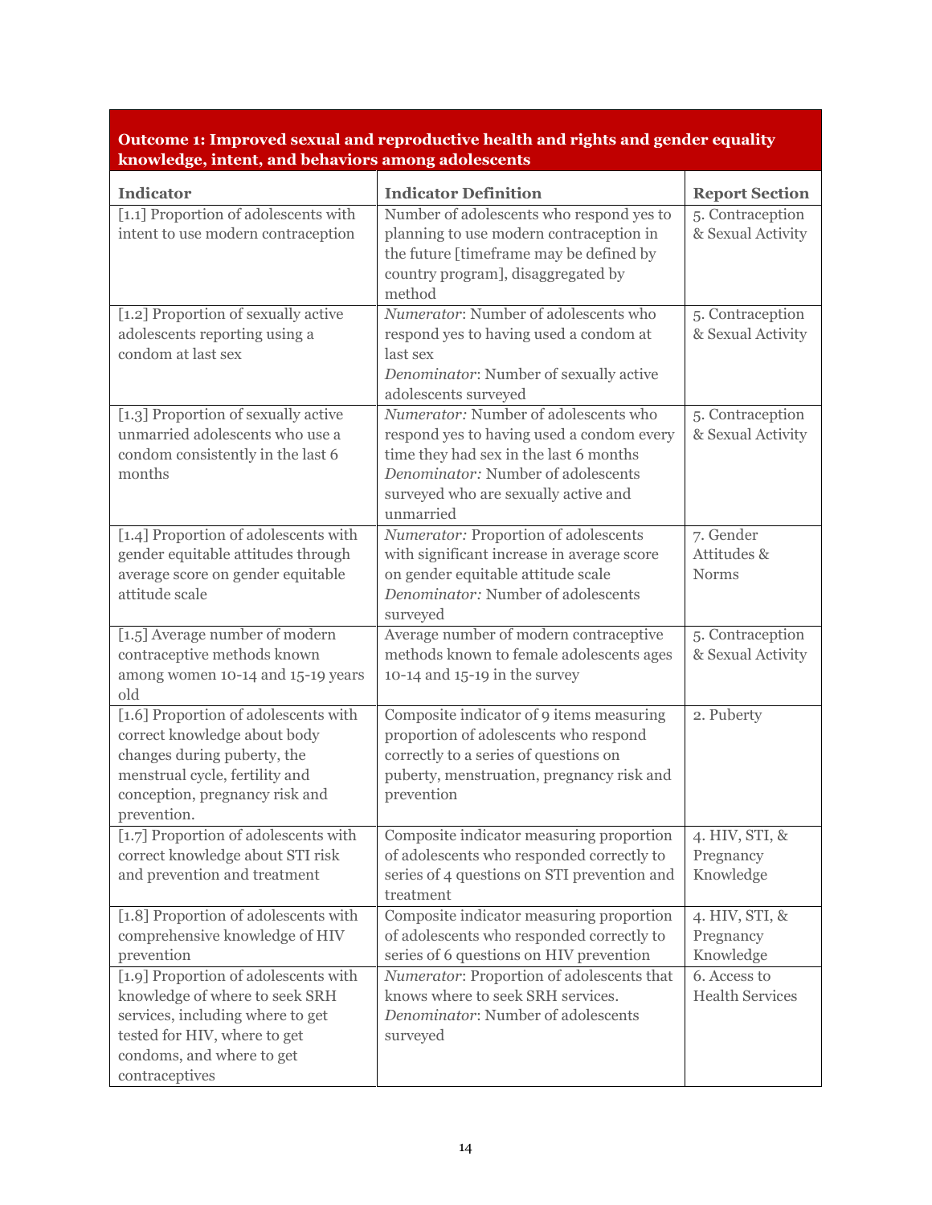**Outcome 1: Improved sexual and reproductive health and rights and gender equality knowledge, intent, and behaviors among adolescents**

| Indicator | Indicator Definition | Report Section |
|---|---|---|
| [1.1] Proportion of adolescents with intent to use modern contraception | Number of adolescents who respond yes to planning to use modern contraception in the future [timeframe may be defined by country program], disaggregated by method | 5. Contraception & Sexual Activity |
| [1.2] Proportion of sexually active adolescents reporting using a condom at last sex | *Numerator*: Number of adolescents who respond yes to having used a condom at last sex<br>*Denominator*: Number of sexually active adolescents surveyed | 5. Contraception & Sexual Activity |
| [1.3] Proportion of sexually active unmarried adolescents who use a condom consistently in the last 6 months | *Numerator:* Number of adolescents who respond yes to having used a condom every time they had sex in the last 6 months<br>*Denominator:* Number of adolescents surveyed who are sexually active and unmarried | 5. Contraception & Sexual Activity |
| [1.4] Proportion of adolescents with gender equitable attitudes through average score on gender equitable attitude scale | *Numerator:* Proportion of adolescents with significant increase in average score on gender equitable attitude scale<br>*Denominator:* Number of adolescents surveyed | 7. Gender Attitudes & Norms |
| [1.5] Average number of modern contraceptive methods known among women 10-14 and 15-19 years old | Average number of modern contraceptive methods known to female adolescents ages 10-14 and 15-19 in the survey | 5. Contraception & Sexual Activity |
| [1.6] Proportion of adolescents with correct knowledge about body changes during puberty, the menstrual cycle, fertility and conception, pregnancy risk and prevention. | Composite indicator of 9 items measuring proportion of adolescents who respond correctly to a series of questions on puberty, menstruation, pregnancy risk and prevention | 2. Puberty |
| [1.7] Proportion of adolescents with correct knowledge about STI risk and prevention and treatment | Composite indicator measuring proportion of adolescents who responded correctly to series of 4 questions on STI prevention and treatment | 4. HIV, STI, & Pregnancy Knowledge |
| [1.8] Proportion of adolescents with comprehensive knowledge of HIV prevention | Composite indicator measuring proportion of adolescents who responded correctly to series of 6 questions on HIV prevention | 4. HIV, STI, & Pregnancy Knowledge |
| [1.9] Proportion of adolescents with knowledge of where to seek SRH services, including where to get tested for HIV, where to get condoms, and where to get contraceptives | *Numerator*: Proportion of adolescents that knows where to seek SRH services.<br>*Denominator*: Number of adolescents surveyed | 6. Access to Health Services |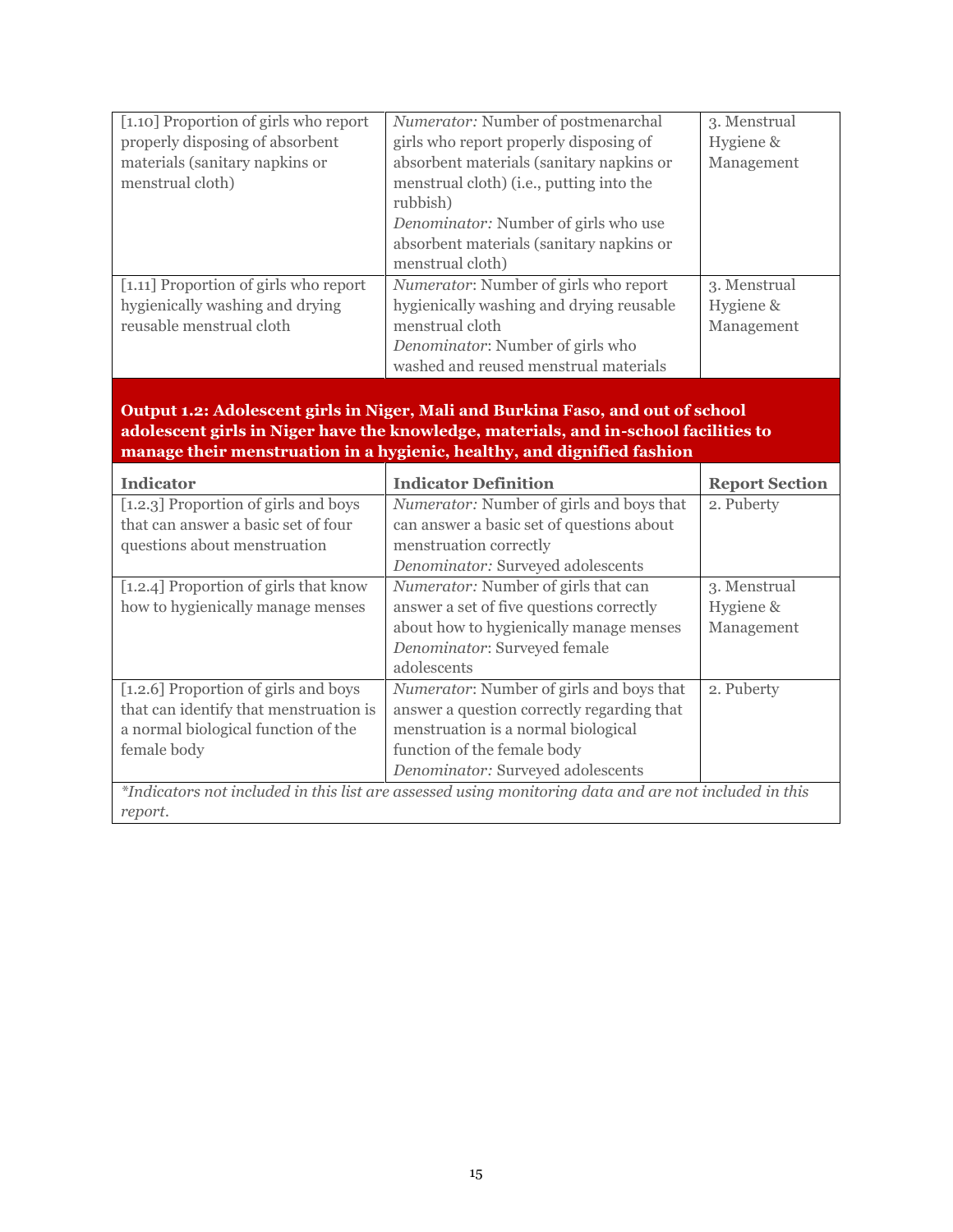| | | |
|---|---|---|
| [1.10] Proportion of girls who report properly disposing of absorbent materials (sanitary napkins or menstrual cloth) | *Numerator:* Number of postmenarchal girls who report properly disposing of absorbent materials (sanitary napkins or menstrual cloth) (i.e., putting into the rubbish)<br>*Denominator:* Number of girls who use absorbent materials (sanitary napkins or menstrual cloth) | 3. Menstrual Hygiene & Management |
| [1.11] Proportion of girls who report hygienically washing and drying reusable menstrual cloth | *Numerator*: Number of girls who report hygienically washing and drying reusable menstrual cloth<br>*Denominator*: Number of girls who washed and reused menstrual materials | 3. Menstrual Hygiene & Management |

**Output 1.2: Adolescent girls in Niger, Mali and Burkina Faso, and out of school adolescent girls in Niger have the knowledge, materials, and in-school facilities to manage their menstruation in a hygienic, healthy, and dignified fashion**

| Indicator | Indicator Definition | Report Section |
|---|---|---|
| [1.2.3] Proportion of girls and boys that can answer a basic set of four questions about menstruation | *Numerator:* Number of girls and boys that can answer a basic set of questions about menstruation correctly<br>*Denominator:* Surveyed adolescents | 2. Puberty |
| [1.2.4] Proportion of girls that know how to hygienically manage menses | *Numerator:* Number of girls that can answer a set of five questions correctly about how to hygienically manage menses<br>*Denominator*: Surveyed female adolescents | 3. Menstrual Hygiene & Management |
| [1.2.6] Proportion of girls and boys that can identify that menstruation is a normal biological function of the female body | *Numerator*: Number of girls and boys that answer a question correctly regarding that menstruation is a normal biological function of the female body<br>*Denominator:* Surveyed adolescents | 2. Puberty |

*\*Indicators not included in this list are assessed using monitoring data and are not included in this report.*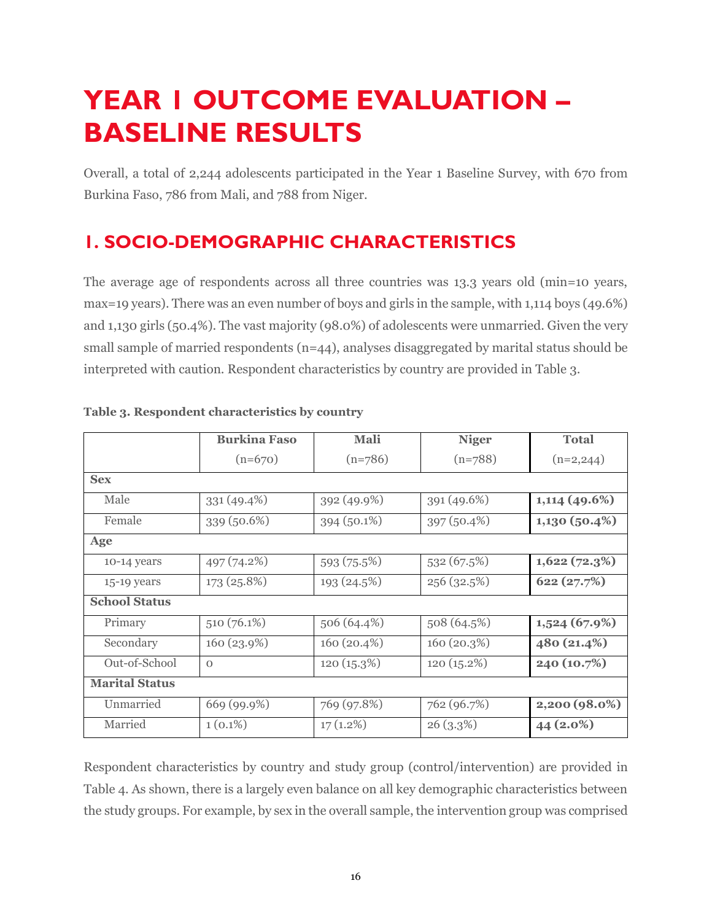# YEAR 1 OUTCOME EVALUATION – BASELINE RESULTS

Overall, a total of 2,244 adolescents participated in the Year 1 Baseline Survey, with 670 from Burkina Faso, 786 from Mali, and 788 from Niger.

## 1. SOCIO-DEMOGRAPHIC CHARACTERISTICS

The average age of respondents across all three countries was 13.3 years old (min=10 years, max=19 years). There was an even number of boys and girls in the sample, with 1,114 boys (49.6%) and 1,130 girls (50.4%). The vast majority (98.0%) of adolescents were unmarried. Given the very small sample of married respondents (n=44), analyses disaggregated by marital status should be interpreted with caution. Respondent characteristics by country are provided in Table 3.

**Table 3. Respondent characteristics by country**

| | **Burkina Faso** (n=670) | **Mali** (n=786) | **Niger** (n=788) | **Total** (n=2,244) |
|---|---|---|---|---|
| **Sex** | | | | |
| Male | 331 (49.4%) | 392 (49.9%) | 391 (49.6%) | **1,114 (49.6%)** |
| Female | 339 (50.6%) | 394 (50.1%) | 397 (50.4%) | **1,130 (50.4%)** |
| **Age** | | | | |
| 10-14 years | 497 (74.2%) | 593 (75.5%) | 532 (67.5%) | **1,622 (72.3%)** |
| 15-19 years | 173 (25.8%) | 193 (24.5%) | 256 (32.5%) | **622 (27.7%)** |
| **School Status** | | | | |
| Primary | 510 (76.1%) | 506 (64.4%) | 508 (64.5%) | **1,524 (67.9%)** |
| Secondary | 160 (23.9%) | 160 (20.4%) | 160 (20.3%) | **480 (21.4%)** |
| Out-of-School | 0 | 120 (15.3%) | 120 (15.2%) | **240 (10.7%)** |
| **Marital Status** | | | | |
| Unmarried | 669 (99.9%) | 769 (97.8%) | 762 (96.7%) | **2,200 (98.0%)** |
| Married | 1 (0.1%) | 17 (1.2%) | 26 (3.3%) | **44 (2.0%)** |

Respondent characteristics by country and study group (control/intervention) are provided in Table 4. As shown, there is a largely even balance on all key demographic characteristics between the study groups. For example, by sex in the overall sample, the intervention group was comprised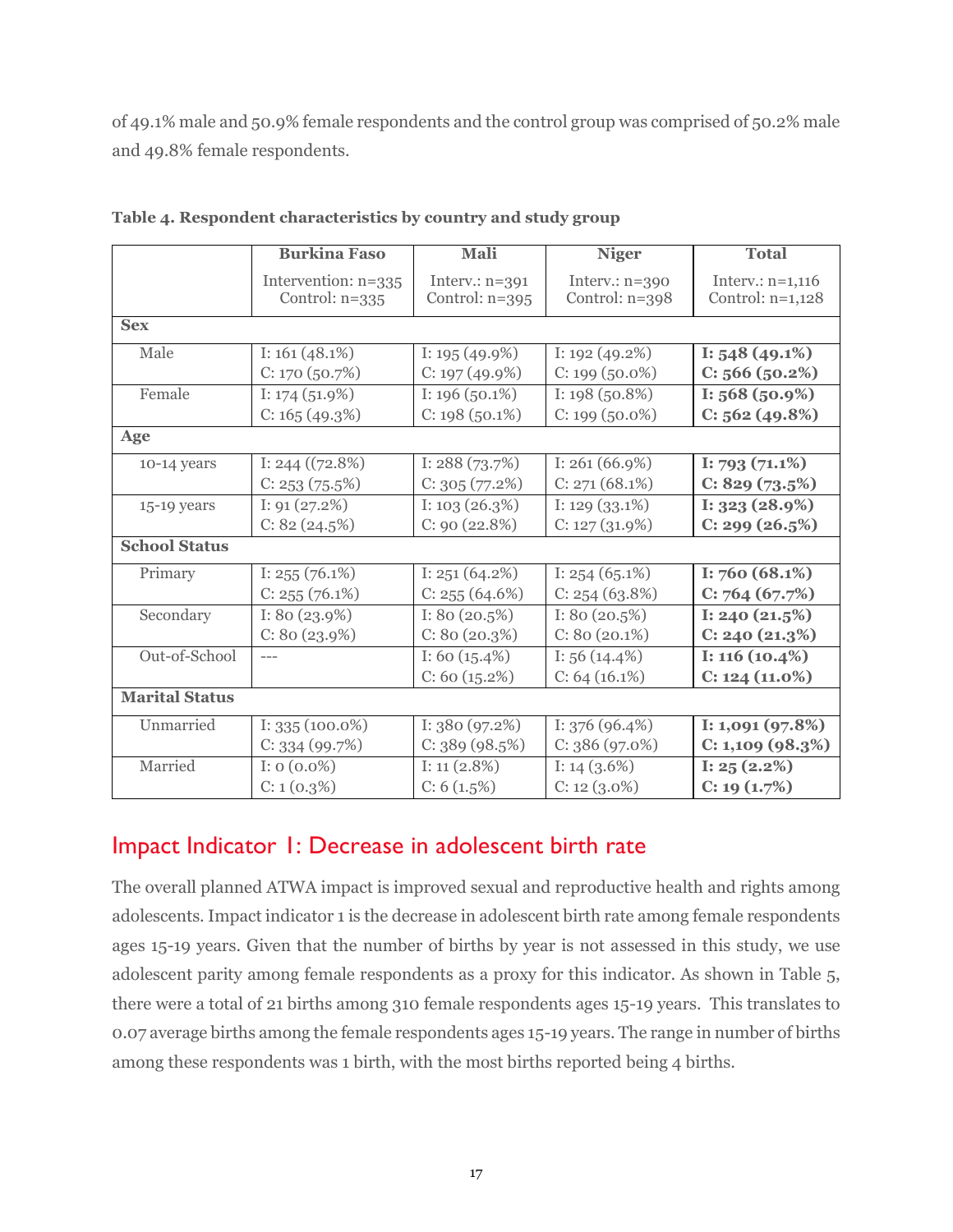of 49.1% male and 50.9% female respondents and the control group was comprised of 50.2% male and 49.8% female respondents.

**Table 4. Respondent characteristics by country and study group**

| | Burkina Faso | Mali | Niger | Total |
|---|---|---|---|---|
| | Intervention: n=335<br>Control: n=335 | Interv.: n=391<br>Control: n=395 | Interv.: n=390<br>Control: n=398 | Interv.: n=1,116<br>Control: n=1,128 |
| **Sex** | | | | |
| Male | I: 161 (48.1%)<br>C: 170 (50.7%) | I: 195 (49.9%)<br>C: 197 (49.9%) | I: 192 (49.2%)<br>C: 199 (50.0%) | **I: 548 (49.1%)<br>C: 566 (50.2%)** |
| Female | I: 174 (51.9%)<br>C: 165 (49.3%) | I: 196 (50.1%)<br>C: 198 (50.1%) | I: 198 (50.8%)<br>C: 199 (50.0%) | **I: 568 (50.9%)<br>C: 562 (49.8%)** |
| **Age** | | | | |
| 10-14 years | I: 244 ((72.8%)<br>C: 253 (75.5%) | I: 288 (73.7%)<br>C: 305 (77.2%) | I: 261 (66.9%)<br>C: 271 (68.1%) | **I: 793 (71.1%)<br>C: 829 (73.5%)** |
| 15-19 years | I: 91 (27.2%)<br>C: 82 (24.5%) | I: 103 (26.3%)<br>C: 90 (22.8%) | I: 129 (33.1%)<br>C: 127 (31.9%) | **I: 323 (28.9%)<br>C: 299 (26.5%)** |
| **School Status** | | | | |
| Primary | I: 255 (76.1%)<br>C: 255 (76.1%) | I: 251 (64.2%)<br>C: 255 (64.6%) | I: 254 (65.1%)<br>C: 254 (63.8%) | **I: 760 (68.1%)<br>C: 764 (67.7%)** |
| Secondary | I: 80 (23.9%)<br>C: 80 (23.9%) | I: 80 (20.5%)<br>C: 80 (20.3%) | I: 80 (20.5%)<br>C: 80 (20.1%) | **I: 240 (21.5%)<br>C: 240 (21.3%)** |
| Out-of-School | --- | I: 60 (15.4%)<br>C: 60 (15.2%) | I: 56 (14.4%)<br>C: 64 (16.1%) | **I: 116 (10.4%)<br>C: 124 (11.0%)** |
| **Marital Status** | | | | |
| Unmarried | I: 335 (100.0%)<br>C: 334 (99.7%) | I: 380 (97.2%)<br>C: 389 (98.5%) | I: 376 (96.4%)<br>C: 386 (97.0%) | **I: 1,091 (97.8%)<br>C: 1,109 (98.3%)** |
| Married | I: 0 (0.0%)<br>C: 1 (0.3%) | I: 11 (2.8%)<br>C: 6 (1.5%) | I: 14 (3.6%)<br>C: 12 (3.0%) | **I: 25 (2.2%)<br>C: 19 (1.7%)** |

## Impact Indicator 1: Decrease in adolescent birth rate

The overall planned ATWA impact is improved sexual and reproductive health and rights among adolescents. Impact indicator 1 is the decrease in adolescent birth rate among female respondents ages 15-19 years. Given that the number of births by year is not assessed in this study, we use adolescent parity among female respondents as a proxy for this indicator. As shown in Table 5, there were a total of 21 births among 310 female respondents ages 15-19 years. This translates to 0.07 average births among the female respondents ages 15-19 years. The range in number of births among these respondents was 1 birth, with the most births reported being 4 births.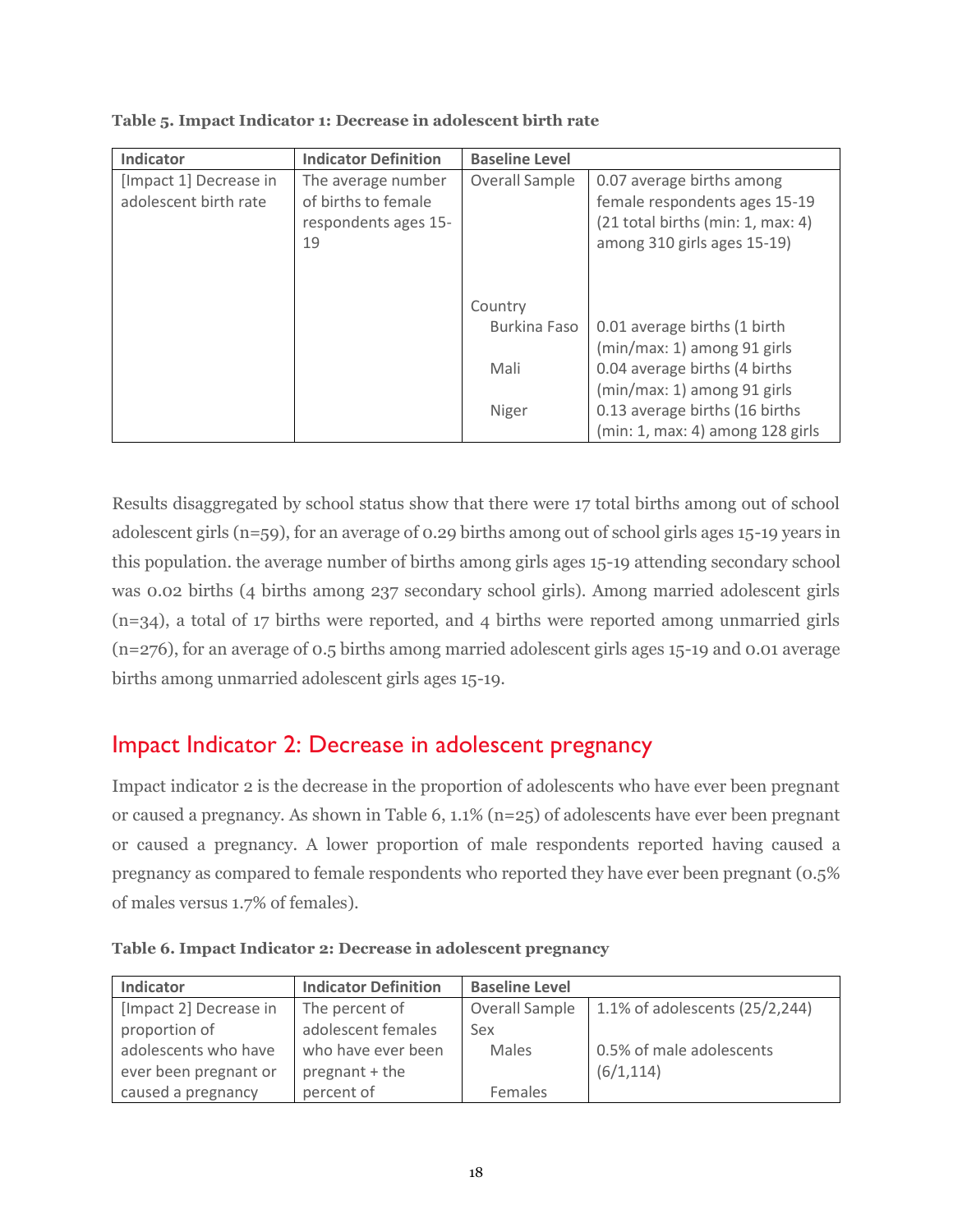**Table 5. Impact Indicator 1: Decrease in adolescent birth rate**

| Indicator | Indicator Definition | Baseline Level | |
|---|---|---|---|
| [Impact 1] Decrease in adolescent birth rate | The average number of births to female respondents ages 15-19 | Overall Sample | 0.07 average births among female respondents ages 15-19 (21 total births (min: 1, max: 4) among 310 girls ages 15-19) |
| | | Country | |
| | | Burkina Faso | 0.01 average births (1 birth (min/max: 1) among 91 girls |
| | | Mali | 0.04 average births (4 births (min/max: 1) among 91 girls |
| | | Niger | 0.13 average births (16 births (min: 1, max: 4) among 128 girls |

Results disaggregated by school status show that there were 17 total births among out of school adolescent girls (n=59), for an average of 0.29 births among out of school girls ages 15-19 years in this population. the average number of births among girls ages 15-19 attending secondary school was 0.02 births (4 births among 237 secondary school girls). Among married adolescent girls (n=34), a total of 17 births were reported, and 4 births were reported among unmarried girls (n=276), for an average of 0.5 births among married adolescent girls ages 15-19 and 0.01 average births among unmarried adolescent girls ages 15-19.

## Impact Indicator 2: Decrease in adolescent pregnancy

Impact indicator 2 is the decrease in the proportion of adolescents who have ever been pregnant or caused a pregnancy. As shown in Table 6, 1.1% (n=25) of adolescents have ever been pregnant or caused a pregnancy. A lower proportion of male respondents reported having caused a pregnancy as compared to female respondents who reported they have ever been pregnant (0.5% of males versus 1.7% of females).

**Table 6. Impact Indicator 2: Decrease in adolescent pregnancy**

| Indicator | Indicator Definition | Baseline Level | |
|---|---|---|---|
| [Impact 2] Decrease in proportion of adolescents who have ever been pregnant or caused a pregnancy | The percent of adolescent females who have ever been pregnant + the percent of | Overall Sample | 1.1% of adolescents (25/2,244) |
| | | Sex | |
| | | Males | 0.5% of male adolescents (6/1,114) |
| | | Females | |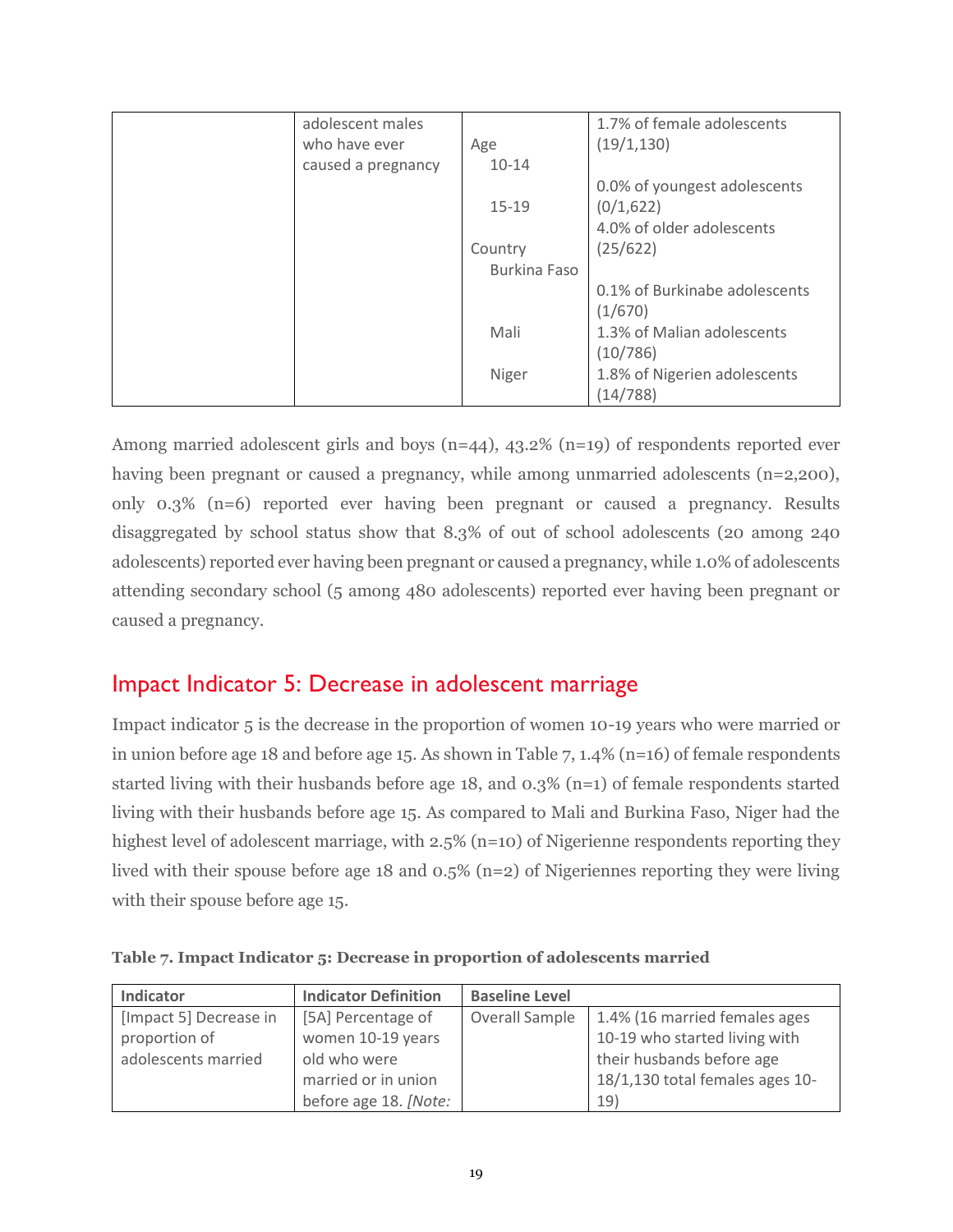|  | adolescent males who have ever caused a pregnancy |  | 1.7% of female adolescents (19/1,130) |
|---|---|---|---|
|  |  | Age |  |
|  |  | 10-14 | 0.0% of youngest adolescents (0/1,622) |
|  |  | 15-19 | 4.0% of older adolescents (25/622) |
|  |  | Country |  |
|  |  | Burkina Faso | 0.1% of Burkinabe adolescents (1/670) |
|  |  | Mali | 1.3% of Malian adolescents (10/786) |
|  |  | Niger | 1.8% of Nigerien adolescents (14/788) |

Among married adolescent girls and boys (n=44), 43.2% (n=19) of respondents reported ever having been pregnant or caused a pregnancy, while among unmarried adolescents (n=2,200), only 0.3% (n=6) reported ever having been pregnant or caused a pregnancy. Results disaggregated by school status show that 8.3% of out of school adolescents (20 among 240 adolescents) reported ever having been pregnant or caused a pregnancy, while 1.0% of adolescents attending secondary school (5 among 480 adolescents) reported ever having been pregnant or caused a pregnancy.

## Impact Indicator 5: Decrease in adolescent marriage

Impact indicator 5 is the decrease in the proportion of women 10-19 years who were married or in union before age 18 and before age 15. As shown in Table 7, 1.4% (n=16) of female respondents started living with their husbands before age 18, and 0.3% (n=1) of female respondents started living with their husbands before age 15. As compared to Mali and Burkina Faso, Niger had the highest level of adolescent marriage, with 2.5% (n=10) of Nigerienne respondents reporting they lived with their spouse before age 18 and 0.5% (n=2) of Nigeriennes reporting they were living with their spouse before age 15.

**Table 7. Impact Indicator 5: Decrease in proportion of adolescents married**

| Indicator | Indicator Definition | Baseline Level | |
|---|---|---|---|
| [Impact 5] Decrease in proportion of adolescents married | [5A] Percentage of women 10-19 years old who were married or in union before age 18. *[Note:* | Overall Sample | 1.4% (16 married females ages 10-19 who started living with their husbands before age 18/1,130 total females ages 10-19) |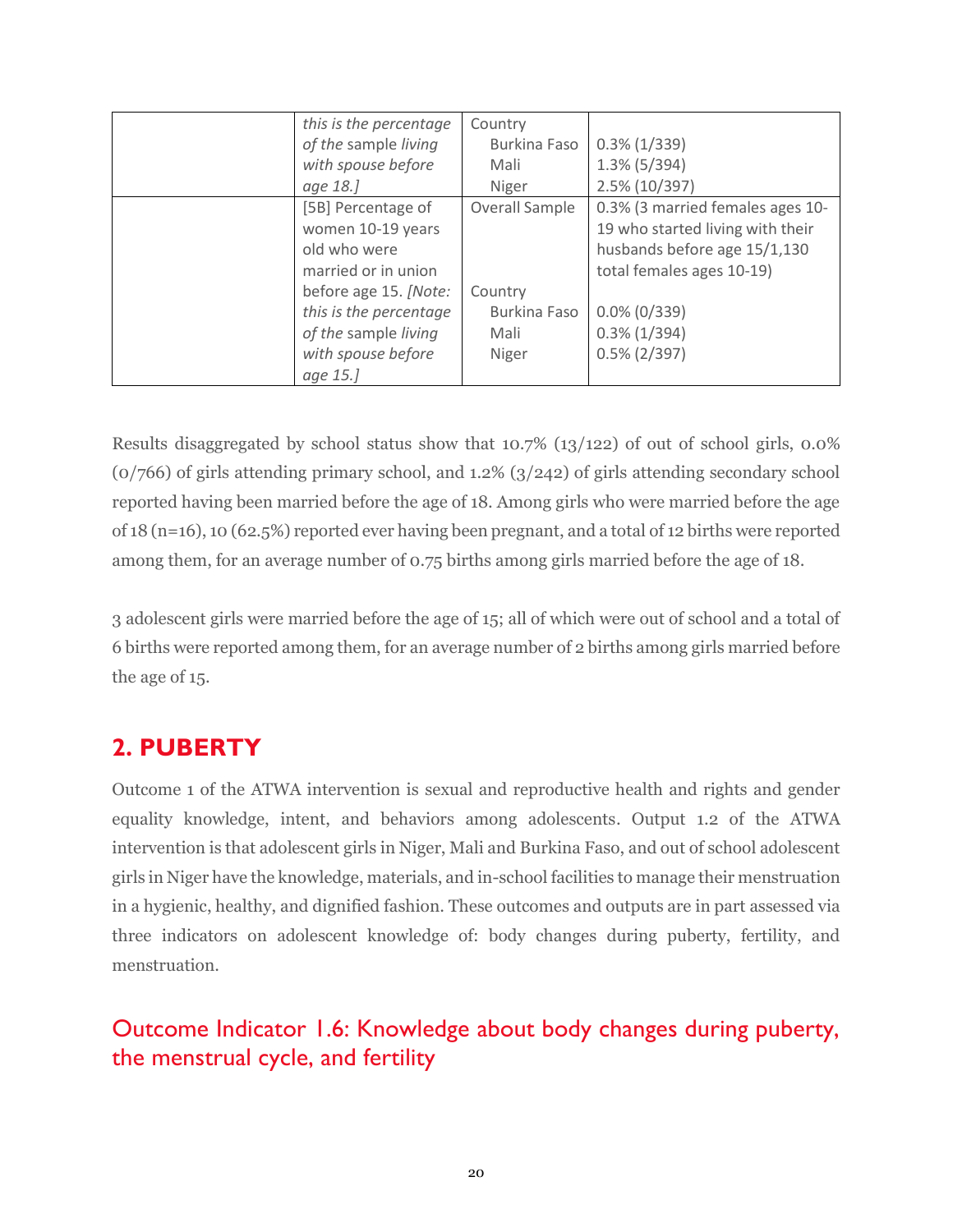| | | | |
|---|---|---|---|
| | *this is the percentage of the* sample *living with spouse before age 18.]* | Country<br>Burkina Faso<br>Mali<br>Niger | <br>0.3% (1/339)<br>1.3% (5/394)<br>2.5% (10/397) |
| | [5B] Percentage of women 10-19 years old who were married or in union before age 15. *[Note: this is the percentage of the* sample *living with spouse before age 15.]* | Overall Sample<br><br><br><br>Country<br>Burkina Faso<br>Mali<br>Niger | 0.3% (3 married females ages 10-19 who started living with their husbands before age 15/1,130 total females ages 10-19)<br><br>0.0% (0/339)<br>0.3% (1/394)<br>0.5% (2/397) |

Results disaggregated by school status show that 10.7% (13/122) of out of school girls, 0.0% (0/766) of girls attending primary school, and 1.2% (3/242) of girls attending secondary school reported having been married before the age of 18. Among girls who were married before the age of 18 (n=16), 10 (62.5%) reported ever having been pregnant, and a total of 12 births were reported among them, for an average number of 0.75 births among girls married before the age of 18.

3 adolescent girls were married before the age of 15; all of which were out of school and a total of 6 births were reported among them, for an average number of 2 births among girls married before the age of 15.

## 2. PUBERTY

Outcome 1 of the ATWA intervention is sexual and reproductive health and rights and gender equality knowledge, intent, and behaviors among adolescents. Output 1.2 of the ATWA intervention is that adolescent girls in Niger, Mali and Burkina Faso, and out of school adolescent girls in Niger have the knowledge, materials, and in-school facilities to manage their menstruation in a hygienic, healthy, and dignified fashion. These outcomes and outputs are in part assessed via three indicators on adolescent knowledge of: body changes during puberty, fertility, and menstruation.

### Outcome Indicator 1.6: Knowledge about body changes during puberty, the menstrual cycle, and fertility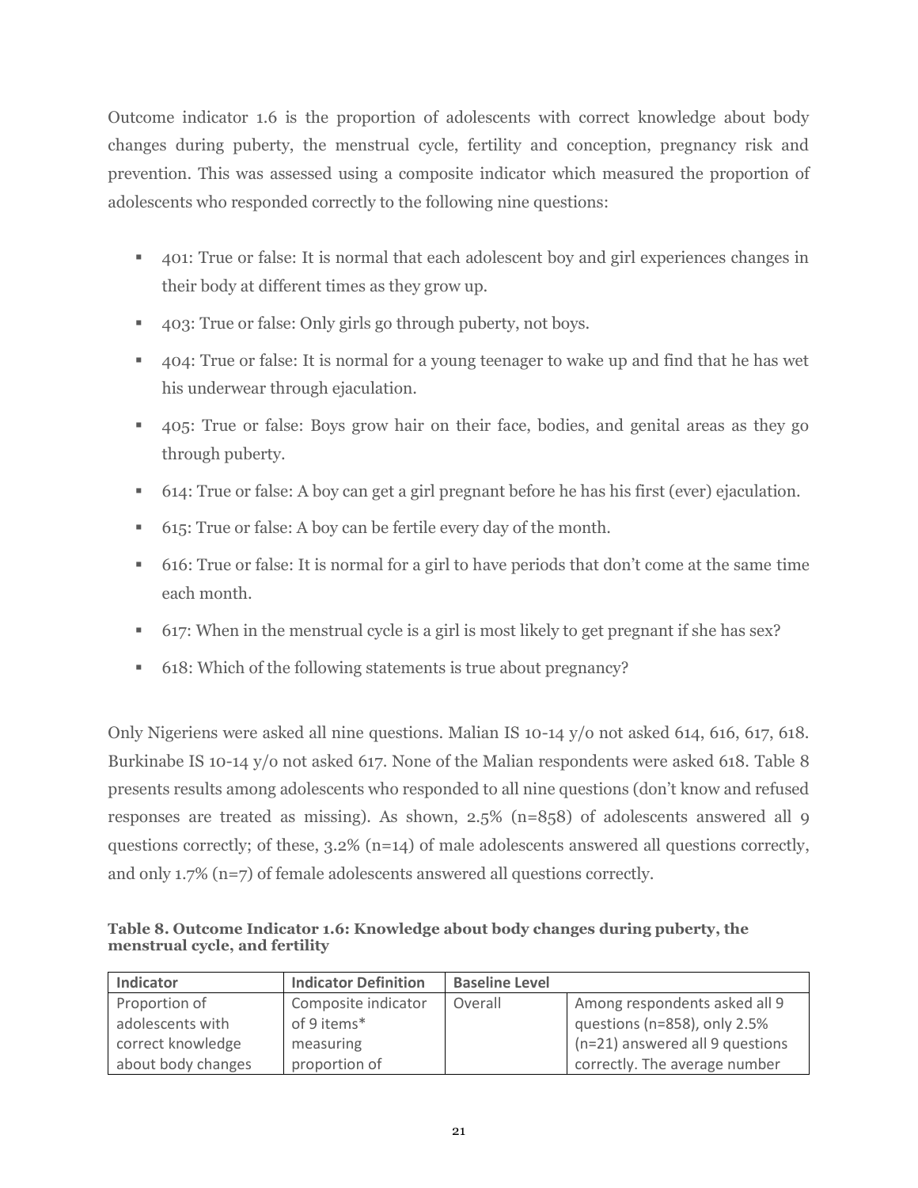Outcome indicator 1.6 is the proportion of adolescents with correct knowledge about body changes during puberty, the menstrual cycle, fertility and conception, pregnancy risk and prevention. This was assessed using a composite indicator which measured the proportion of adolescents who responded correctly to the following nine questions:

- 401: True or false: It is normal that each adolescent boy and girl experiences changes in their body at different times as they grow up.
- 403: True or false: Only girls go through puberty, not boys.
- 404: True or false: It is normal for a young teenager to wake up and find that he has wet his underwear through ejaculation.
- 405: True or false: Boys grow hair on their face, bodies, and genital areas as they go through puberty.
- 614: True or false: A boy can get a girl pregnant before he has his first (ever) ejaculation.
- 615: True or false: A boy can be fertile every day of the month.
- 616: True or false: It is normal for a girl to have periods that don't come at the same time each month.
- 617: When in the menstrual cycle is a girl is most likely to get pregnant if she has sex?
- 618: Which of the following statements is true about pregnancy?

Only Nigeriens were asked all nine questions. Malian IS 10-14 y/o not asked 614, 616, 617, 618. Burkinabe IS 10-14 y/o not asked 617. None of the Malian respondents were asked 618. Table 8 presents results among adolescents who responded to all nine questions (don't know and refused responses are treated as missing). As shown, 2.5% (n=858) of adolescents answered all 9 questions correctly; of these, 3.2% (n=14) of male adolescents answered all questions correctly, and only 1.7% (n=7) of female adolescents answered all questions correctly.

**Table 8. Outcome Indicator 1.6: Knowledge about body changes during puberty, the menstrual cycle, and fertility**

| Indicator | Indicator Definition | Baseline Level | |
|---|---|---|---|
| Proportion of adolescents with correct knowledge about body changes | Composite indicator of 9 items* measuring proportion of | Overall | Among respondents asked all 9 questions (n=858), only 2.5% (n=21) answered all 9 questions correctly. The average number |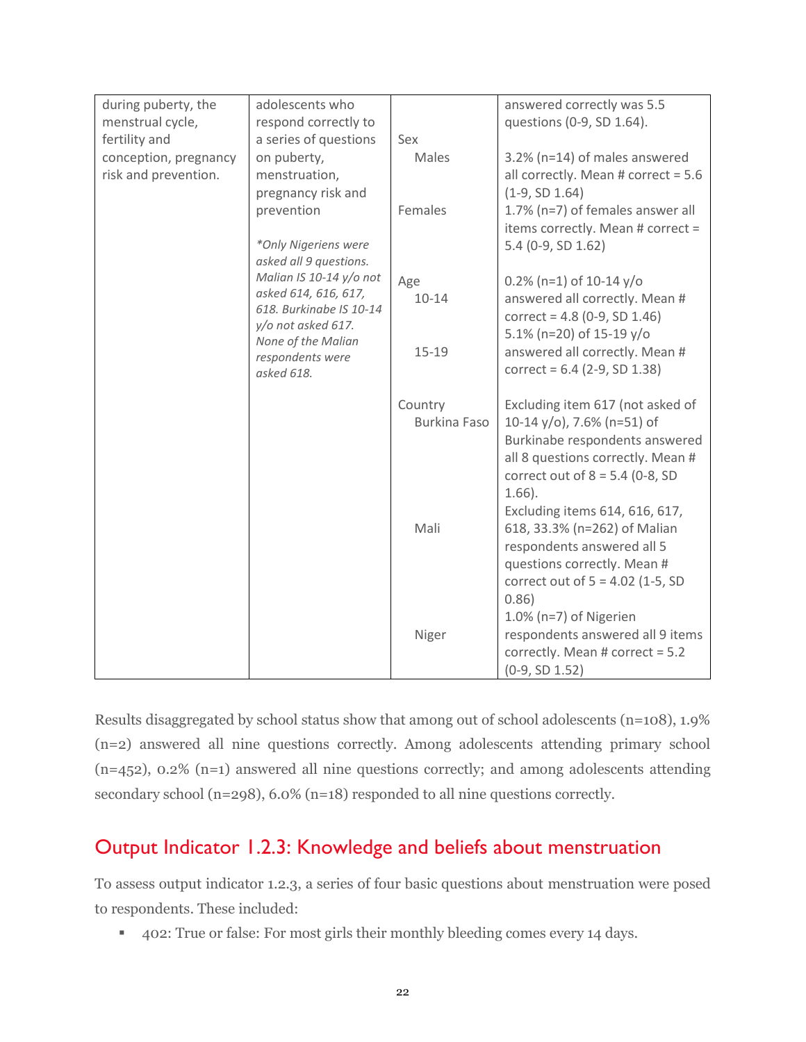| during puberty, the menstrual cycle, fertility and conception, pregnancy risk and prevention. | adolescents who respond correctly to a series of questions on puberty, menstruation, pregnancy risk and prevention<br><br>*\*Only Nigeriens were asked all 9 questions. Malian IS 10-14 y/o not asked 614, 616, 617, 618. Burkinabe IS 10-14 y/o not asked 617. None of the Malian respondents were asked 618.* | | answered correctly was 5.5 questions (0-9, SD 1.64). |
|---|---|---|---|
| | | Sex | |
| | | Males | 3.2% (n=14) of males answered all correctly. Mean # correct = 5.6 (1-9, SD 1.64) |
| | | Females | 1.7% (n=7) of females answer all items correctly. Mean # correct = 5.4 (0-9, SD 1.62) |
| | | Age | |
| | | 10-14 | 0.2% (n=1) of 10-14 y/o answered all correctly. Mean # correct = 4.8 (0-9, SD 1.46) |
| | | 15-19 | 5.1% (n=20) of 15-19 y/o answered all correctly. Mean # correct = 6.4 (2-9, SD 1.38) |
| | | Country | |
| | | Burkina Faso | Excluding item 617 (not asked of 10-14 y/o), 7.6% (n=51) of Burkinabe respondents answered all 8 questions correctly. Mean # correct out of 8 = 5.4 (0-8, SD 1.66). |
| | | Mali | Excluding items 614, 616, 617, 618, 33.3% (n=262) of Malian respondents answered all 5 questions correctly. Mean # correct out of 5 = 4.02 (1-5, SD 0.86) |
| | | Niger | 1.0% (n=7) of Nigerien respondents answered all 9 items correctly. Mean # correct = 5.2 (0-9, SD 1.52) |

Results disaggregated by school status show that among out of school adolescents (n=108), 1.9% (n=2) answered all nine questions correctly. Among adolescents attending primary school (n=452), 0.2% (n=1) answered all nine questions correctly; and among adolescents attending secondary school (n=298), 6.0% (n=18) responded to all nine questions correctly.

## Output Indicator 1.2.3: Knowledge and beliefs about menstruation

To assess output indicator 1.2.3, a series of four basic questions about menstruation were posed to respondents. These included:

- 402: True or false: For most girls their monthly bleeding comes every 14 days.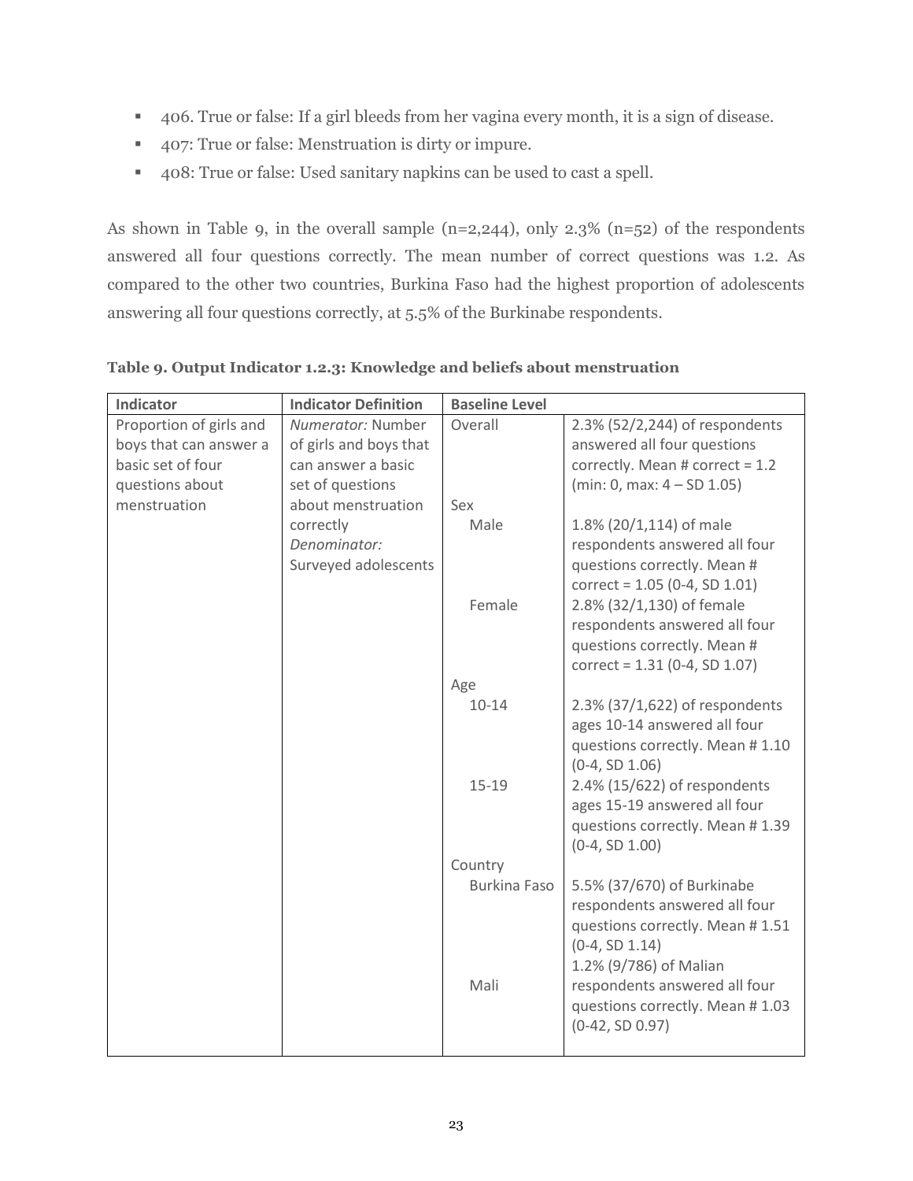- 406. True or false: If a girl bleeds from her vagina every month, it is a sign of disease.
- 407: True or false: Menstruation is dirty or impure.
- 408: True or false: Used sanitary napkins can be used to cast a spell.

As shown in Table 9, in the overall sample (n=2,244), only 2.3% (n=52) of the respondents answered all four questions correctly. The mean number of correct questions was 1.2. As compared to the other two countries, Burkina Faso had the highest proportion of adolescents answering all four questions correctly, at 5.5% of the Burkinabe respondents.

**Table 9. Output Indicator 1.2.3: Knowledge and beliefs about menstruation**

| Indicator | Indicator Definition | Baseline Level | |
|---|---|---|---|
| Proportion of girls and boys that can answer a basic set of four questions about menstruation | *Numerator:* Number of girls and boys that can answer a basic set of questions about menstruation correctly *Denominator:* Surveyed adolescents | Overall | 2.3% (52/2,244) of respondents answered all four questions correctly. Mean # correct = 1.2 (min: 0, max: 4 – SD 1.05) |
| | | Sex | |
| | | Male | 1.8% (20/1,114) of male respondents answered all four questions correctly. Mean # correct = 1.05 (0-4, SD 1.01) |
| | | Female | 2.8% (32/1,130) of female respondents answered all four questions correctly. Mean # correct = 1.31 (0-4, SD 1.07) |
| | | Age | |
| | | 10-14 | 2.3% (37/1,622) of respondents ages 10-14 answered all four questions correctly. Mean # 1.10 (0-4, SD 1.06) |
| | | 15-19 | 2.4% (15/622) of respondents ages 15-19 answered all four questions correctly. Mean # 1.39 (0-4, SD 1.00) |
| | | Country | |
| | | Burkina Faso | 5.5% (37/670) of Burkinabe respondents answered all four questions correctly. Mean # 1.51 (0-4, SD 1.14) |
| | | Mali | 1.2% (9/786) of Malian respondents answered all four questions correctly. Mean # 1.03 (0-42, SD 0.97) |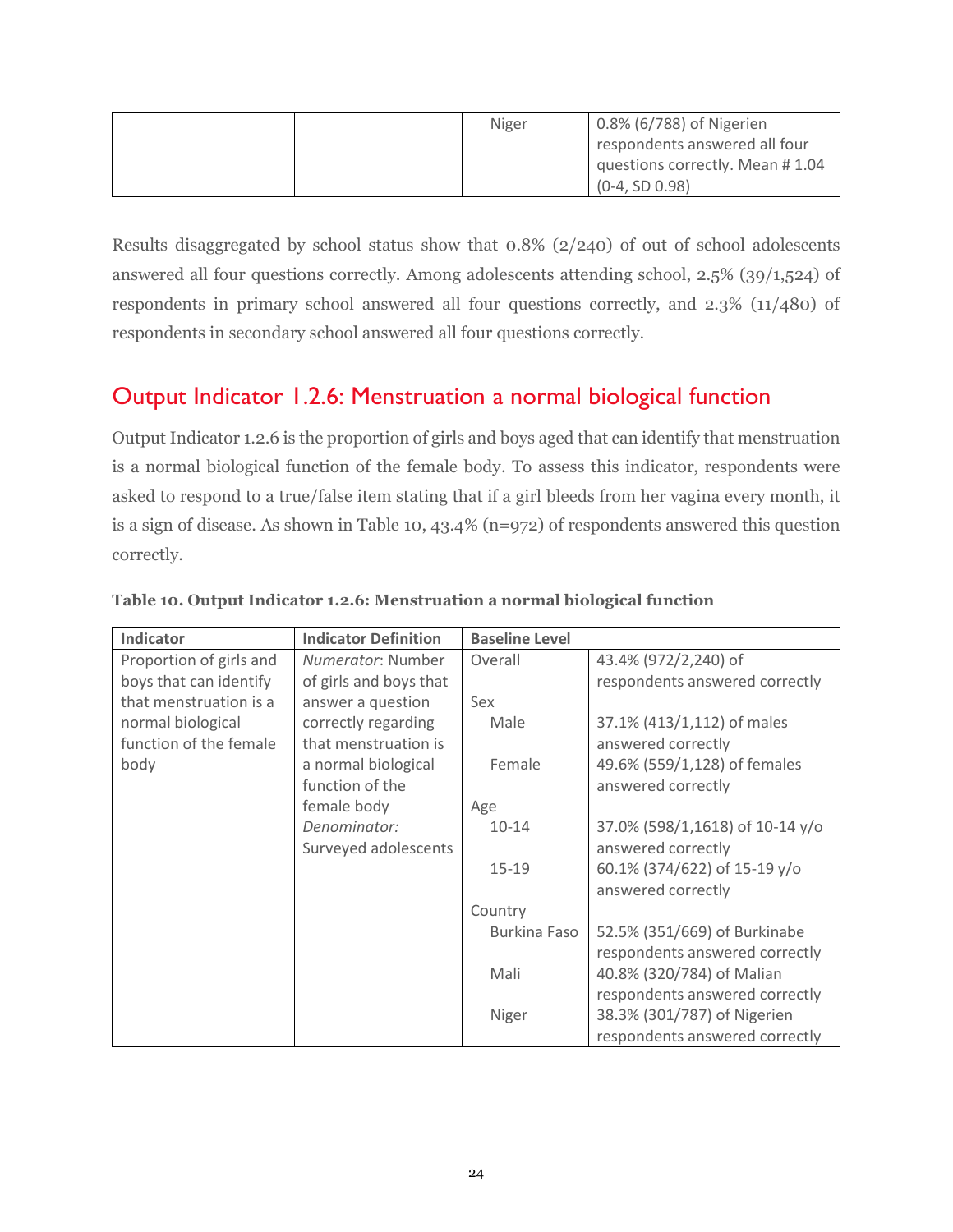| | | Niger | 0.8% (6/788) of Nigerien respondents answered all four questions correctly. Mean # 1.04 (0-4, SD 0.98) |
|---|---|---|---|

Results disaggregated by school status show that 0.8% (2/240) of out of school adolescents answered all four questions correctly. Among adolescents attending school, 2.5% (39/1,524) of respondents in primary school answered all four questions correctly, and 2.3% (11/480) of respondents in secondary school answered all four questions correctly.

## Output Indicator 1.2.6: Menstruation a normal biological function

Output Indicator 1.2.6 is the proportion of girls and boys aged that can identify that menstruation is a normal biological function of the female body. To assess this indicator, respondents were asked to respond to a true/false item stating that if a girl bleeds from her vagina every month, it is a sign of disease. As shown in Table 10, 43.4% (n=972) of respondents answered this question correctly.

**Table 10. Output Indicator 1.2.6: Menstruation a normal biological function**

| Indicator | Indicator Definition | Baseline Level | |
|---|---|---|---|
| Proportion of girls and boys that can identify that menstruation is a normal biological function of the female body | *Numerator*: Number of girls and boys that answer a question correctly regarding that menstruation is a normal biological function of the female body<br>*Denominator:* Surveyed adolescents | Overall | 43.4% (972/2,240) of respondents answered correctly |
| | | Sex | |
| | | Male | 37.1% (413/1,112) of males answered correctly |
| | | Female | 49.6% (559/1,128) of females answered correctly |
| | | Age | |
| | | 10-14 | 37.0% (598/1,1618) of 10-14 y/o answered correctly |
| | | 15-19 | 60.1% (374/622) of 15-19 y/o answered correctly |
| | | Country | |
| | | Burkina Faso | 52.5% (351/669) of Burkinabe respondents answered correctly |
| | | Mali | 40.8% (320/784) of Malian respondents answered correctly |
| | | Niger | 38.3% (301/787) of Nigerien respondents answered correctly |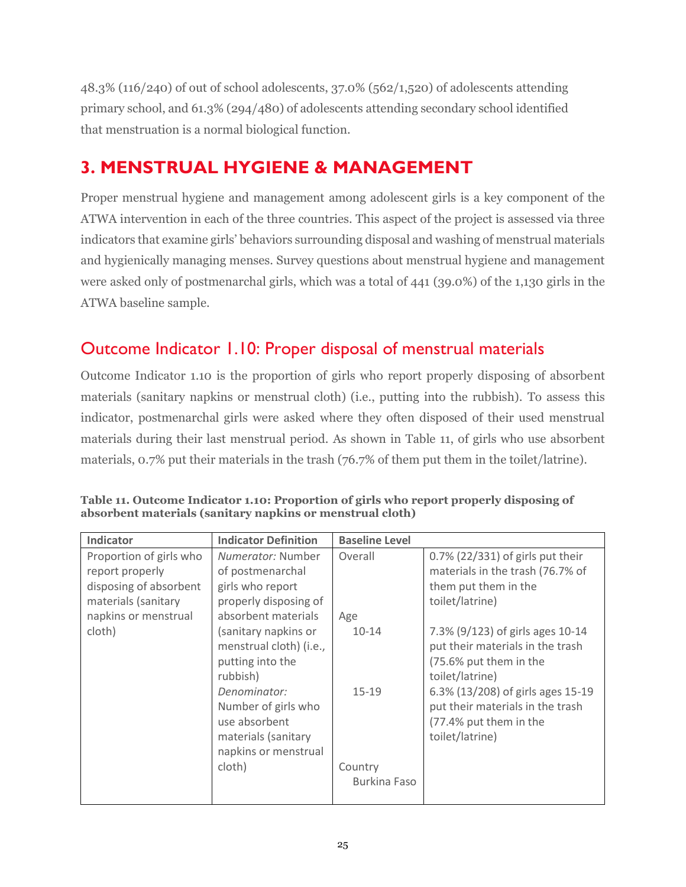48.3% (116/240) of out of school adolescents, 37.0% (562/1,520) of adolescents attending primary school, and 61.3% (294/480) of adolescents attending secondary school identified that menstruation is a normal biological function.

## 3. MENSTRUAL HYGIENE & MANAGEMENT

Proper menstrual hygiene and management among adolescent girls is a key component of the ATWA intervention in each of the three countries. This aspect of the project is assessed via three indicators that examine girls' behaviors surrounding disposal and washing of menstrual materials and hygienically managing menses. Survey questions about menstrual hygiene and management were asked only of postmenarchal girls, which was a total of 441 (39.0%) of the 1,130 girls in the ATWA baseline sample.

### Outcome Indicator 1.10: Proper disposal of menstrual materials

Outcome Indicator 1.10 is the proportion of girls who report properly disposing of absorbent materials (sanitary napkins or menstrual cloth) (i.e., putting into the rubbish). To assess this indicator, postmenarchal girls were asked where they often disposed of their used menstrual materials during their last menstrual period. As shown in Table 11, of girls who use absorbent materials, 0.7% put their materials in the trash (76.7% of them put them in the toilet/latrine).

**Table 11. Outcome Indicator 1.10: Proportion of girls who report properly disposing of absorbent materials (sanitary napkins or menstrual cloth)**

| Indicator | Indicator Definition | Baseline Level | |
|---|---|---|---|
| Proportion of girls who report properly disposing of absorbent materials (sanitary napkins or menstrual cloth) | *Numerator:* Number of postmenarchal girls who report properly disposing of absorbent materials (sanitary napkins or menstrual cloth) (i.e., putting into the rubbish) | Overall | 0.7% (22/331) of girls put their materials in the trash (76.7% of them put them in the toilet/latrine) |
| | | Age | |
| | | 10-14 | 7.3% (9/123) of girls ages 10-14 put their materials in the trash (75.6% put them in the toilet/latrine) |
| | *Denominator:* Number of girls who use absorbent materials (sanitary napkins or menstrual cloth) | 15-19 | 6.3% (13/208) of girls ages 15-19 put their materials in the trash (77.4% put them in the toilet/latrine) |
| | | Country | |
| | | Burkina Faso | |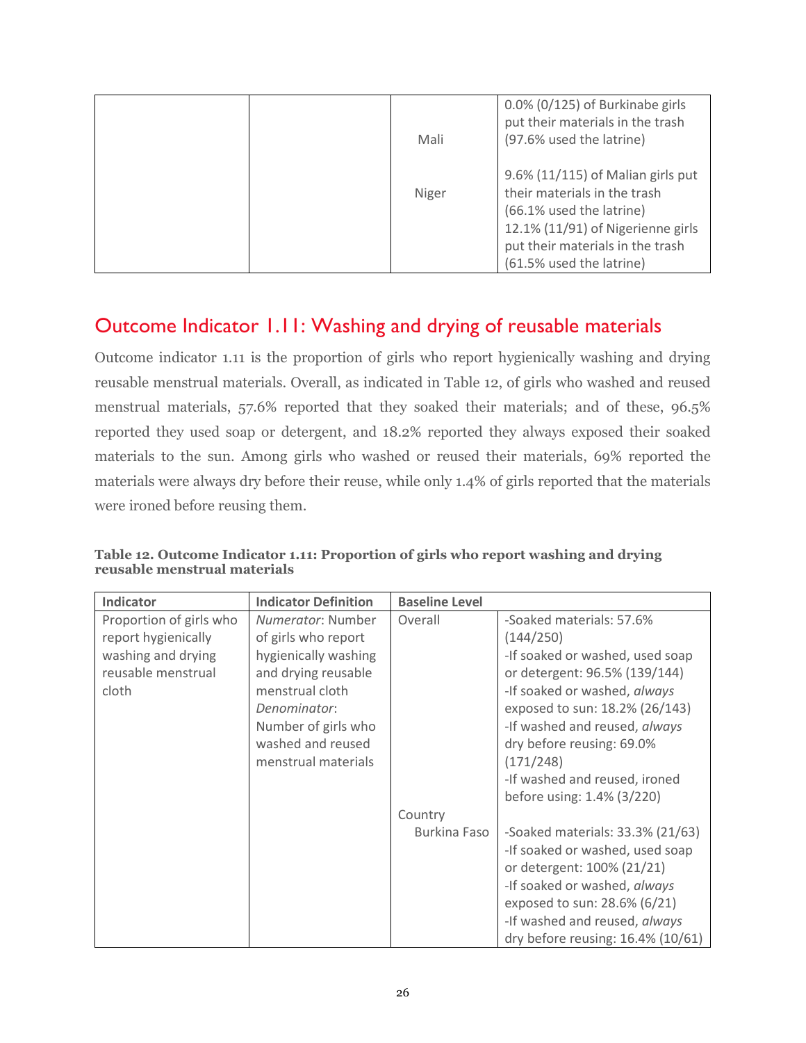| | | | |
|---|---|---|---|
| | | Mali<br><br>Niger | 0.0% (0/125) of Burkinabe girls put their materials in the trash (97.6% used the latrine)<br><br>9.6% (11/115) of Malian girls put their materials in the trash (66.1% used the latrine)<br>12.1% (11/91) of Nigerienne girls put their materials in the trash (61.5% used the latrine) |

## Outcome Indicator 1.11: Washing and drying of reusable materials

Outcome indicator 1.11 is the proportion of girls who report hygienically washing and drying reusable menstrual materials. Overall, as indicated in Table 12, of girls who washed and reused menstrual materials, 57.6% reported that they soaked their materials; and of these, 96.5% reported they used soap or detergent, and 18.2% reported they always exposed their soaked materials to the sun. Among girls who washed or reused their materials, 69% reported the materials were always dry before their reuse, while only 1.4% of girls reported that the materials were ironed before reusing them.

**Table 12. Outcome Indicator 1.11: Proportion of girls who report washing and drying reusable menstrual materials**

| Indicator | Indicator Definition | Baseline Level | |
|---|---|---|---|
| Proportion of girls who report hygienically washing and drying reusable menstrual cloth | *Numerator*: Number of girls who report hygienically washing and drying reusable menstrual cloth<br>*Denominator*: Number of girls who washed and reused menstrual materials | Overall | -Soaked materials: 57.6% (144/250)<br>-If soaked or washed, used soap or detergent: 96.5% (139/144)<br>-If soaked or washed, *always* exposed to sun: 18.2% (26/143)<br>-If washed and reused, *always* dry before reusing: 69.0% (171/248)<br>-If washed and reused, ironed before using: 1.4% (3/220) |
| | | Country<br>Burkina Faso | -Soaked materials: 33.3% (21/63)<br>-If soaked or washed, used soap or detergent: 100% (21/21)<br>-If soaked or washed, *always* exposed to sun: 28.6% (6/21)<br>-If washed and reused, *always* dry before reusing: 16.4% (10/61) |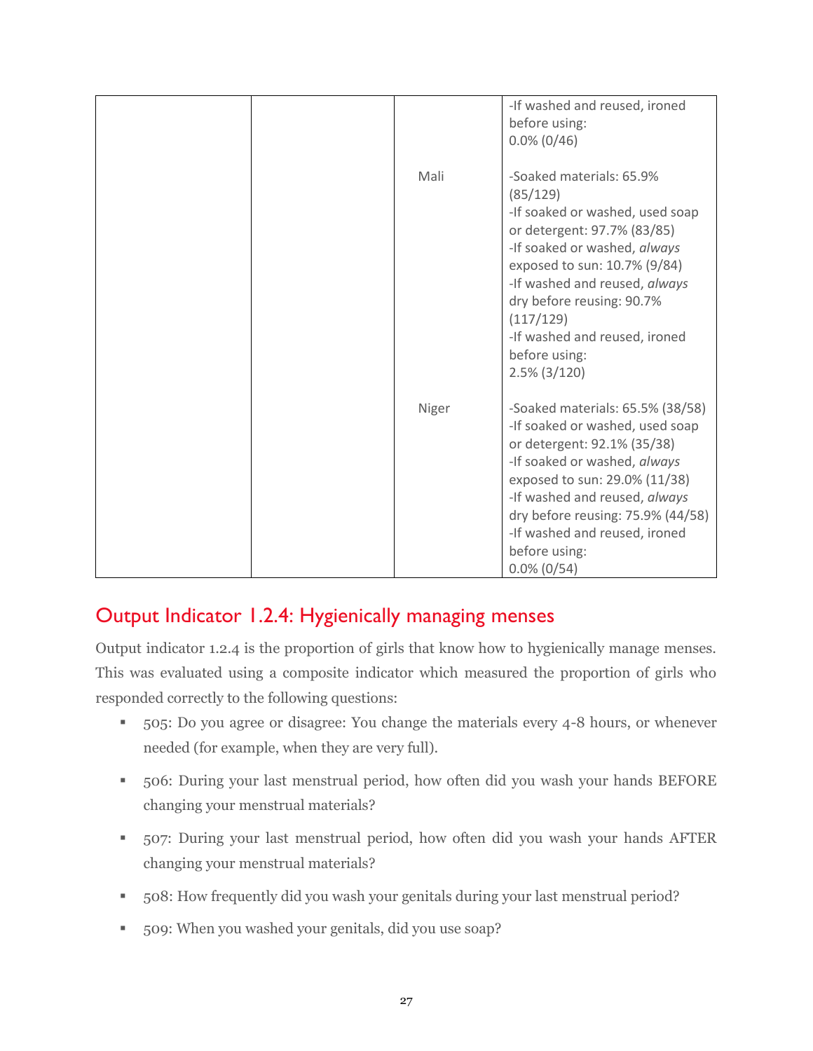| | | | |
|---|---|---|---|
| | | | -If washed and reused, ironed before using: 0.0% (0/46) |
| | | Mali | -Soaked materials: 65.9% (85/129)<br>-If soaked or washed, used soap or detergent: 97.7% (83/85)<br>-If soaked or washed, *always* exposed to sun: 10.7% (9/84)<br>-If washed and reused, *always* dry before reusing: 90.7% (117/129)<br>-If washed and reused, ironed before using: 2.5% (3/120) |
| | | Niger | -Soaked materials: 65.5% (38/58)<br>-If soaked or washed, used soap or detergent: 92.1% (35/38)<br>-If soaked or washed, *always* exposed to sun: 29.0% (11/38)<br>-If washed and reused, *always* dry before reusing: 75.9% (44/58)<br>-If washed and reused, ironed before using: 0.0% (0/54) |

## Output Indicator 1.2.4: Hygienically managing menses

Output indicator 1.2.4 is the proportion of girls that know how to hygienically manage menses. This was evaluated using a composite indicator which measured the proportion of girls who responded correctly to the following questions:

- 505: Do you agree or disagree: You change the materials every 4-8 hours, or whenever needed (for example, when they are very full).
- 506: During your last menstrual period, how often did you wash your hands BEFORE changing your menstrual materials?
- 507: During your last menstrual period, how often did you wash your hands AFTER changing your menstrual materials?
- 508: How frequently did you wash your genitals during your last menstrual period?
- 509: When you washed your genitals, did you use soap?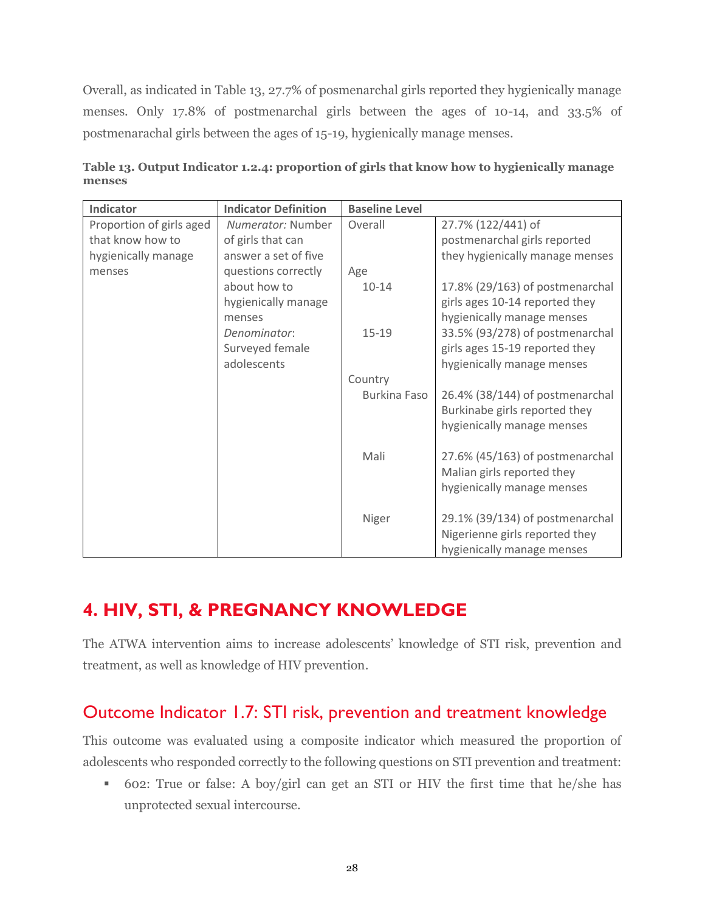Overall, as indicated in Table 13, 27.7% of posmenarchal girls reported they hygienically manage menses. Only 17.8% of postmenarchal girls between the ages of 10-14, and 33.5% of postmenarachal girls between the ages of 15-19, hygienically manage menses.

**Table 13. Output Indicator 1.2.4: proportion of girls that know how to hygienically manage menses**

| Indicator | Indicator Definition | Baseline Level | |
|---|---|---|---|
| Proportion of girls aged that know how to hygienically manage menses | *Numerator:* Number of girls that can answer a set of five questions correctly about how to hygienically manage menses<br>*Denominator*: Surveyed female adolescents | Overall | 27.7% (122/441) of postmenarchal girls reported they hygienically manage menses |
| | | Age | |
| | | 10-14 | 17.8% (29/163) of postmenarchal girls ages 10-14 reported they hygienically manage menses |
| | | 15-19 | 33.5% (93/278) of postmenarchal girls ages 15-19 reported they hygienically manage menses |
| | | Country | |
| | | Burkina Faso | 26.4% (38/144) of postmenarchal Burkinabe girls reported they hygienically manage menses |
| | | Mali | 27.6% (45/163) of postmenarchal Malian girls reported they hygienically manage menses |
| | | Niger | 29.1% (39/134) of postmenarchal Nigerienne girls reported they hygienically manage menses |

# 4. HIV, STI, & PREGNANCY KNOWLEDGE

The ATWA intervention aims to increase adolescents' knowledge of STI risk, prevention and treatment, as well as knowledge of HIV prevention.

## Outcome Indicator 1.7: STI risk, prevention and treatment knowledge

This outcome was evaluated using a composite indicator which measured the proportion of adolescents who responded correctly to the following questions on STI prevention and treatment:

- 602: True or false: A boy/girl can get an STI or HIV the first time that he/she has unprotected sexual intercourse.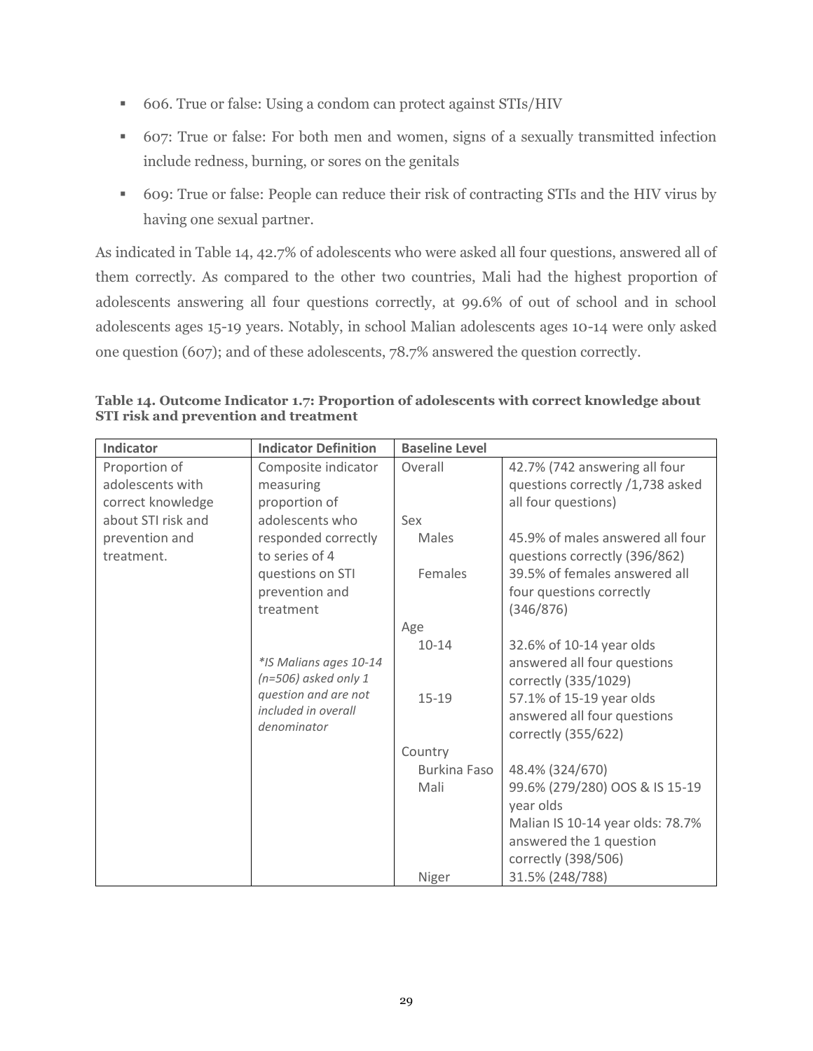- 606. True or false: Using a condom can protect against STIs/HIV
- 607: True or false: For both men and women, signs of a sexually transmitted infection include redness, burning, or sores on the genitals
- 609: True or false: People can reduce their risk of contracting STIs and the HIV virus by having one sexual partner.

As indicated in Table 14, 42.7% of adolescents who were asked all four questions, answered all of them correctly. As compared to the other two countries, Mali had the highest proportion of adolescents answering all four questions correctly, at 99.6% of out of school and in school adolescents ages 15-19 years. Notably, in school Malian adolescents ages 10-14 were only asked one question (607); and of these adolescents, 78.7% answered the question correctly.

**Table 14. Outcome Indicator 1.7: Proportion of adolescents with correct knowledge about STI risk and prevention and treatment**

| Indicator | Indicator Definition | Baseline Level | |
|---|---|---|---|
| Proportion of adolescents with correct knowledge about STI risk and prevention and treatment. | Composite indicator measuring proportion of adolescents who responded correctly to series of 4 questions on STI prevention and treatment | Overall | 42.7% (742 answering all four questions correctly /1,738 asked all four questions) |
| | | Sex | |
| | | Males | 45.9% of males answered all four questions correctly (396/862) |
| | | Females | 39.5% of females answered all four questions correctly (346/876) |
| | | Age | |
| | *\*IS Malians ages 10-14 (n=506) asked only 1 question and are not included in overall denominator* | 10-14 | 32.6% of 10-14 year olds answered all four questions correctly (335/1029) |
| | | 15-19 | 57.1% of 15-19 year olds answered all four questions correctly (355/622) |
| | | Country | |
| | | Burkina Faso | 48.4% (324/670) |
| | | Mali | 99.6% (279/280) OOS & IS 15-19 year olds<br>Malian IS 10-14 year olds: 78.7% answered the 1 question correctly (398/506) |
| | | Niger | 31.5% (248/788) |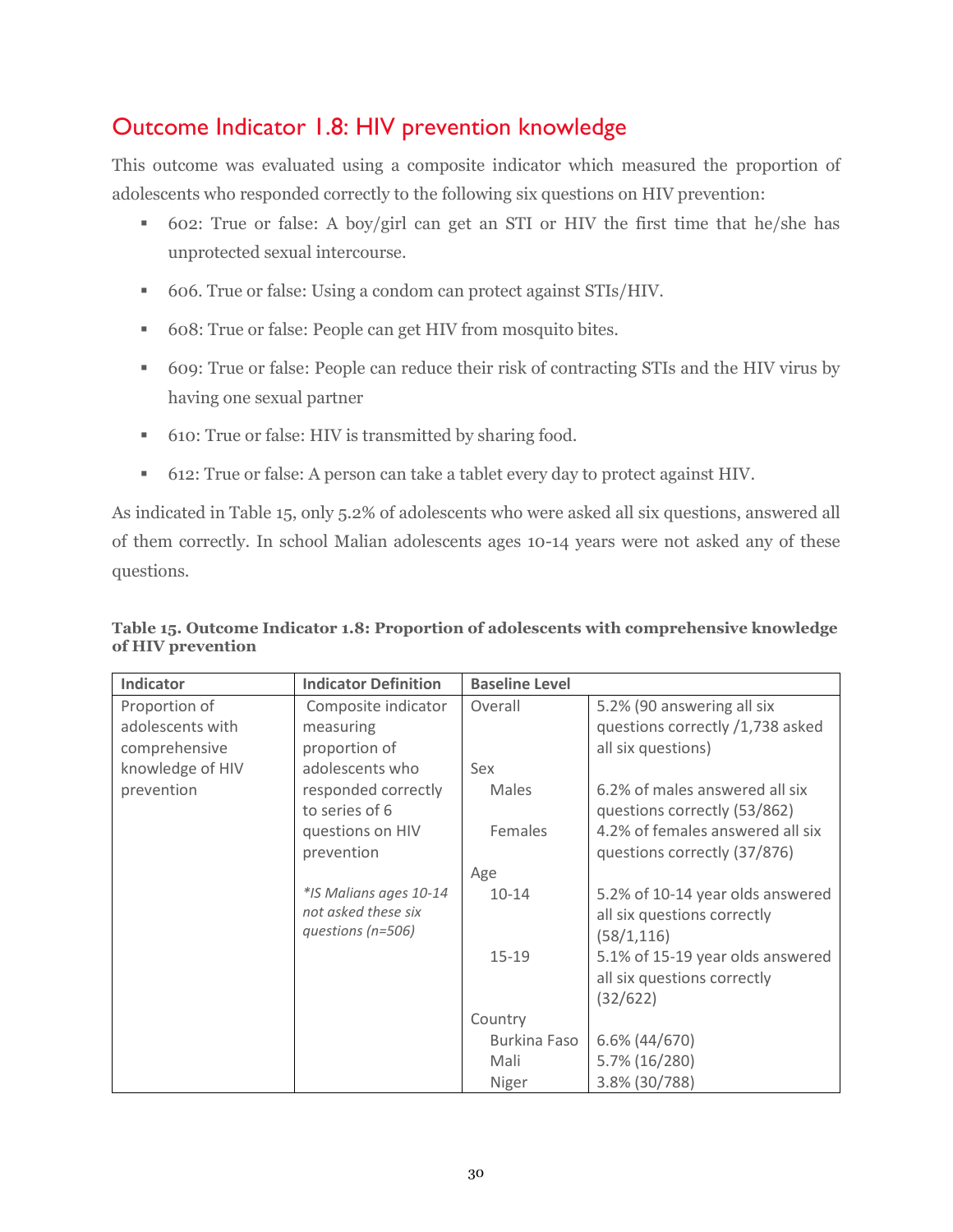## Outcome Indicator 1.8: HIV prevention knowledge

This outcome was evaluated using a composite indicator which measured the proportion of adolescents who responded correctly to the following six questions on HIV prevention:

- 602: True or false: A boy/girl can get an STI or HIV the first time that he/she has unprotected sexual intercourse.
- 606. True or false: Using a condom can protect against STIs/HIV.
- 608: True or false: People can get HIV from mosquito bites.
- 609: True or false: People can reduce their risk of contracting STIs and the HIV virus by having one sexual partner
- 610: True or false: HIV is transmitted by sharing food.
- 612: True or false: A person can take a tablet every day to protect against HIV.

As indicated in Table 15, only 5.2% of adolescents who were asked all six questions, answered all of them correctly. In school Malian adolescents ages 10-14 years were not asked any of these questions.

**Table 15. Outcome Indicator 1.8: Proportion of adolescents with comprehensive knowledge of HIV prevention**

| Indicator | Indicator Definition | Baseline Level | |
|---|---|---|---|
| Proportion of adolescents with comprehensive knowledge of HIV prevention | Composite indicator measuring proportion of adolescents who responded correctly to series of 6 questions on HIV prevention<br><br>*\*IS Malians ages 10-14 not asked these six questions (n=506)* | Overall | 5.2% (90 answering all six questions correctly /1,738 asked all six questions) |
| | | Sex | |
| | | Males | 6.2% of males answered all six questions correctly (53/862) |
| | | Females | 4.2% of females answered all six questions correctly (37/876) |
| | | Age | |
| | | 10-14 | 5.2% of 10-14 year olds answered all six questions correctly (58/1,116) |
| | | 15-19 | 5.1% of 15-19 year olds answered all six questions correctly (32/622) |
| | | Country | |
| | | Burkina Faso | 6.6% (44/670) |
| | | Mali | 5.7% (16/280) |
| | | Niger | 3.8% (30/788) |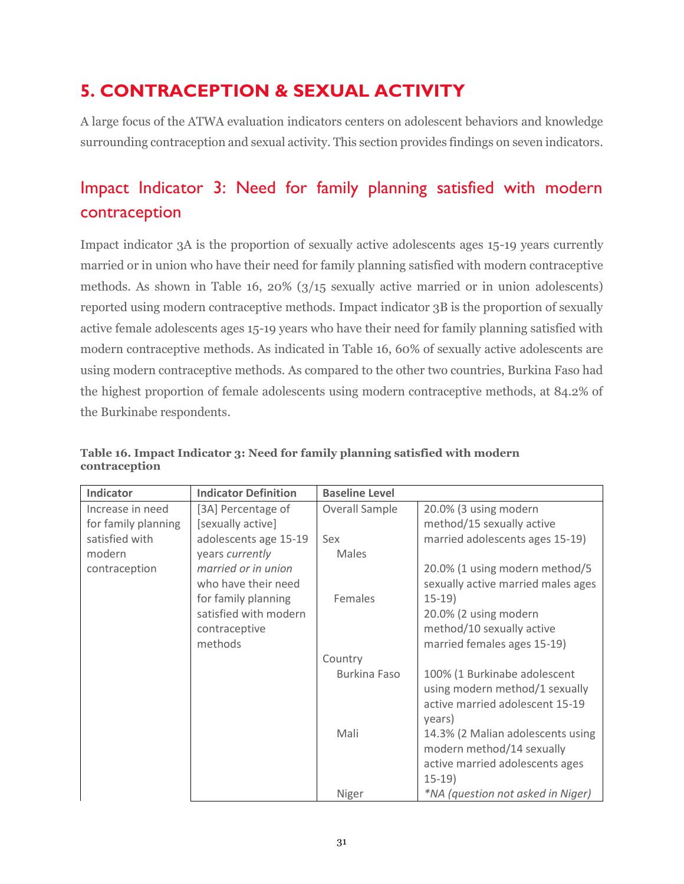# 5. CONTRACEPTION & SEXUAL ACTIVITY

A large focus of the ATWA evaluation indicators centers on adolescent behaviors and knowledge surrounding contraception and sexual activity. This section provides findings on seven indicators.

## Impact Indicator 3: Need for family planning satisfied with modern contraception

Impact indicator 3A is the proportion of sexually active adolescents ages 15-19 years currently married or in union who have their need for family planning satisfied with modern contraceptive methods. As shown in Table 16, 20% (3/15 sexually active married or in union adolescents) reported using modern contraceptive methods. Impact indicator 3B is the proportion of sexually active female adolescents ages 15-19 years who have their need for family planning satisfied with modern contraceptive methods. As indicated in Table 16, 60% of sexually active adolescents are using modern contraceptive methods. As compared to the other two countries, Burkina Faso had the highest proportion of female adolescents using modern contraceptive methods, at 84.2% of the Burkinabe respondents.

**Table 16. Impact Indicator 3: Need for family planning satisfied with modern contraception**

| Indicator | Indicator Definition | Baseline Level | |
|---|---|---|---|
| Increase in need for family planning satisfied with modern contraception | [3A] Percentage of [sexually active] adolescents age 15-19 years *currently married or in union* who have their need for family planning satisfied with modern contraceptive methods | Overall Sample | 20.0% (3 using modern method/15 sexually active married adolescents ages 15-19) |
| | | Sex | |
| | | Males | 20.0% (1 using modern method/5 sexually active married males ages 15-19) |
| | | Females | 20.0% (2 using modern method/10 sexually active married females ages 15-19) |
| | | Country | |
| | | Burkina Faso | 100% (1 Burkinabe adolescent using modern method/1 sexually active married adolescent 15-19 years) |
| | | Mali | 14.3% (2 Malian adolescents using modern method/14 sexually active married adolescents ages 15-19) |
| | | Niger | *\*NA (question not asked in Niger)* |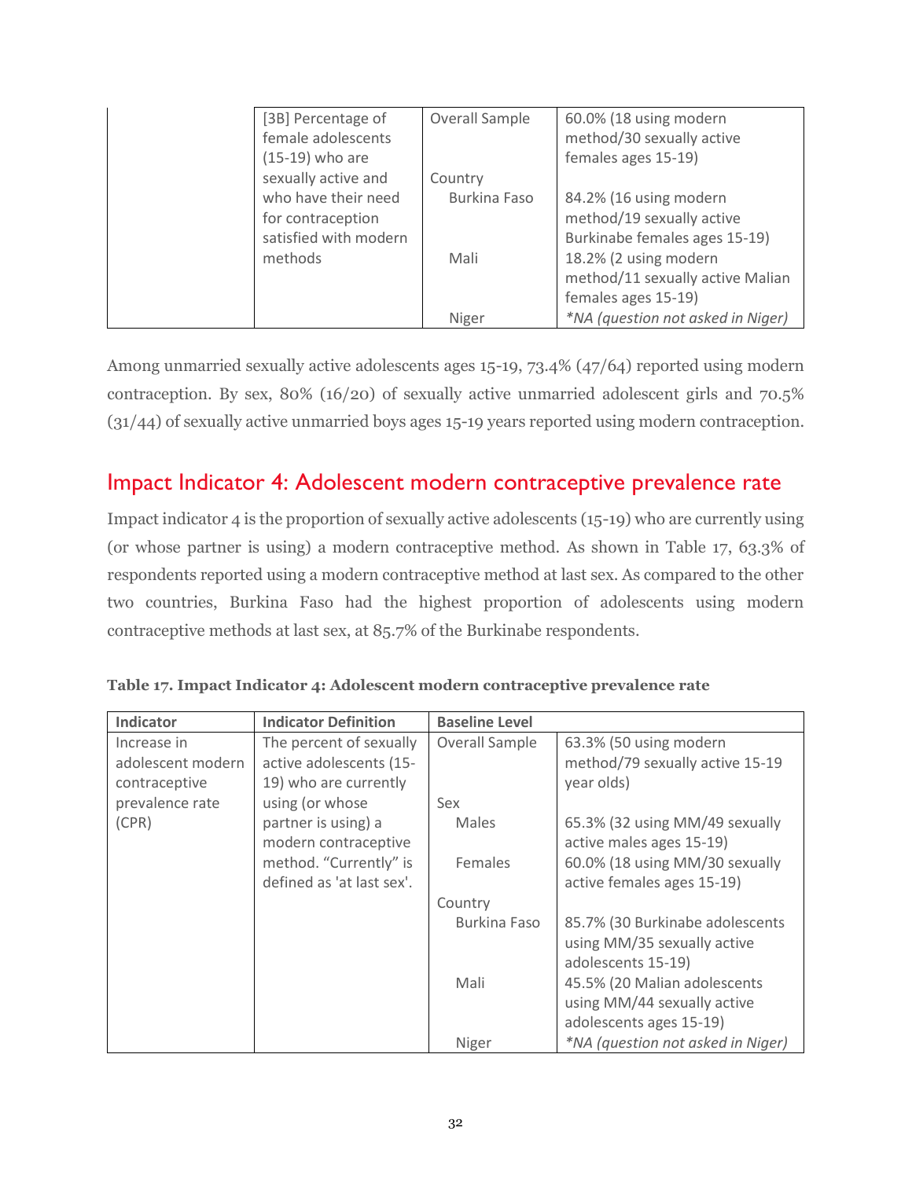| | [3B] Percentage of female adolescents (15-19) who are sexually active and who have their need for contraception satisfied with modern methods | Overall Sample | 60.0% (18 using modern method/30 sexually active females ages 15-19) |
|---|---|---|---|
| | | Country | |
| | | Burkina Faso | 84.2% (16 using modern method/19 sexually active Burkinabe females ages 15-19) |
| | | Mali | 18.2% (2 using modern method/11 sexually active Malian females ages 15-19) |
| | | Niger | *NA (question not asked in Niger)* |

Among unmarried sexually active adolescents ages 15-19, 73.4% (47/64) reported using modern contraception. By sex, 80% (16/20) of sexually active unmarried adolescent girls and 70.5% (31/44) of sexually active unmarried boys ages 15-19 years reported using modern contraception.

## Impact Indicator 4: Adolescent modern contraceptive prevalence rate

Impact indicator 4 is the proportion of sexually active adolescents (15-19) who are currently using (or whose partner is using) a modern contraceptive method. As shown in Table 17, 63.3% of respondents reported using a modern contraceptive method at last sex. As compared to the other two countries, Burkina Faso had the highest proportion of adolescents using modern contraceptive methods at last sex, at 85.7% of the Burkinabe respondents.

**Table 17. Impact Indicator 4: Adolescent modern contraceptive prevalence rate**

| Indicator | Indicator Definition | Baseline Level | |
|---|---|---|---|
| Increase in adolescent modern contraceptive prevalence rate (CPR) | The percent of sexually active adolescents (15-19) who are currently using (or whose partner is using) a modern contraceptive method. "Currently" is defined as 'at last sex'. | Overall Sample | 63.3% (50 using modern method/79 sexually active 15-19 year olds) |
| | | Sex | |
| | | Males | 65.3% (32 using MM/49 sexually active males ages 15-19) |
| | | Females | 60.0% (18 using MM/30 sexually active females ages 15-19) |
| | | Country | |
| | | Burkina Faso | 85.7% (30 Burkinabe adolescents using MM/35 sexually active adolescents 15-19) |
| | | Mali | 45.5% (20 Malian adolescents using MM/44 sexually active adolescents ages 15-19) |
| | | Niger | *NA (question not asked in Niger)* |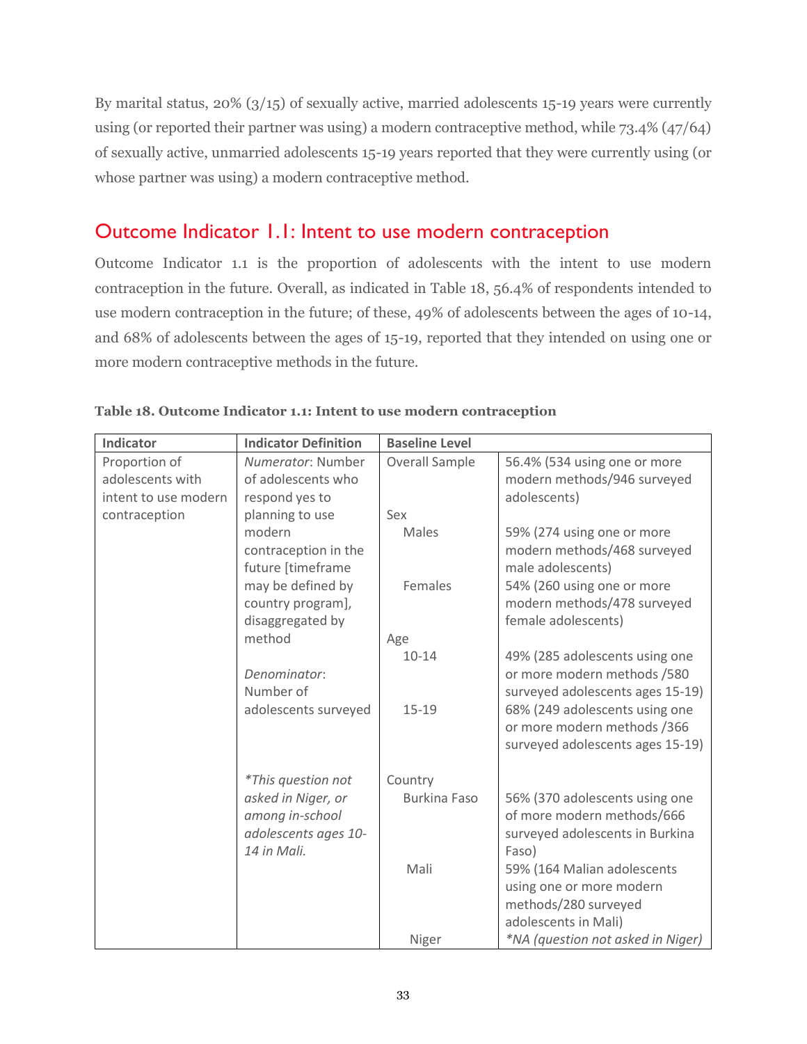By marital status, 20% (3/15) of sexually active, married adolescents 15-19 years were currently using (or reported their partner was using) a modern contraceptive method, while 73.4% (47/64) of sexually active, unmarried adolescents 15-19 years reported that they were currently using (or whose partner was using) a modern contraceptive method.

## Outcome Indicator 1.1: Intent to use modern contraception

Outcome Indicator 1.1 is the proportion of adolescents with the intent to use modern contraception in the future. Overall, as indicated in Table 18, 56.4% of respondents intended to use modern contraception in the future; of these, 49% of adolescents between the ages of 10-14, and 68% of adolescents between the ages of 15-19, reported that they intended on using one or more modern contraceptive methods in the future.

**Table 18. Outcome Indicator 1.1: Intent to use modern contraception**

| Indicator | Indicator Definition | Baseline Level | |
|---|---|---|---|
| Proportion of adolescents with intent to use modern contraception | *Numerator*: Number of adolescents who respond yes to planning to use modern contraception in the future [timeframe may be defined by country program], disaggregated by method<br><br>*Denominator*: Number of adolescents surveyed<br><br>*\*This question not asked in Niger, or among in-school adolescents ages 10-14 in Mali.* | Overall Sample | 56.4% (534 using one or more modern methods/946 surveyed adolescents) |
| | | Sex | |
| | | Males | 59% (274 using one or more modern methods/468 surveyed male adolescents) |
| | | Females | 54% (260 using one or more modern methods/478 surveyed female adolescents) |
| | | Age | |
| | | 10-14 | 49% (285 adolescents using one or more modern methods /580 surveyed adolescents ages 15-19) |
| | | 15-19 | 68% (249 adolescents using one or more modern methods /366 surveyed adolescents ages 15-19) |
| | | Country | |
| | | Burkina Faso | 56% (370 adolescents using one of more modern methods/666 surveyed adolescents in Burkina Faso) |
| | | Mali | 59% (164 Malian adolescents using one or more modern methods/280 surveyed adolescents in Mali) |
| | | Niger | *\*NA (question not asked in Niger)* |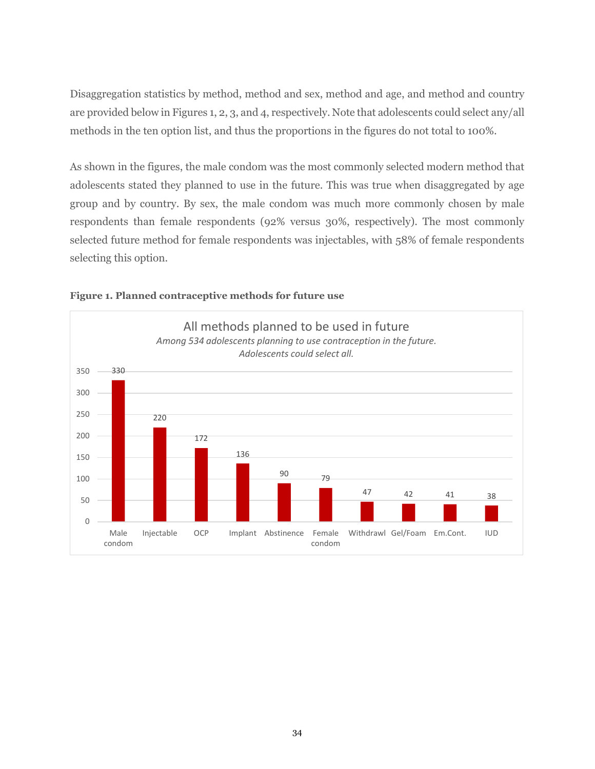Disaggregation statistics by method, method and sex, method and age, and method and country are provided below in Figures 1, 2, 3, and 4, respectively. Note that adolescents could select any/all methods in the ten option list, and thus the proportions in the figures do not total to 100%.

As shown in the figures, the male condom was the most commonly selected modern method that adolescents stated they planned to use in the future. This was true when disaggregated by age group and by country. By sex, the male condom was much more commonly chosen by male respondents than female respondents (92% versus 30%, respectively). The most commonly selected future method for female respondents was injectables, with 58% of female respondents selecting this option.

**Figure 1. Planned contraceptive methods for future use**

All methods planned to be used in future

*Among 534 adolescents planning to use contraception in the future. Adolescents could select all.*

| Method | Number |
|---|---|
| Male condom | 330 |
| Injectable | 220 |
| OCP | 172 |
| Implant | 136 |
| Abstinence | 90 |
| Female condom | 79 |
| Withdrawl | 47 |
| Gel/Foam | 42 |
| Em.Cont. | 41 |
| IUD | 38 |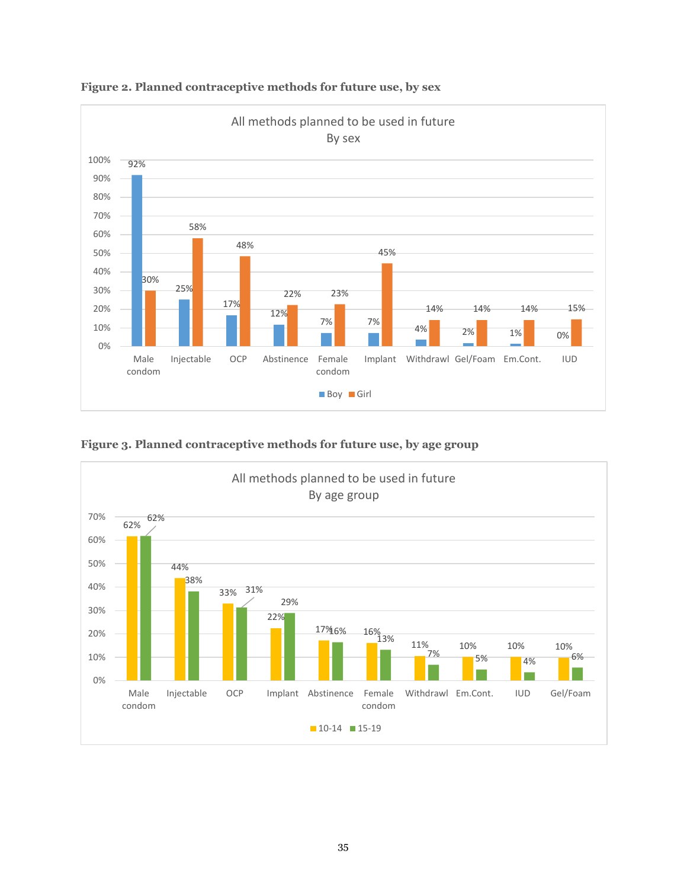**Figure 2. Planned contraceptive methods for future use, by sex**

**Figure 3. Planned contraceptive methods for future use, by age group**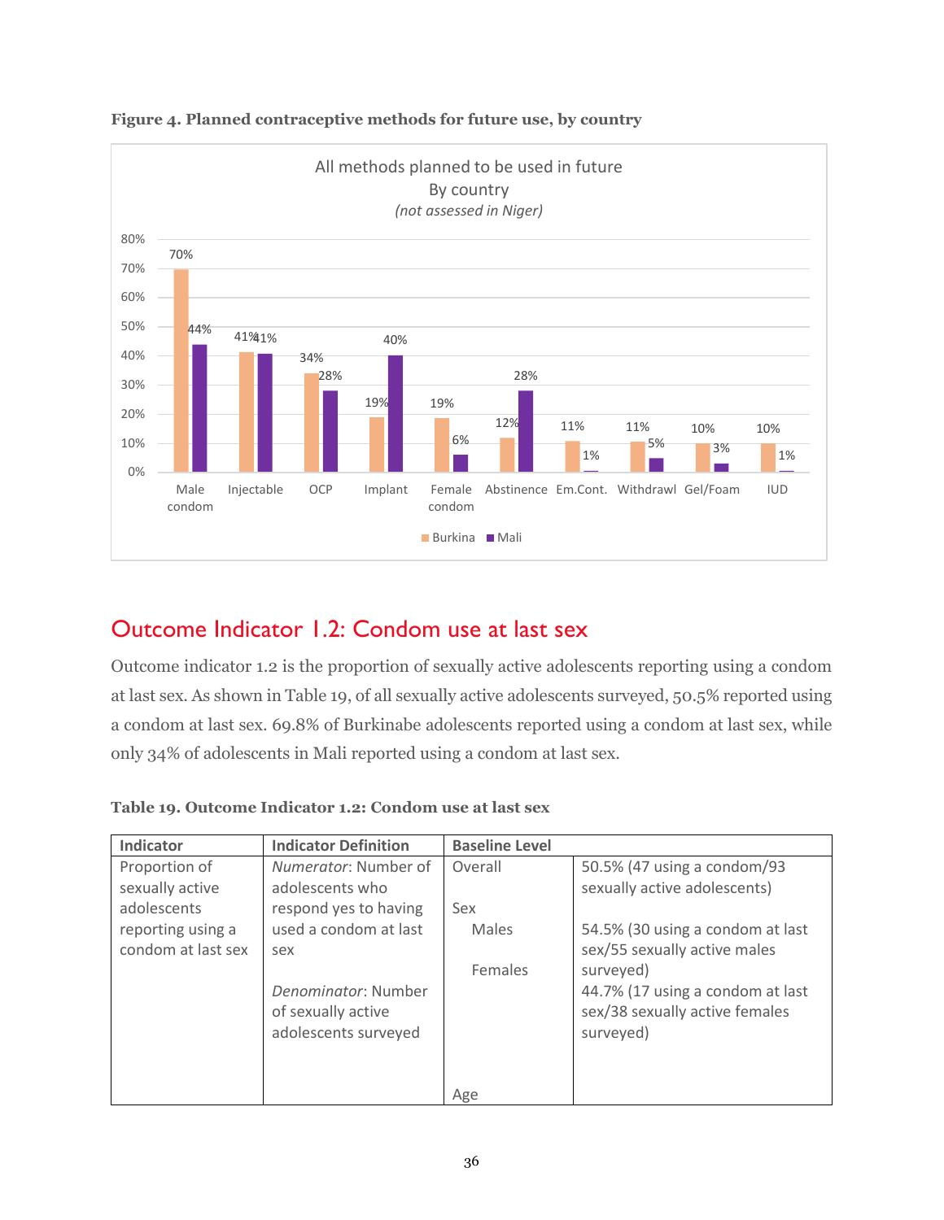**Figure 4. Planned contraceptive methods for future use, by country**

All methods planned to be used in future
By country
*(not assessed in Niger)*

| Method | Burkina | Mali |
|---|---|---|
| Male condom | 70% | 44% |
| Injectable | 41% | 41% |
| OCP | 34% | 28% |
| Implant | 19% | 40% |
| Female condom | 19% | 6% |
| Abstinence | 12% | 28% |
| Em.Cont. | 11% | 1% |
| Withdrawl | 11% | 5% |
| Gel/Foam | 10% | 3% |
| IUD | 10% | 1% |

## Outcome Indicator 1.2: Condom use at last sex

Outcome indicator 1.2 is the proportion of sexually active adolescents reporting using a condom at last sex. As shown in Table 19, of all sexually active adolescents surveyed, 50.5% reported using a condom at last sex. 69.8% of Burkinabe adolescents reported using a condom at last sex, while only 34% of adolescents in Mali reported using a condom at last sex.

**Table 19. Outcome Indicator 1.2: Condom use at last sex**

| Indicator | Indicator Definition | Baseline Level | |
|---|---|---|---|
| Proportion of sexually active adolescents reporting using a condom at last sex | *Numerator*: Number of adolescents who respond yes to having used a condom at last sex<br><br>*Denominator*: Number of sexually active adolescents surveyed | Overall | 50.5% (47 using a condom/93 sexually active adolescents) |
| | | Sex | |
| | | Males | 54.5% (30 using a condom at last sex/55 sexually active males surveyed) |
| | | Females | 44.7% (17 using a condom at last sex/38 sexually active females surveyed) |
| | | Age | |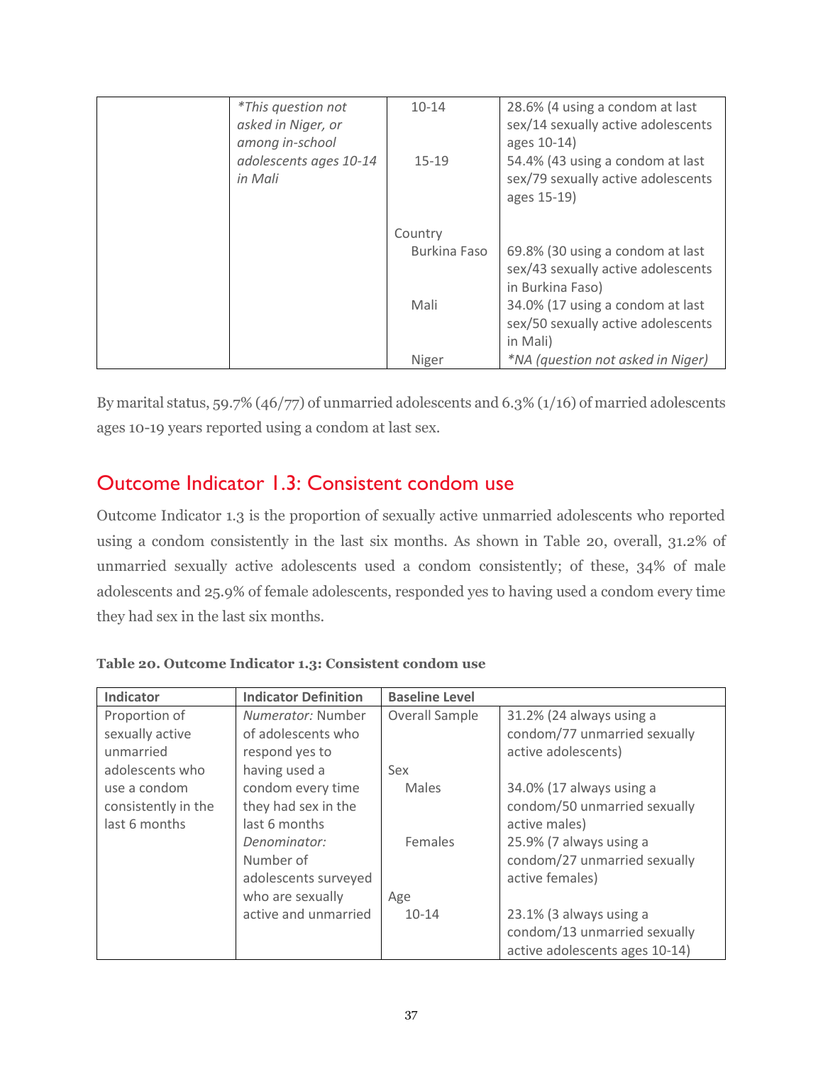| | | | |
|---|---|---|---|
| | *\*This question not asked in Niger, or among in-school adolescents ages 10-14 in Mali* | 10-14 | 28.6% (4 using a condom at last sex/14 sexually active adolescents ages 10-14) |
| | | 15-19 | 54.4% (43 using a condom at last sex/79 sexually active adolescents ages 15-19) |
| | | Country | |
| | | Burkina Faso | 69.8% (30 using a condom at last sex/43 sexually active adolescents in Burkina Faso) |
| | | Mali | 34.0% (17 using a condom at last sex/50 sexually active adolescents in Mali) |
| | | Niger | *\*NA (question not asked in Niger)* |

By marital status, 59.7% (46/77) of unmarried adolescents and 6.3% (1/16) of married adolescents ages 10-19 years reported using a condom at last sex.

## Outcome Indicator 1.3: Consistent condom use

Outcome Indicator 1.3 is the proportion of sexually active unmarried adolescents who reported using a condom consistently in the last six months. As shown in Table 20, overall, 31.2% of unmarried sexually active adolescents used a condom consistently; of these, 34% of male adolescents and 25.9% of female adolescents, responded yes to having used a condom every time they had sex in the last six months.

**Table 20. Outcome Indicator 1.3: Consistent condom use**

| Indicator | Indicator Definition | Baseline Level | |
|---|---|---|---|
| Proportion of sexually active unmarried adolescents who use a condom consistently in the last 6 months | *Numerator:* Number of adolescents who respond yes to having used a condom every time they had sex in the last 6 months *Denominator:* Number of adolescents surveyed who are sexually active and unmarried | Overall Sample | 31.2% (24 always using a condom/77 unmarried sexually active adolescents) |
| | | Sex | |
| | | Males | 34.0% (17 always using a condom/50 unmarried sexually active males) |
| | | Females | 25.9% (7 always using a condom/27 unmarried sexually active females) |
| | | Age | |
| | | 10-14 | 23.1% (3 always using a condom/13 unmarried sexually active adolescents ages 10-14) |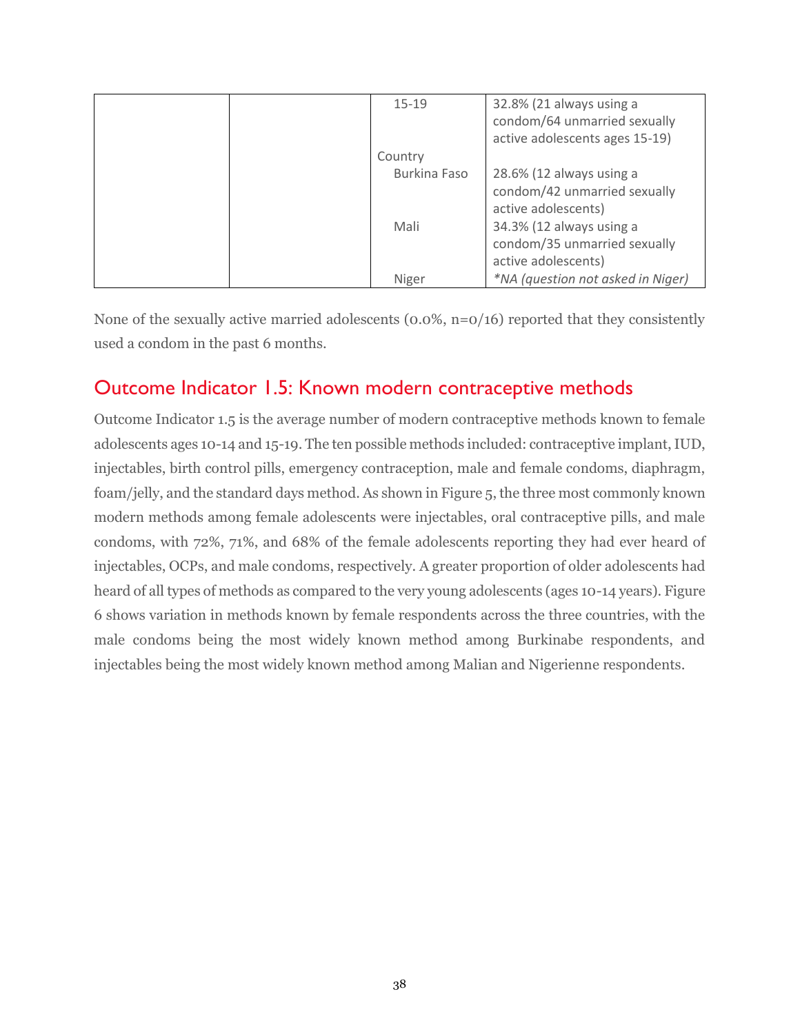|  |  | 15-19 | 32.8% (21 always using a condom/64 unmarried sexually active adolescents ages 15-19) |
|---|---|---|---|
|  |  | Country |  |
|  |  | Burkina Faso | 28.6% (12 always using a condom/42 unmarried sexually active adolescents) |
|  |  | Mali | 34.3% (12 always using a condom/35 unmarried sexually active adolescents) |
|  |  | Niger | *\*NA (question not asked in Niger)* |

None of the sexually active married adolescents (0.0%, n=0/16) reported that they consistently used a condom in the past 6 months.

## Outcome Indicator 1.5: Known modern contraceptive methods

Outcome Indicator 1.5 is the average number of modern contraceptive methods known to female adolescents ages 10-14 and 15-19. The ten possible methods included: contraceptive implant, IUD, injectables, birth control pills, emergency contraception, male and female condoms, diaphragm, foam/jelly, and the standard days method. As shown in Figure 5, the three most commonly known modern methods among female adolescents were injectables, oral contraceptive pills, and male condoms, with 72%, 71%, and 68% of the female adolescents reporting they had ever heard of injectables, OCPs, and male condoms, respectively. A greater proportion of older adolescents had heard of all types of methods as compared to the very young adolescents (ages 10-14 years). Figure 6 shows variation in methods known by female respondents across the three countries, with the male condoms being the most widely known method among Burkinabe respondents, and injectables being the most widely known method among Malian and Nigerienne respondents.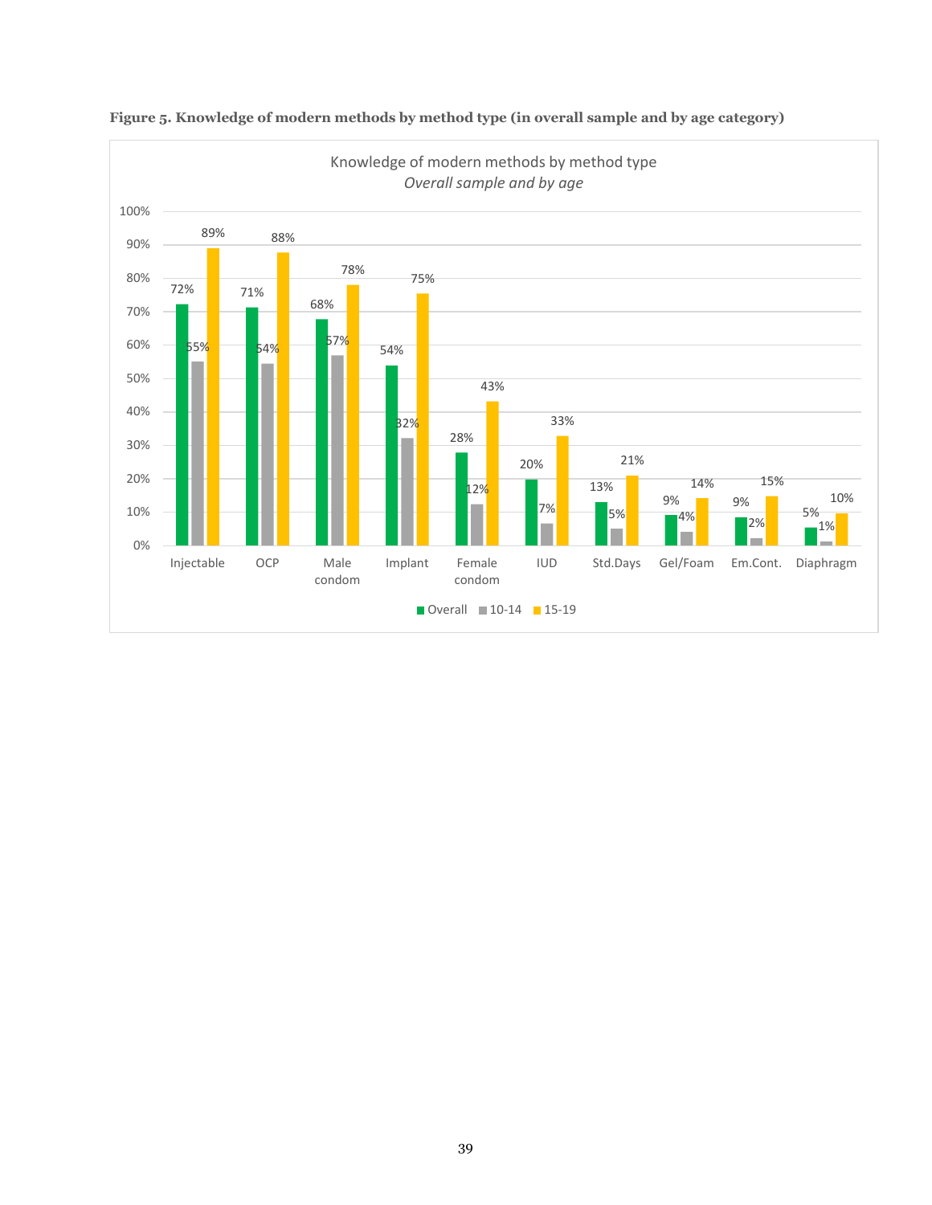**Figure 5. Knowledge of modern methods by method type (in overall sample and by age category)**

Knowledge of modern methods by method type
*Overall sample and by age*

| Method | Overall | 10-14 | 15-19 |
|---|---|---|---|
| Injectable | 72% | 55% | 89% |
| OCP | 71% | 54% | 88% |
| Male condom | 68% | 57% | 78% |
| Implant | 54% | 32% | 75% |
| Female condom | 28% | 12% | 43% |
| IUD | 20% | 7% | 33% |
| Std.Days | 13% | 5% | 21% |
| Gel/Foam | 9% | 4% | 14% |
| Em.Cont. | 9% | 2% | 15% |
| Diaphragm | 5% | 1% | 10% |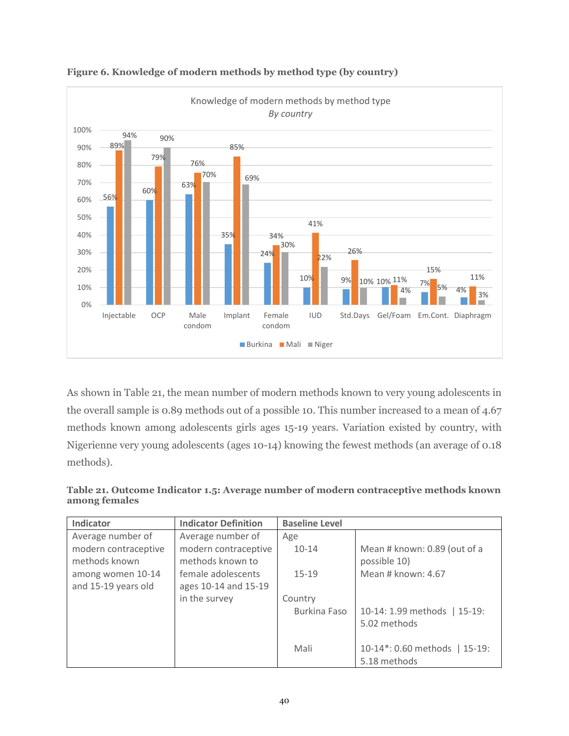**Figure 6. Knowledge of modern methods by method type (by country)**

Knowledge of modern methods by method type
*By country*

| Method | Burkina | Mali | Niger |
|---|---|---|---|
| Injectable | 56% | 89% | 94% |
| OCP | 60% | 79% | 90% |
| Male condom | 63% | 76% | 70% |
| Implant | 35% | 85% | 69% |
| Female condom | 24% | 34% | 30% |
| IUD | 10% | 41% | 22% |
| Std.Days | 9% | 26% | 10% |
| Gel/Foam | 10% | 11% | 4% |
| Em.Cont. | 7% | 15% | 5% |
| Diaphragm | 4% | 11% | 3% |

As shown in Table 21, the mean number of modern methods known to very young adolescents in the overall sample is 0.89 methods out of a possible 10. This number increased to a mean of 4.67 methods known among adolescents girls ages 15-19 years. Variation existed by country, with Nigerienne very young adolescents (ages 10-14) knowing the fewest methods (an average of 0.18 methods).

**Table 21. Outcome Indicator 1.5: Average number of modern contraceptive methods known among females**

| Indicator | Indicator Definition | Baseline Level | |
|---|---|---|---|
| Average number of modern contraceptive methods known among women 10-14 and 15-19 years old | Average number of modern contraceptive methods known to female adolescents ages 10-14 and 15-19 in the survey | Age | |
| | | 10-14 | Mean # known: 0.89 (out of a possible 10) |
| | | 15-19 | Mean # known: 4.67 |
| | | Country | |
| | | Burkina Faso | 10-14: 1.99 methods \| 15-19: 5.02 methods |
| | | Mali | 10-14*: 0.60 methods \| 15-19: 5.18 methods |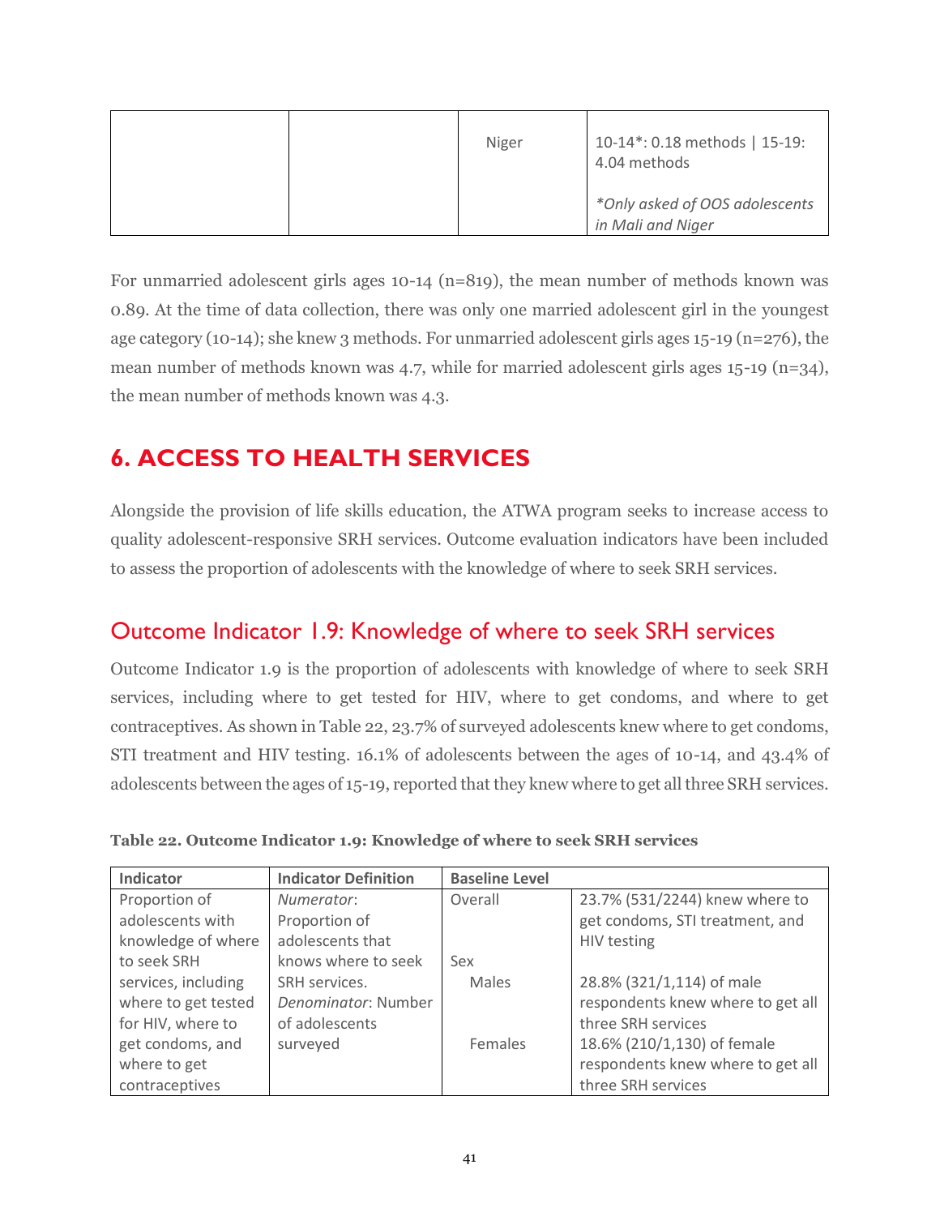| | | Niger | 10-14*: 0.18 methods \| 15-19: 4.04 methods<br><br>*Only asked of OOS adolescents in Mali and Niger* |
|---|---|---|---|

For unmarried adolescent girls ages 10-14 (n=819), the mean number of methods known was 0.89. At the time of data collection, there was only one married adolescent girl in the youngest age category (10-14); she knew 3 methods. For unmarried adolescent girls ages 15-19 (n=276), the mean number of methods known was 4.7, while for married adolescent girls ages 15-19 (n=34), the mean number of methods known was 4.3.

# 6. ACCESS TO HEALTH SERVICES

Alongside the provision of life skills education, the ATWA program seeks to increase access to quality adolescent-responsive SRH services. Outcome evaluation indicators have been included to assess the proportion of adolescents with the knowledge of where to seek SRH services.

## Outcome Indicator 1.9: Knowledge of where to seek SRH services

Outcome Indicator 1.9 is the proportion of adolescents with knowledge of where to seek SRH services, including where to get tested for HIV, where to get condoms, and where to get contraceptives. As shown in Table 22, 23.7% of surveyed adolescents knew where to get condoms, STI treatment and HIV testing. 16.1% of adolescents between the ages of 10-14, and 43.4% of adolescents between the ages of 15-19, reported that they knew where to get all three SRH services.

**Table 22. Outcome Indicator 1.9: Knowledge of where to seek SRH services**

| Indicator | Indicator Definition | Baseline Level | |
|---|---|---|---|
| Proportion of adolescents with knowledge of where to seek SRH services, including where to get tested for HIV, where to get condoms, and where to get contraceptives | *Numerator*: Proportion of adolescents that knows where to seek SRH services.<br>*Denominator*: Number of adolescents surveyed | Overall | 23.7% (531/2244) knew where to get condoms, STI treatment, and HIV testing |
| | | Sex | |
| | | Males | 28.8% (321/1,114) of male respondents knew where to get all three SRH services |
| | | Females | 18.6% (210/1,130) of female respondents knew where to get all three SRH services |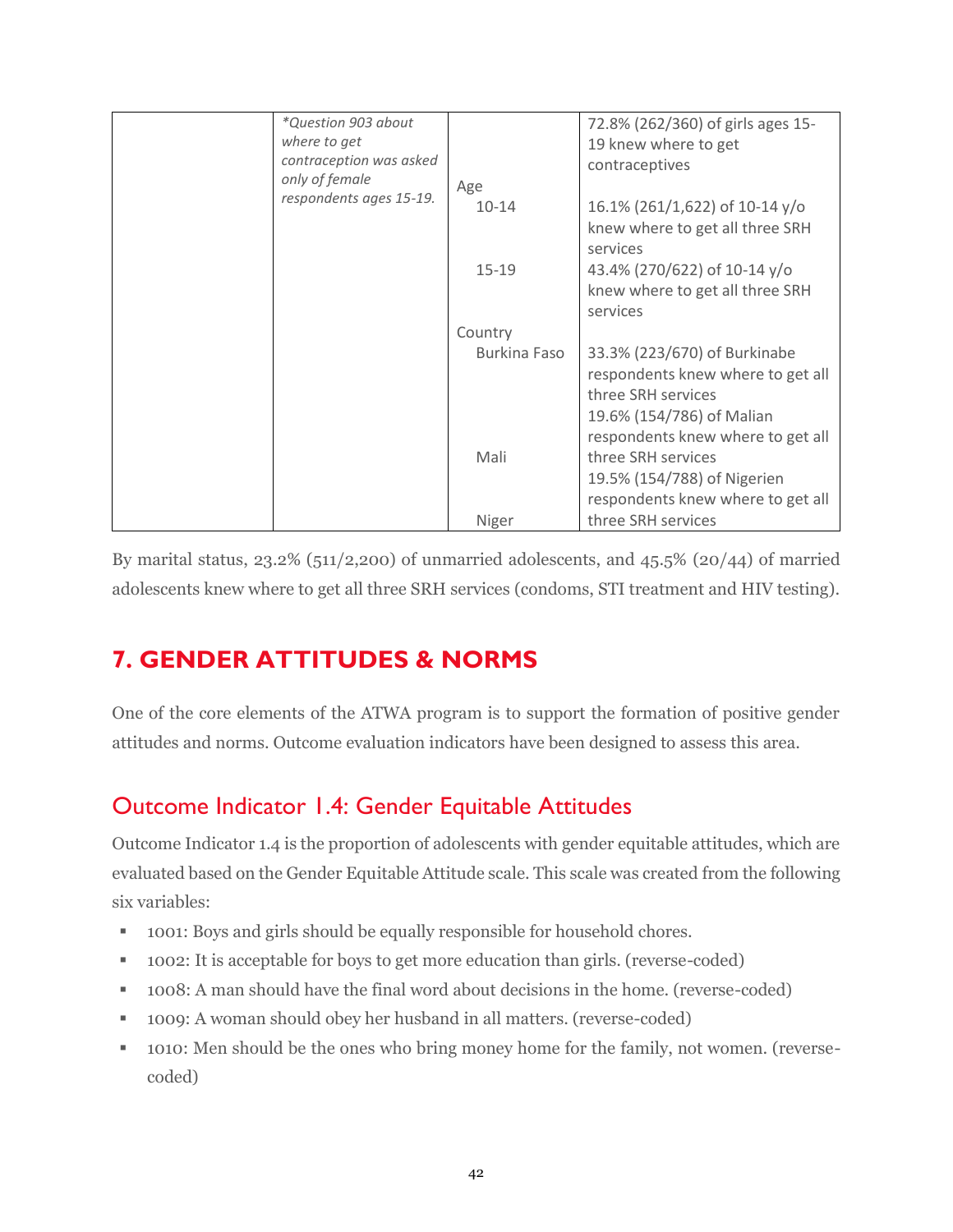| | *Question 903 about where to get contraception was asked only of female respondents ages 15-19.* | | 72.8% (262/360) of girls ages 15-19 knew where to get contraceptives |
|---|---|---|---|
| | | Age | |
| | | 10-14 | 16.1% (261/1,622) of 10-14 y/o knew where to get all three SRH services |
| | | 15-19 | 43.4% (270/622) of 10-14 y/o knew where to get all three SRH services |
| | | Country | |
| | | Burkina Faso | 33.3% (223/670) of Burkinabe respondents knew where to get all three SRH services |
| | | Mali | 19.6% (154/786) of Malian respondents knew where to get all three SRH services |
| | | Niger | 19.5% (154/788) of Nigerien respondents knew where to get all three SRH services |

By marital status, 23.2% (511/2,200) of unmarried adolescents, and 45.5% (20/44) of married adolescents knew where to get all three SRH services (condoms, STI treatment and HIV testing).

# 7. GENDER ATTITUDES & NORMS

One of the core elements of the ATWA program is to support the formation of positive gender attitudes and norms. Outcome evaluation indicators have been designed to assess this area.

## Outcome Indicator 1.4: Gender Equitable Attitudes

Outcome Indicator 1.4 is the proportion of adolescents with gender equitable attitudes, which are evaluated based on the Gender Equitable Attitude scale. This scale was created from the following six variables:

- 1001: Boys and girls should be equally responsible for household chores.
- 1002: It is acceptable for boys to get more education than girls. (reverse-coded)
- 1008: A man should have the final word about decisions in the home. (reverse-coded)
- 1009: A woman should obey her husband in all matters. (reverse-coded)
- 1010: Men should be the ones who bring money home for the family, not women. (reverse-coded)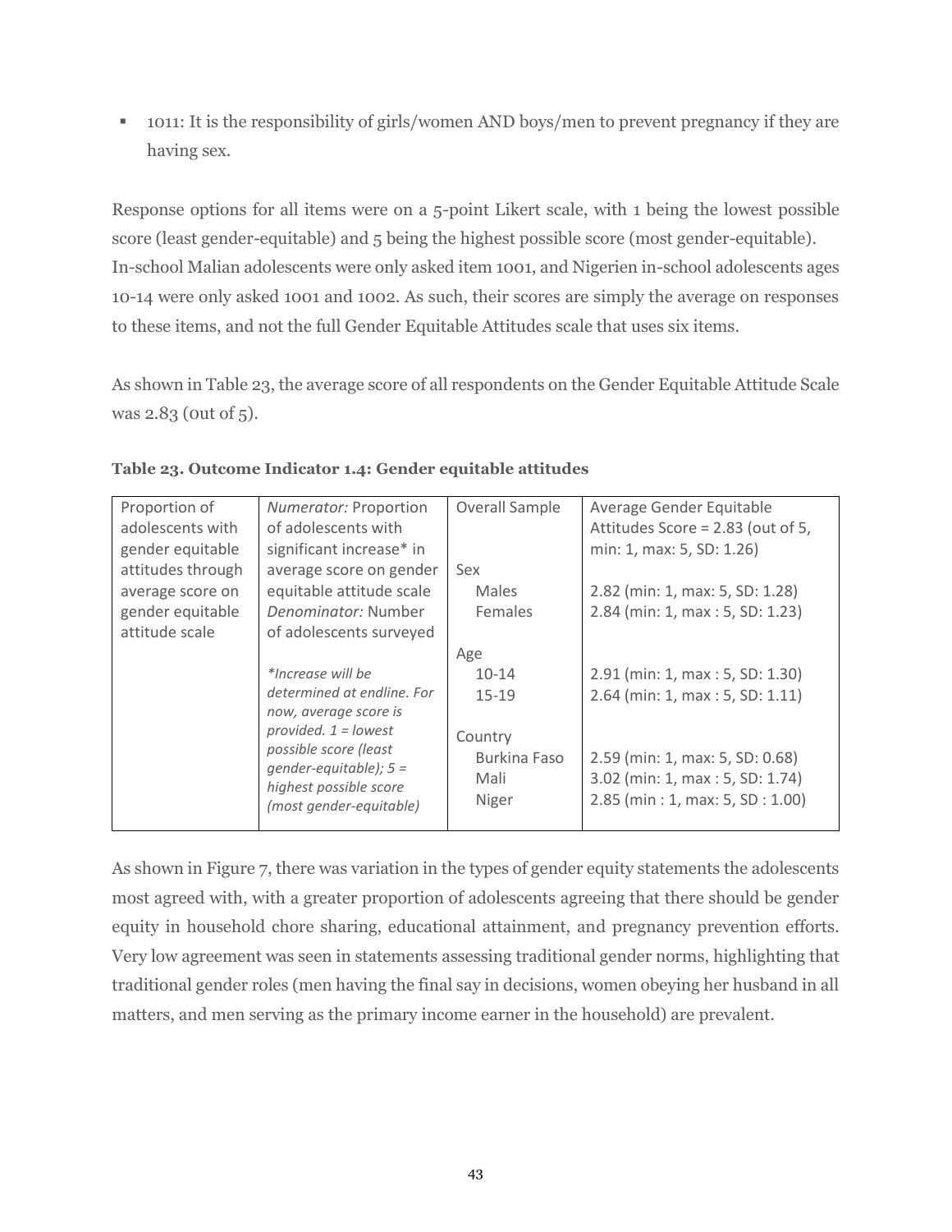- 1011: It is the responsibility of girls/women AND boys/men to prevent pregnancy if they are having sex.

Response options for all items were on a 5-point Likert scale, with 1 being the lowest possible score (least gender-equitable) and 5 being the highest possible score (most gender-equitable). In-school Malian adolescents were only asked item 1001, and Nigerien in-school adolescents ages 10-14 were only asked 1001 and 1002. As such, their scores are simply the average on responses to these items, and not the full Gender Equitable Attitudes scale that uses six items.

As shown in Table 23, the average score of all respondents on the Gender Equitable Attitude Scale was 2.83 (out of 5).

**Table 23. Outcome Indicator 1.4: Gender equitable attitudes**

| | | | |
|---|---|---|---|
| Proportion of adolescents with gender equitable attitudes through average score on gender equitable attitude scale | *Numerator:* Proportion of adolescents with significant increase* in average score on gender equitable attitude scale<br>*Denominator:* Number of adolescents surveyed<br><br>*\*Increase will be determined at endline. For now, average score is provided. 1 = lowest possible score (least gender-equitable); 5 = highest possible score (most gender-equitable)* | Overall Sample | Average Gender Equitable Attitudes Score = 2.83 (out of 5, min: 1, max: 5, SD: 1.26) |
| | | Sex | |
| | | Males | 2.82 (min: 1, max: 5, SD: 1.28) |
| | | Females | 2.84 (min: 1, max : 5, SD: 1.23) |
| | | Age | |
| | | 10-14 | 2.91 (min: 1, max : 5, SD: 1.30) |
| | | 15-19 | 2.64 (min: 1, max : 5, SD: 1.11) |
| | | Country | |
| | | Burkina Faso | 2.59 (min: 1, max: 5, SD: 0.68) |
| | | Mali | 3.02 (min: 1, max : 5, SD: 1.74) |
| | | Niger | 2.85 (min : 1, max: 5, SD : 1.00) |

As shown in Figure 7, there was variation in the types of gender equity statements the adolescents most agreed with, with a greater proportion of adolescents agreeing that there should be gender equity in household chore sharing, educational attainment, and pregnancy prevention efforts. Very low agreement was seen in statements assessing traditional gender norms, highlighting that traditional gender roles (men having the final say in decisions, women obeying her husband in all matters, and men serving as the primary income earner in the household) are prevalent.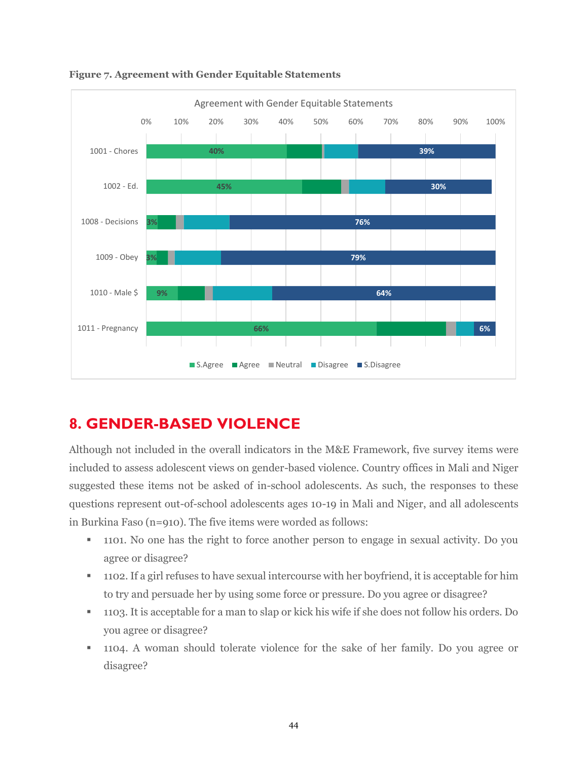**Figure 7. Agreement with Gender Equitable Statements**

| | S.Agree | Agree | Neutral | Disagree | S.Disagree |
|---|---|---|---|---|---|
| 1001 - Chores | 40% | | | | 39% |
| 1002 - Ed. | 45% | | | | 30% |
| 1008 - Decisions | 3% | | | | 76% |
| 1009 - Obey | 3% | | | | 79% |
| 1010 - Male $ | 9% | | | | 64% |
| 1011 - Pregnancy | 66% | | | | 6% |

## 8. GENDER-BASED VIOLENCE

Although not included in the overall indicators in the M&E Framework, five survey items were included to assess adolescent views on gender-based violence. Country offices in Mali and Niger suggested these items not be asked of in-school adolescents. As such, the responses to these questions represent out-of-school adolescents ages 10-19 in Mali and Niger, and all adolescents in Burkina Faso (n=910). The five items were worded as follows:

- 1101. No one has the right to force another person to engage in sexual activity. Do you agree or disagree?
- 1102. If a girl refuses to have sexual intercourse with her boyfriend, it is acceptable for him to try and persuade her by using some force or pressure. Do you agree or disagree?
- 1103. It is acceptable for a man to slap or kick his wife if she does not follow his orders. Do you agree or disagree?
- 1104. A woman should tolerate violence for the sake of her family. Do you agree or disagree?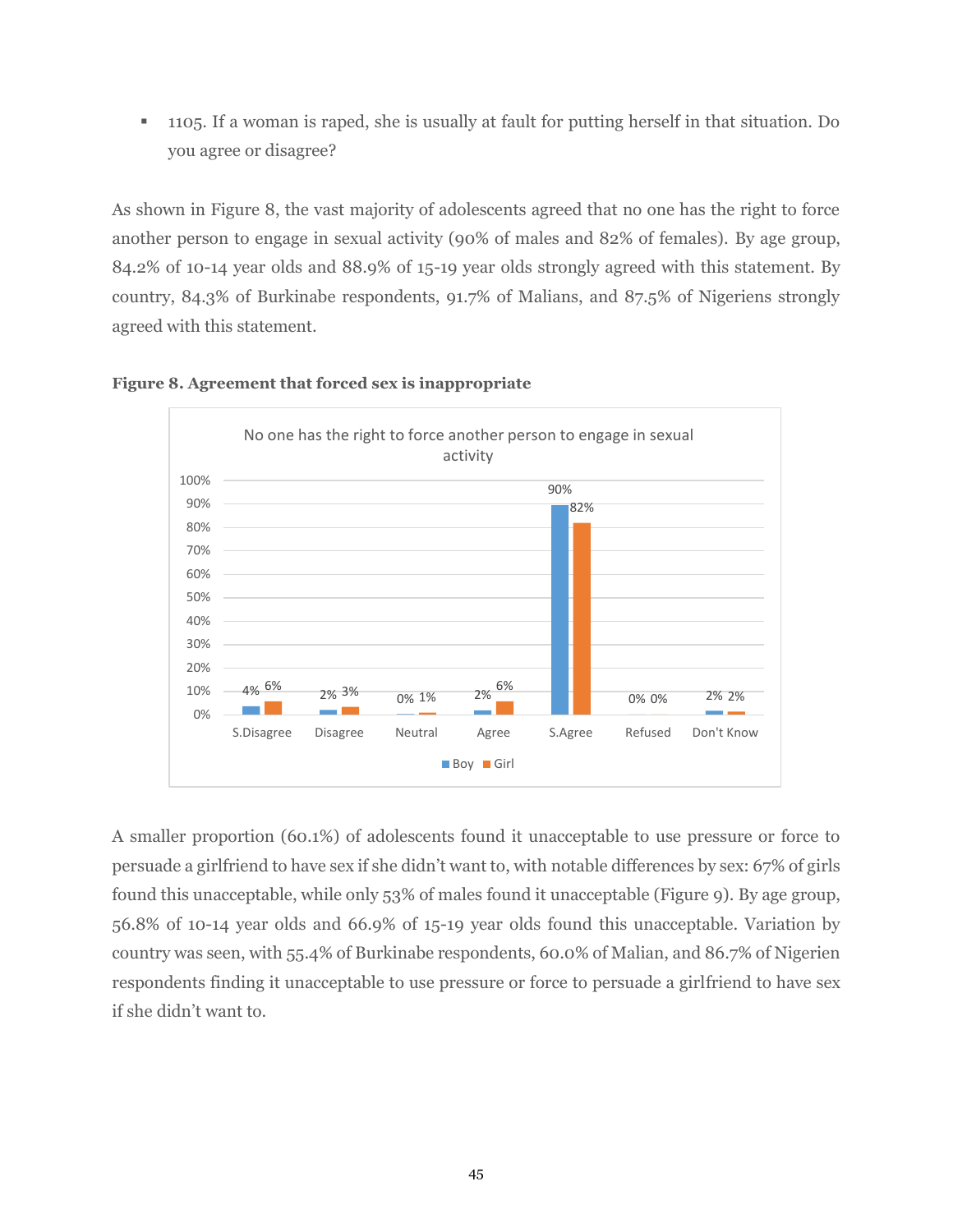- 1105. If a woman is raped, she is usually at fault for putting herself in that situation. Do you agree or disagree?

As shown in Figure 8, the vast majority of adolescents agreed that no one has the right to force another person to engage in sexual activity (90% of males and 82% of females). By age group, 84.2% of 10-14 year olds and 88.9% of 15-19 year olds strongly agreed with this statement. By country, 84.3% of Burkinabe respondents, 91.7% of Malians, and 87.5% of Nigeriens strongly agreed with this statement.

**Figure 8. Agreement that forced sex is inappropriate**

No one has the right to force another person to engage in sexual activity

| | S.Disagree | Disagree | Neutral | Agree | S.Agree | Refused | Don't Know |
|---|---|---|---|---|---|---|---|
| Boy | 4% | 2% | 0% | 2% | 90% | 0% | 2% |
| Girl | 6% | 3% | 1% | 6% | 82% | 0% | 2% |

A smaller proportion (60.1%) of adolescents found it unacceptable to use pressure or force to persuade a girlfriend to have sex if she didn't want to, with notable differences by sex: 67% of girls found this unacceptable, while only 53% of males found it unacceptable (Figure 9). By age group, 56.8% of 10-14 year olds and 66.9% of 15-19 year olds found this unacceptable. Variation by country was seen, with 55.4% of Burkinabe respondents, 60.0% of Malian, and 86.7% of Nigerien respondents finding it unacceptable to use pressure or force to persuade a girlfriend to have sex if she didn't want to.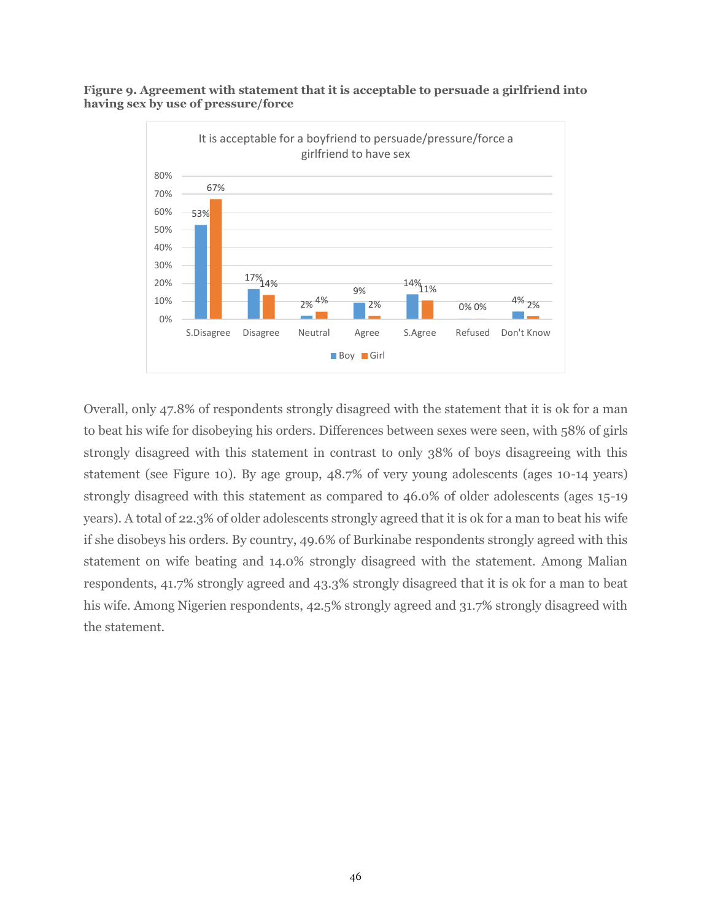**Figure 9. Agreement with statement that it is acceptable to persuade a girlfriend into having sex by use of pressure/force**

It is acceptable for a boyfriend to persuade/pressure/force a girlfriend to have sex

| | S.Disagree | Disagree | Neutral | Agree | S.Agree | Refused | Don't Know |
|---|---|---|---|---|---|---|---|
| Boy | 53% | 17% | 2% | 9% | 14% | 0% | 4% |
| Girl | 67% | 14% | 4% | 2% | 11% | 0% | 2% |

Overall, only 47.8% of respondents strongly disagreed with the statement that it is ok for a man to beat his wife for disobeying his orders. Differences between sexes were seen, with 58% of girls strongly disagreed with this statement in contrast to only 38% of boys disagreeing with this statement (see Figure 10). By age group, 48.7% of very young adolescents (ages 10-14 years) strongly disagreed with this statement as compared to 46.0% of older adolescents (ages 15-19 years). A total of 22.3% of older adolescents strongly agreed that it is ok for a man to beat his wife if she disobeys his orders. By country, 49.6% of Burkinabe respondents strongly agreed with this statement on wife beating and 14.0% strongly disagreed with the statement. Among Malian respondents, 41.7% strongly agreed and 43.3% strongly disagreed that it is ok for a man to beat his wife. Among Nigerien respondents, 42.5% strongly agreed and 31.7% strongly disagreed with the statement.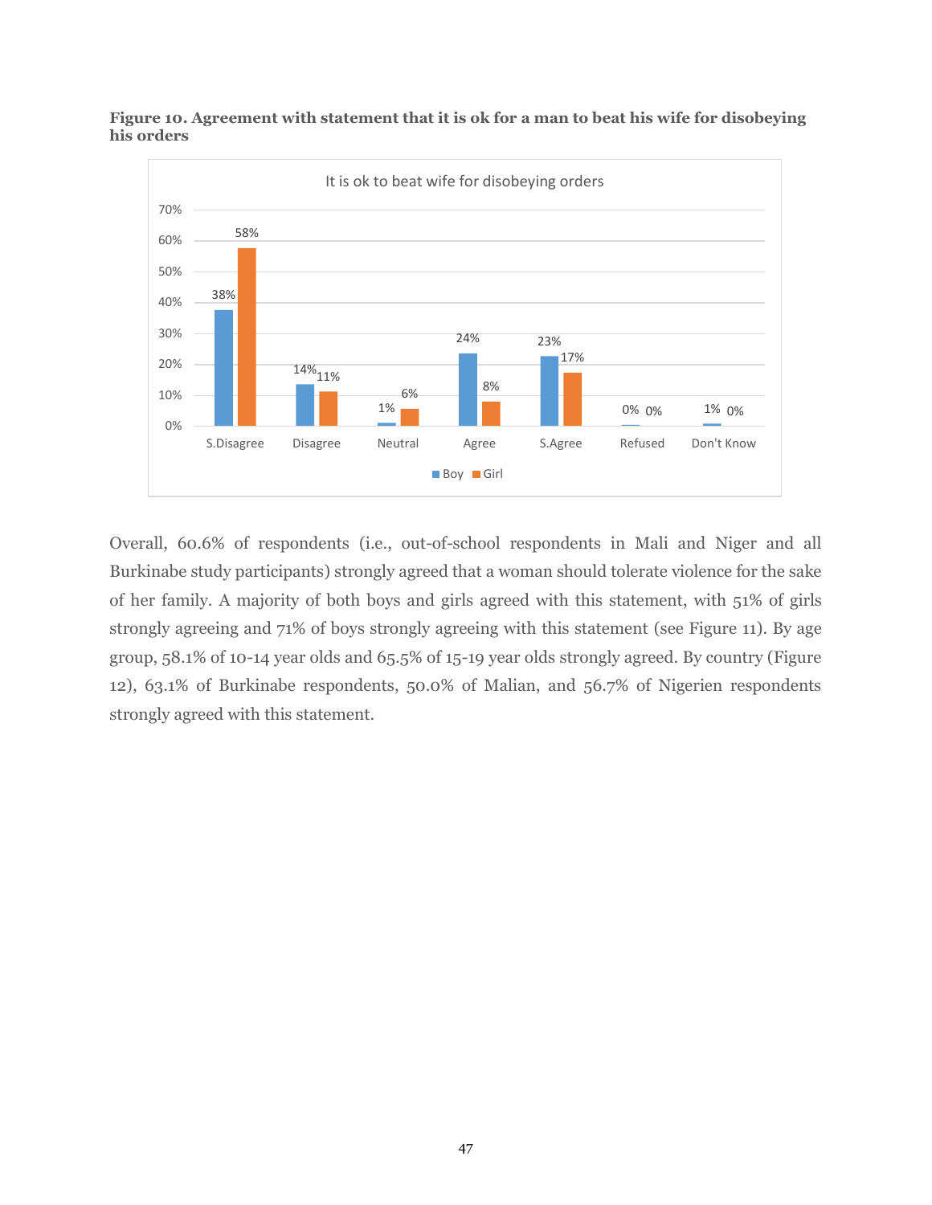**Figure 10. Agreement with statement that it is ok for a man to beat his wife for disobeying his orders**

| It is ok to beat wife for disobeying orders | S.Disagree | Disagree | Neutral | Agree | S.Agree | Refused | Don't Know |
|---|---|---|---|---|---|---|---|
| Boy | 38% | 14% | 1% | 24% | 23% | 0% | 1% |
| Girl | 58% | 11% | 6% | 8% | 17% | 0% | 0% |

Overall, 60.6% of respondents (i.e., out-of-school respondents in Mali and Niger and all Burkinabe study participants) strongly agreed that a woman should tolerate violence for the sake of her family. A majority of both boys and girls agreed with this statement, with 51% of girls strongly agreeing and 71% of boys strongly agreeing with this statement (see Figure 11). By age group, 58.1% of 10-14 year olds and 65.5% of 15-19 year olds strongly agreed. By country (Figure 12), 63.1% of Burkinabe respondents, 50.0% of Malian, and 56.7% of Nigerien respondents strongly agreed with this statement.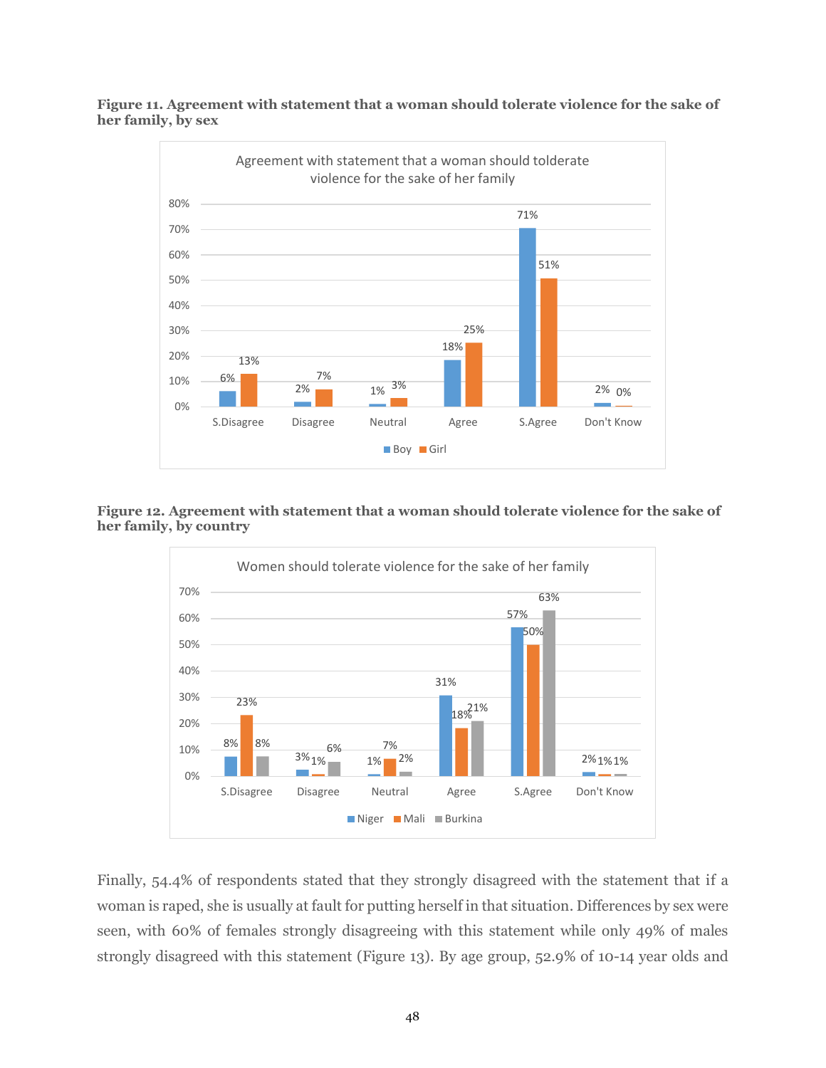**Figure 11. Agreement with statement that a woman should tolerate violence for the sake of her family, by sex**

Agreement with statement that a woman should tolderate violence for the sake of her family

| | S.Disagree | Disagree | Neutral | Agree | S.Agree | Don't Know |
|---|---|---|---|---|---|---|
| Boy | 6% | 2% | 1% | 18% | 71% | 2% |
| Girl | 13% | 7% | 3% | 25% | 51% | 0% |

**Figure 12. Agreement with statement that a woman should tolerate violence for the sake of her family, by country**

Women should tolerate violence for the sake of her family

| | S.Disagree | Disagree | Neutral | Agree | S.Agree | Don't Know |
|---|---|---|---|---|---|---|
| Niger | 8% | 3% | 1% | 31% | 57% | 2% |
| Mali | 23% | 1% | 7% | 18% | 50% | 1% |
| Burkina | 8% | 6% | 2% | 21% | 63% | 1% |

Finally, 54.4% of respondents stated that they strongly disagreed with the statement that if a woman is raped, she is usually at fault for putting herself in that situation. Differences by sex were seen, with 60% of females strongly disagreeing with this statement while only 49% of males strongly disagreed with this statement (Figure 13). By age group, 52.9% of 10-14 year olds and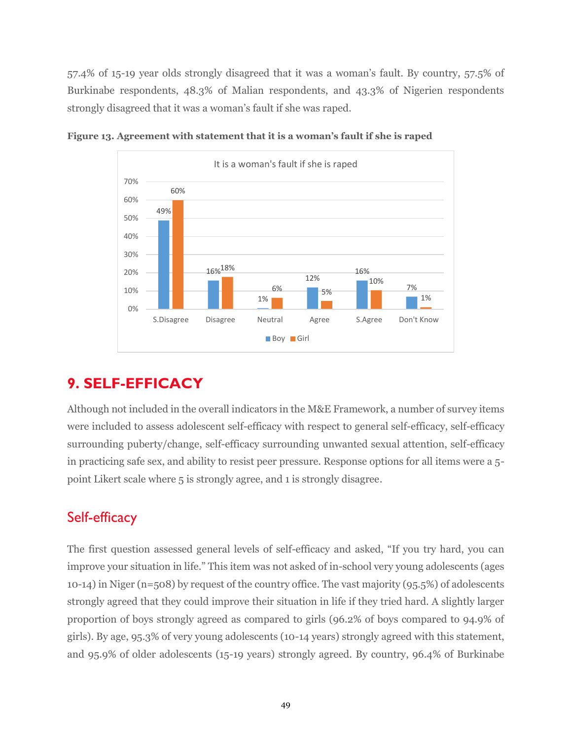57.4% of 15-19 year olds strongly disagreed that it was a woman's fault. By country, 57.5% of Burkinabe respondents, 48.3% of Malian respondents, and 43.3% of Nigerien respondents strongly disagreed that it was a woman's fault if she was raped.

**Figure 13. Agreement with statement that it is a woman's fault if she is raped**

It is a woman's fault if she is raped

| | S.Disagree | Disagree | Neutral | Agree | S.Agree | Don't Know |
|---|---|---|---|---|---|---|
| Boy | 49% | 16% | 1% | 12% | 16% | 7% |
| Girl | 60% | 18% | 6% | 5% | 10% | 1% |

# 9. SELF-EFFICACY

Although not included in the overall indicators in the M&E Framework, a number of survey items were included to assess adolescent self-efficacy with respect to general self-efficacy, self-efficacy surrounding puberty/change, self-efficacy surrounding unwanted sexual attention, self-efficacy in practicing safe sex, and ability to resist peer pressure. Response options for all items were a 5-point Likert scale where 5 is strongly agree, and 1 is strongly disagree.

## Self-efficacy

The first question assessed general levels of self-efficacy and asked, "If you try hard, you can improve your situation in life." This item was not asked of in-school very young adolescents (ages 10-14) in Niger (n=508) by request of the country office. The vast majority (95.5%) of adolescents strongly agreed that they could improve their situation in life if they tried hard. A slightly larger proportion of boys strongly agreed as compared to girls (96.2% of boys compared to 94.9% of girls). By age, 95.3% of very young adolescents (10-14 years) strongly agreed with this statement, and 95.9% of older adolescents (15-19 years) strongly agreed. By country, 96.4% of Burkinabe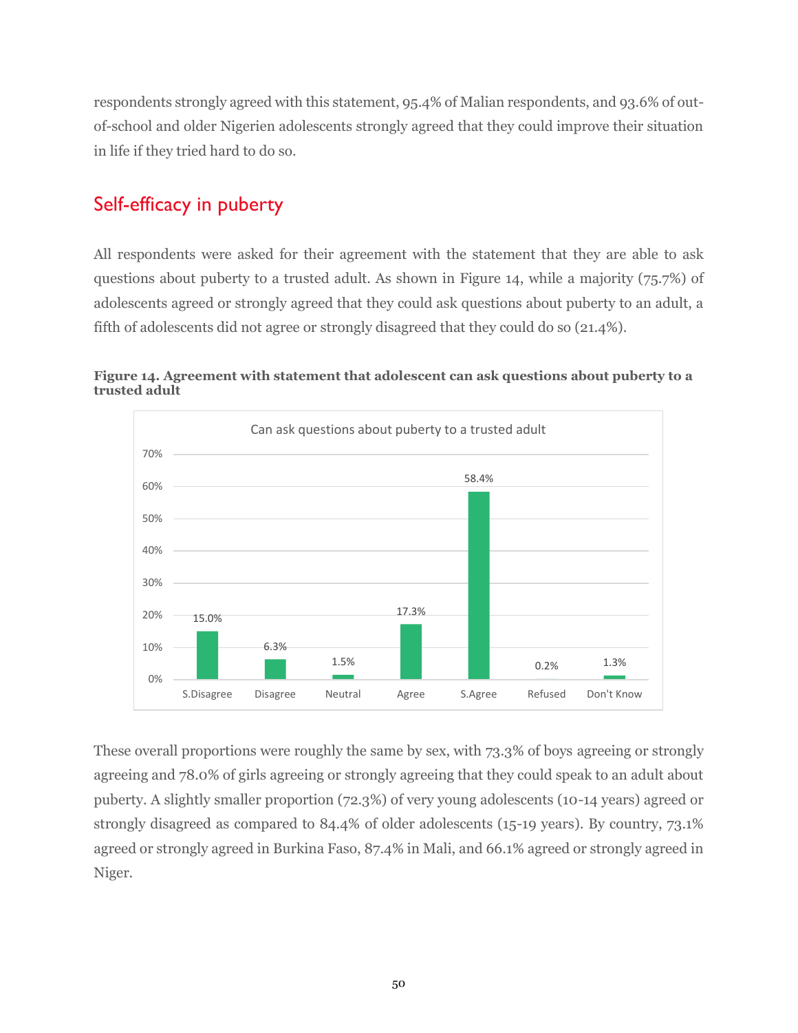respondents strongly agreed with this statement, 95.4% of Malian respondents, and 93.6% of out-of-school and older Nigerien adolescents strongly agreed that they could improve their situation in life if they tried hard to do so.

## Self-efficacy in puberty

All respondents were asked for their agreement with the statement that they are able to ask questions about puberty to a trusted adult. As shown in Figure 14, while a majority (75.7%) of adolescents agreed or strongly agreed that they could ask questions about puberty to an adult, a fifth of adolescents did not agree or strongly disagreed that they could do so (21.4%).

**Figure 14. Agreement with statement that adolescent can ask questions about puberty to a trusted adult**

Can ask questions about puberty to a trusted adult

| Response | Percentage |
|---|---|
| S.Disagree | 15.0% |
| Disagree | 6.3% |
| Neutral | 1.5% |
| Agree | 17.3% |
| S.Agree | 58.4% |
| Refused | 0.2% |
| Don't Know | 1.3% |

These overall proportions were roughly the same by sex, with 73.3% of boys agreeing or strongly agreeing and 78.0% of girls agreeing or strongly agreeing that they could speak to an adult about puberty. A slightly smaller proportion (72.3%) of very young adolescents (10-14 years) agreed or strongly disagreed as compared to 84.4% of older adolescents (15-19 years). By country, 73.1% agreed or strongly agreed in Burkina Faso, 87.4% in Mali, and 66.1% agreed or strongly agreed in Niger.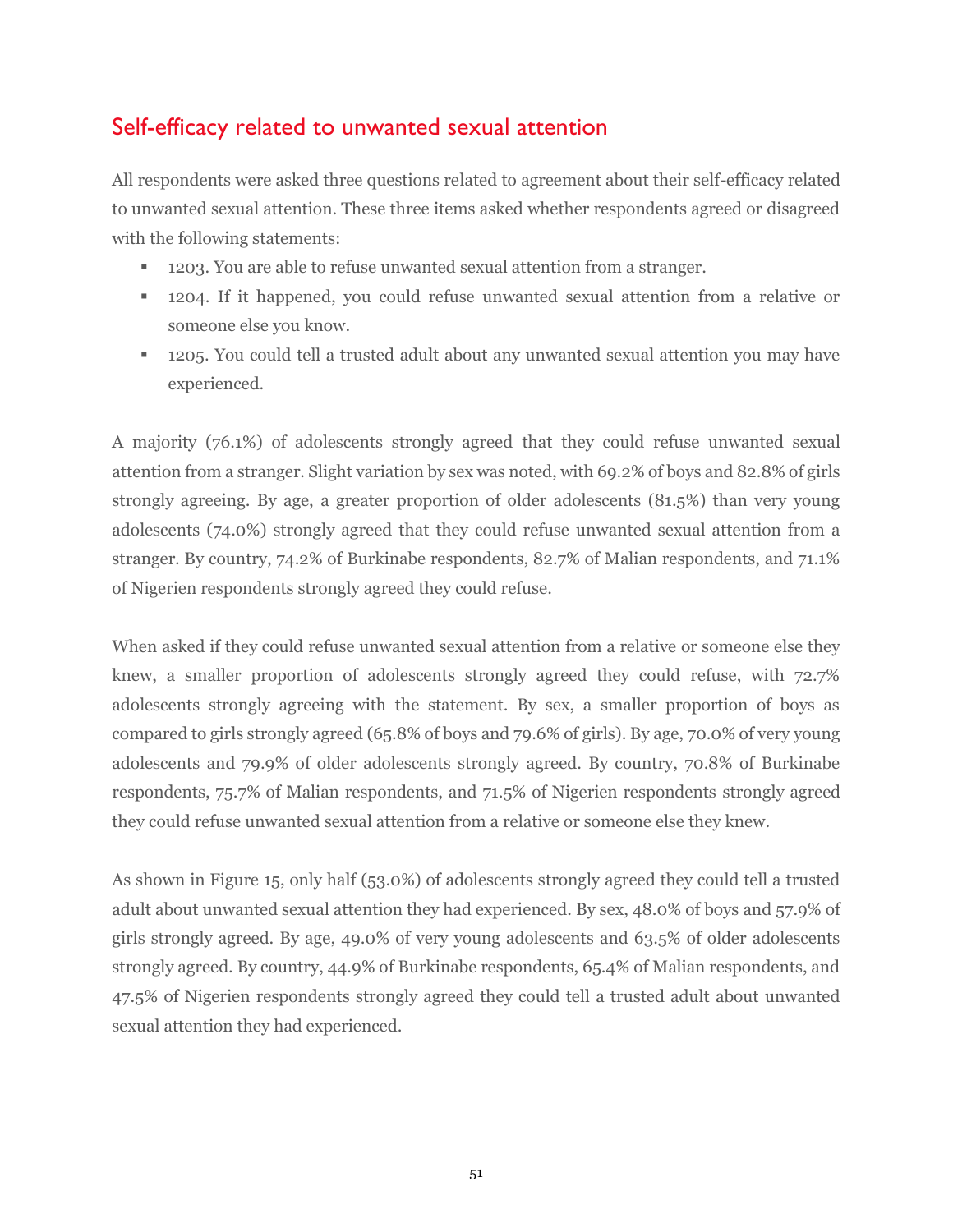## Self-efficacy related to unwanted sexual attention

All respondents were asked three questions related to agreement about their self-efficacy related to unwanted sexual attention. These three items asked whether respondents agreed or disagreed with the following statements:

- 1203. You are able to refuse unwanted sexual attention from a stranger.
- 1204. If it happened, you could refuse unwanted sexual attention from a relative or someone else you know.
- 1205. You could tell a trusted adult about any unwanted sexual attention you may have experienced.

A majority (76.1%) of adolescents strongly agreed that they could refuse unwanted sexual attention from a stranger. Slight variation by sex was noted, with 69.2% of boys and 82.8% of girls strongly agreeing. By age, a greater proportion of older adolescents (81.5%) than very young adolescents (74.0%) strongly agreed that they could refuse unwanted sexual attention from a stranger. By country, 74.2% of Burkinabe respondents, 82.7% of Malian respondents, and 71.1% of Nigerien respondents strongly agreed they could refuse.

When asked if they could refuse unwanted sexual attention from a relative or someone else they knew, a smaller proportion of adolescents strongly agreed they could refuse, with 72.7% adolescents strongly agreeing with the statement. By sex, a smaller proportion of boys as compared to girls strongly agreed (65.8% of boys and 79.6% of girls). By age, 70.0% of very young adolescents and 79.9% of older adolescents strongly agreed. By country, 70.8% of Burkinabe respondents, 75.7% of Malian respondents, and 71.5% of Nigerien respondents strongly agreed they could refuse unwanted sexual attention from a relative or someone else they knew.

As shown in Figure 15, only half (53.0%) of adolescents strongly agreed they could tell a trusted adult about unwanted sexual attention they had experienced. By sex, 48.0% of boys and 57.9% of girls strongly agreed. By age, 49.0% of very young adolescents and 63.5% of older adolescents strongly agreed. By country, 44.9% of Burkinabe respondents, 65.4% of Malian respondents, and 47.5% of Nigerien respondents strongly agreed they could tell a trusted adult about unwanted sexual attention they had experienced.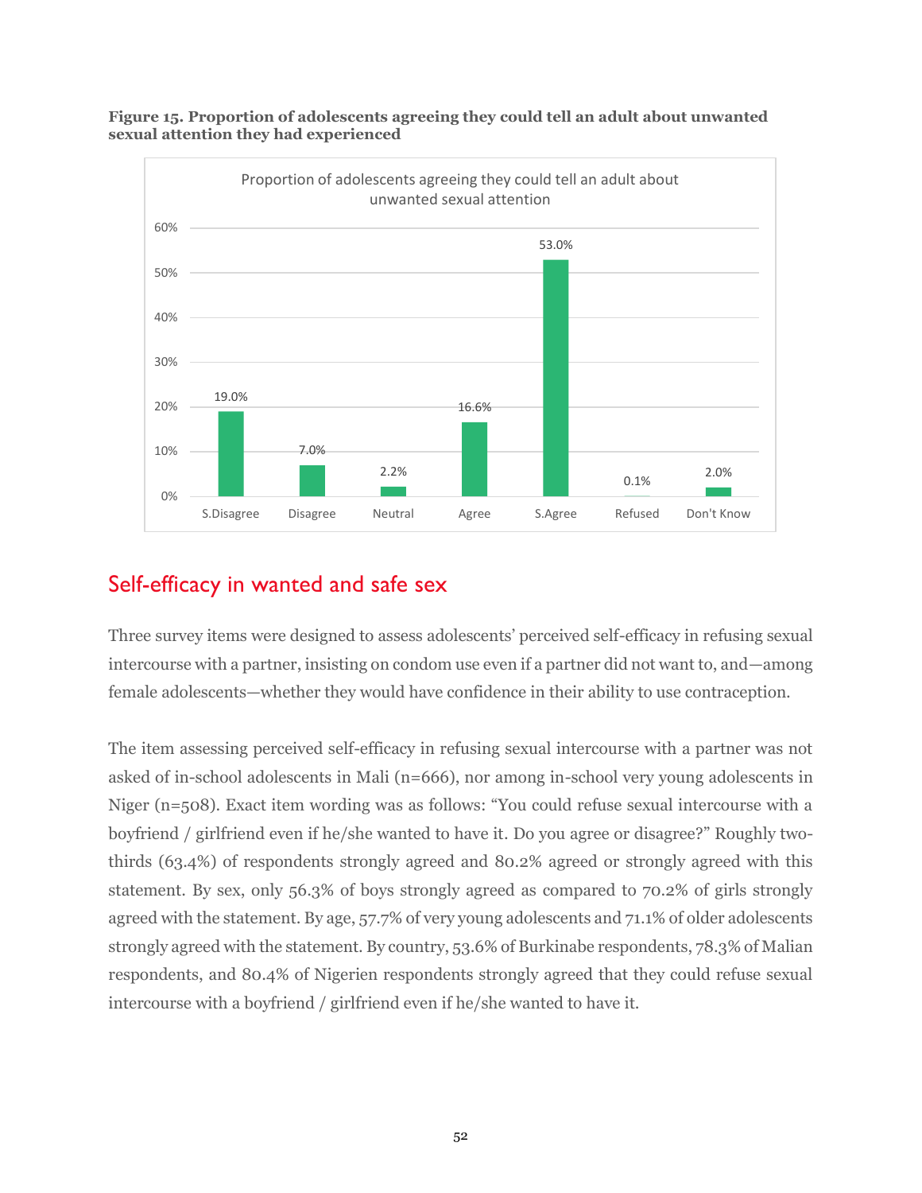**Figure 15. Proportion of adolescents agreeing they could tell an adult about unwanted sexual attention they had experienced**

| | S.Disagree | Disagree | Neutral | Agree | S.Agree | Refused | Don't Know |
|---|---|---|---|---|---|---|---|
| Proportion of adolescents agreeing they could tell an adult about unwanted sexual attention | 19.0% | 7.0% | 2.2% | 16.6% | 53.0% | 0.1% | 2.0% |

## Self-efficacy in wanted and safe sex

Three survey items were designed to assess adolescents' perceived self-efficacy in refusing sexual intercourse with a partner, insisting on condom use even if a partner did not want to, and—among female adolescents—whether they would have confidence in their ability to use contraception.

The item assessing perceived self-efficacy in refusing sexual intercourse with a partner was not asked of in-school adolescents in Mali (n=666), nor among in-school very young adolescents in Niger (n=508). Exact item wording was as follows: "You could refuse sexual intercourse with a boyfriend / girlfriend even if he/she wanted to have it. Do you agree or disagree?" Roughly two-thirds (63.4%) of respondents strongly agreed and 80.2% agreed or strongly agreed with this statement. By sex, only 56.3% of boys strongly agreed as compared to 70.2% of girls strongly agreed with the statement. By age, 57.7% of very young adolescents and 71.1% of older adolescents strongly agreed with the statement. By country, 53.6% of Burkinabe respondents, 78.3% of Malian respondents, and 80.4% of Nigerien respondents strongly agreed that they could refuse sexual intercourse with a boyfriend / girlfriend even if he/she wanted to have it.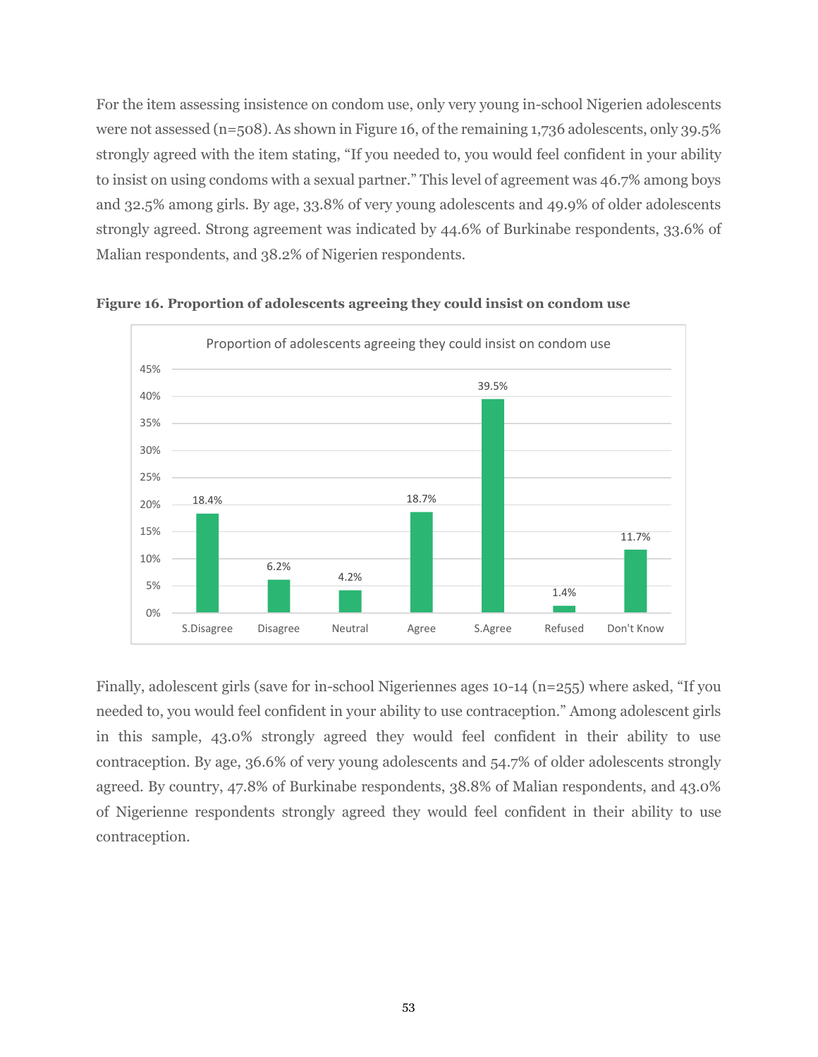For the item assessing insistence on condom use, only very young in-school Nigerien adolescents were not assessed (n=508). As shown in Figure 16, of the remaining 1,736 adolescents, only 39.5% strongly agreed with the item stating, "If you needed to, you would feel confident in your ability to insist on using condoms with a sexual partner." This level of agreement was 46.7% among boys and 32.5% among girls. By age, 33.8% of very young adolescents and 49.9% of older adolescents strongly agreed. Strong agreement was indicated by 44.6% of Burkinabe respondents, 33.6% of Malian respondents, and 38.2% of Nigerien respondents.

**Figure 16. Proportion of adolescents agreeing they could insist on condom use**

| Response | Proportion |
|---|---|
| S.Disagree | 18.4% |
| Disagree | 6.2% |
| Neutral | 4.2% |
| Agree | 18.7% |
| S.Agree | 39.5% |
| Refused | 1.4% |
| Don't Know | 11.7% |

Finally, adolescent girls (save for in-school Nigeriennes ages 10-14 (n=255) where asked, "If you needed to, you would feel confident in your ability to use contraception." Among adolescent girls in this sample, 43.0% strongly agreed they would feel confident in their ability to use contraception. By age, 36.6% of very young adolescents and 54.7% of older adolescents strongly agreed. By country, 47.8% of Burkinabe respondents, 38.8% of Malian respondents, and 43.0% of Nigerienne respondents strongly agreed they would feel confident in their ability to use contraception.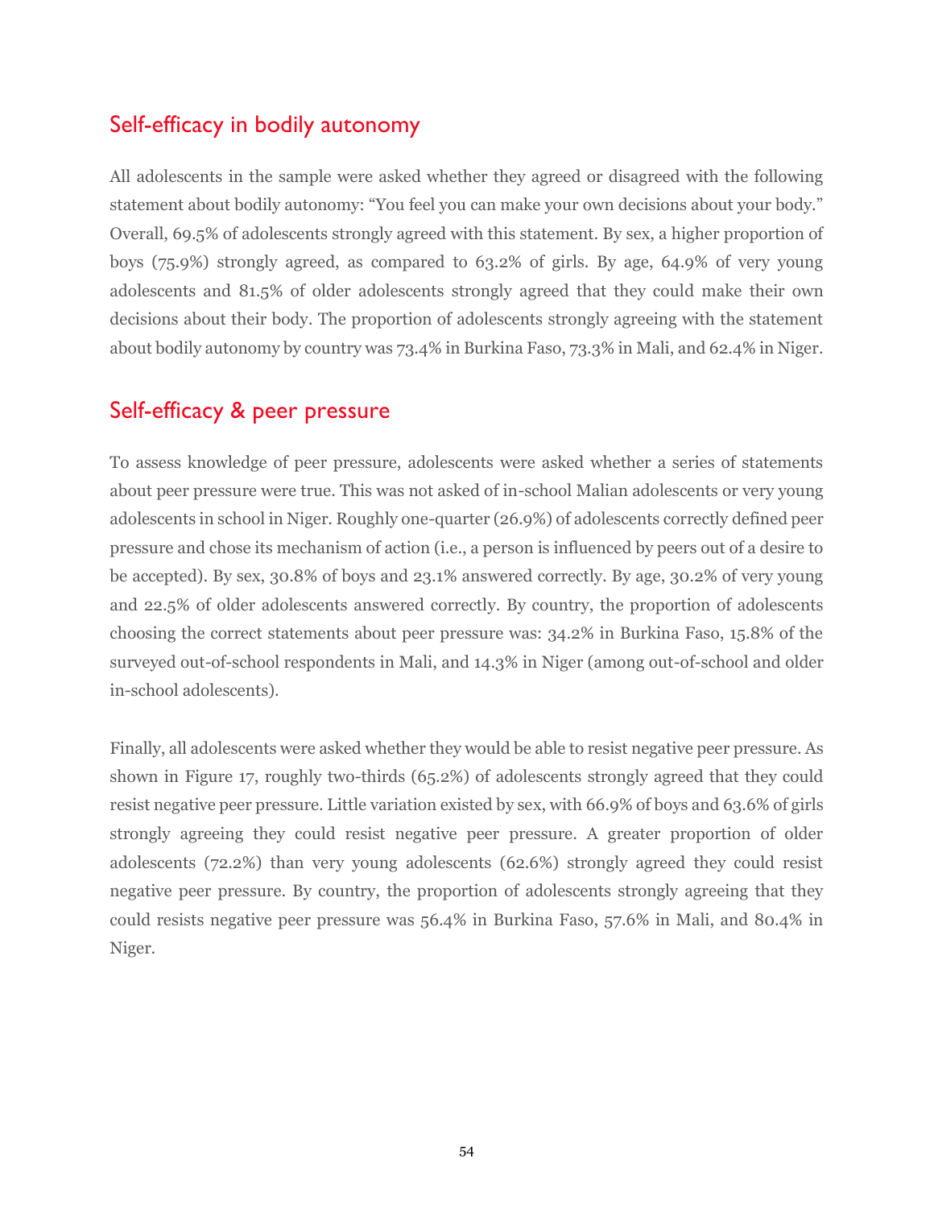## Self-efficacy in bodily autonomy

All adolescents in the sample were asked whether they agreed or disagreed with the following statement about bodily autonomy: "You feel you can make your own decisions about your body." Overall, 69.5% of adolescents strongly agreed with this statement. By sex, a higher proportion of boys (75.9%) strongly agreed, as compared to 63.2% of girls. By age, 64.9% of very young adolescents and 81.5% of older adolescents strongly agreed that they could make their own decisions about their body. The proportion of adolescents strongly agreeing with the statement about bodily autonomy by country was 73.4% in Burkina Faso, 73.3% in Mali, and 62.4% in Niger.

## Self-efficacy & peer pressure

To assess knowledge of peer pressure, adolescents were asked whether a series of statements about peer pressure were true. This was not asked of in-school Malian adolescents or very young adolescents in school in Niger. Roughly one-quarter (26.9%) of adolescents correctly defined peer pressure and chose its mechanism of action (i.e., a person is influenced by peers out of a desire to be accepted). By sex, 30.8% of boys and 23.1% answered correctly. By age, 30.2% of very young and 22.5% of older adolescents answered correctly. By country, the proportion of adolescents choosing the correct statements about peer pressure was: 34.2% in Burkina Faso, 15.8% of the surveyed out-of-school respondents in Mali, and 14.3% in Niger (among out-of-school and older in-school adolescents).

Finally, all adolescents were asked whether they would be able to resist negative peer pressure. As shown in Figure 17, roughly two-thirds (65.2%) of adolescents strongly agreed that they could resist negative peer pressure. Little variation existed by sex, with 66.9% of boys and 63.6% of girls strongly agreeing they could resist negative peer pressure. A greater proportion of older adolescents (72.2%) than very young adolescents (62.6%) strongly agreed they could resist negative peer pressure. By country, the proportion of adolescents strongly agreeing that they could resists negative peer pressure was 56.4% in Burkina Faso, 57.6% in Mali, and 80.4% in Niger.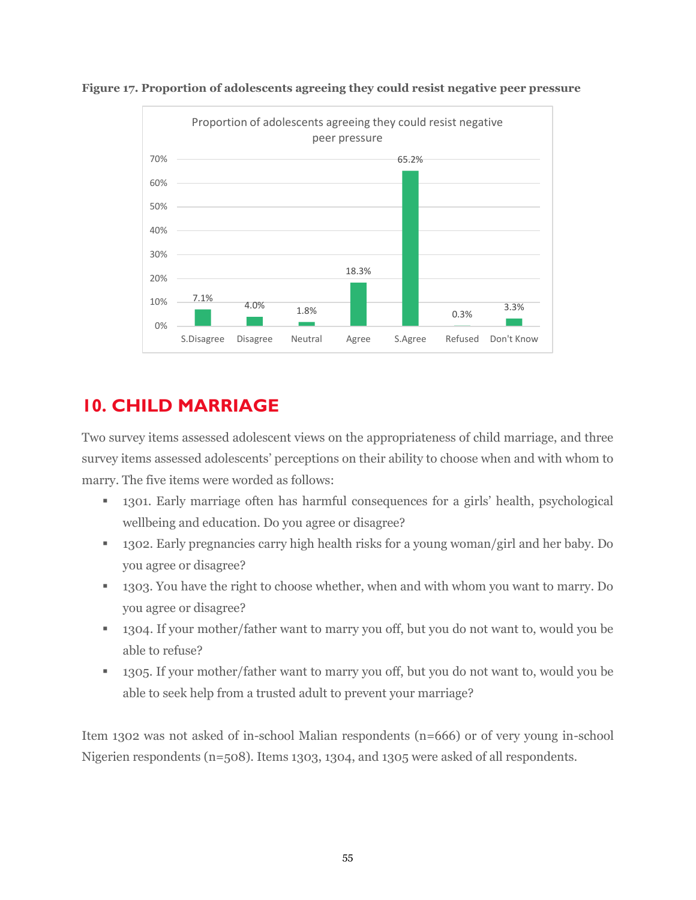**Figure 17. Proportion of adolescents agreeing they could resist negative peer pressure**

| S.Disagree | Disagree | Neutral | Agree | S.Agree | Refused | Don't Know |
|---|---|---|---|---|---|---|
| 7.1% | 4.0% | 1.8% | 18.3% | 65.2% | 0.3% | 3.3% |

# 10. CHILD MARRIAGE

Two survey items assessed adolescent views on the appropriateness of child marriage, and three survey items assessed adolescents' perceptions on their ability to choose when and with whom to marry. The five items were worded as follows:

- 1301. Early marriage often has harmful consequences for a girls' health, psychological wellbeing and education. Do you agree or disagree?
- 1302. Early pregnancies carry high health risks for a young woman/girl and her baby. Do you agree or disagree?
- 1303. You have the right to choose whether, when and with whom you want to marry. Do you agree or disagree?
- 1304. If your mother/father want to marry you off, but you do not want to, would you be able to refuse?
- 1305. If your mother/father want to marry you off, but you do not want to, would you be able to seek help from a trusted adult to prevent your marriage?

Item 1302 was not asked of in-school Malian respondents (n=666) or of very young in-school Nigerien respondents (n=508). Items 1303, 1304, and 1305 were asked of all respondents.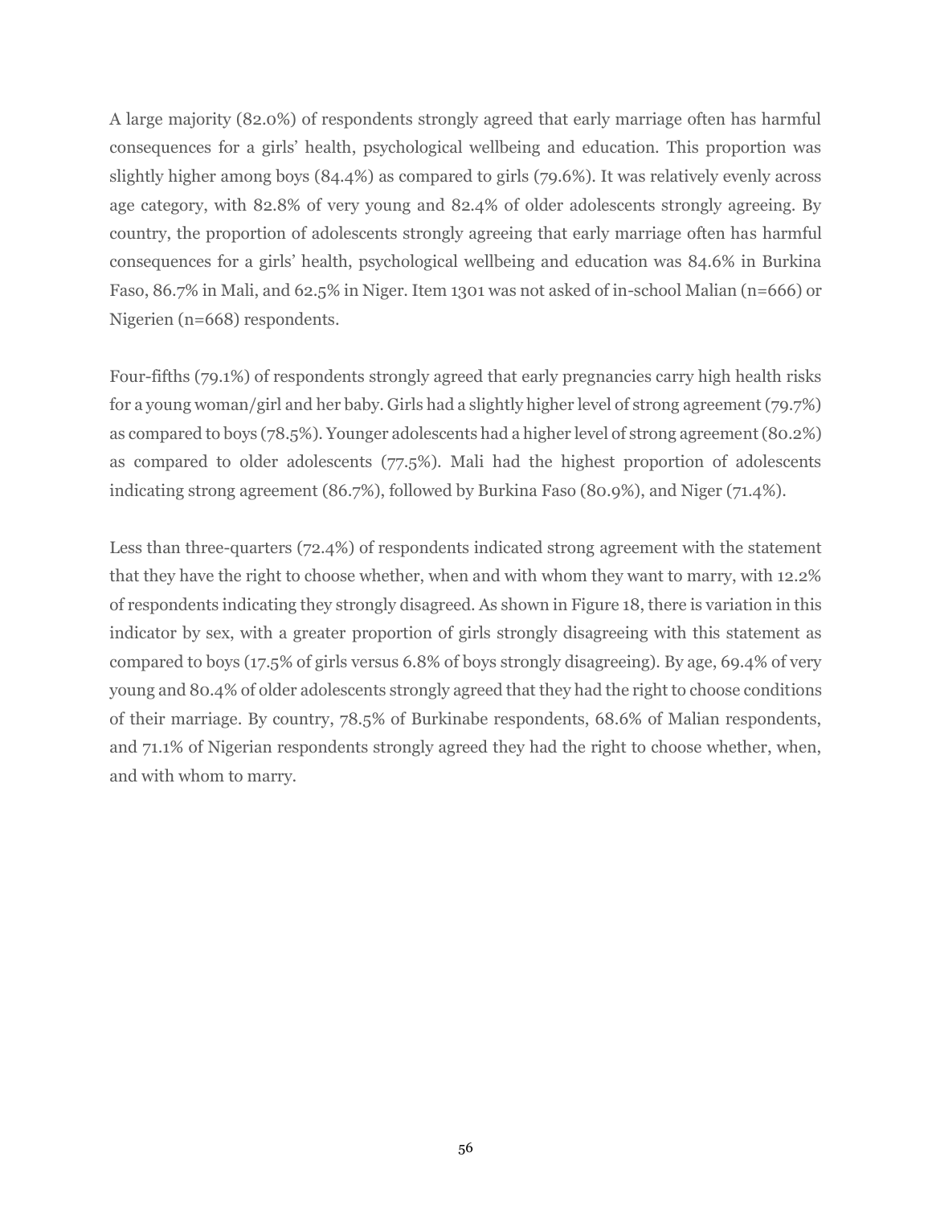A large majority (82.0%) of respondents strongly agreed that early marriage often has harmful consequences for a girls' health, psychological wellbeing and education. This proportion was slightly higher among boys (84.4%) as compared to girls (79.6%). It was relatively evenly across age category, with 82.8% of very young and 82.4% of older adolescents strongly agreeing. By country, the proportion of adolescents strongly agreeing that early marriage often has harmful consequences for a girls' health, psychological wellbeing and education was 84.6% in Burkina Faso, 86.7% in Mali, and 62.5% in Niger. Item 1301 was not asked of in-school Malian (n=666) or Nigerien (n=668) respondents.

Four-fifths (79.1%) of respondents strongly agreed that early pregnancies carry high health risks for a young woman/girl and her baby. Girls had a slightly higher level of strong agreement (79.7%) as compared to boys (78.5%). Younger adolescents had a higher level of strong agreement (80.2%) as compared to older adolescents (77.5%). Mali had the highest proportion of adolescents indicating strong agreement (86.7%), followed by Burkina Faso (80.9%), and Niger (71.4%).

Less than three-quarters (72.4%) of respondents indicated strong agreement with the statement that they have the right to choose whether, when and with whom they want to marry, with 12.2% of respondents indicating they strongly disagreed. As shown in Figure 18, there is variation in this indicator by sex, with a greater proportion of girls strongly disagreeing with this statement as compared to boys (17.5% of girls versus 6.8% of boys strongly disagreeing). By age, 69.4% of very young and 80.4% of older adolescents strongly agreed that they had the right to choose conditions of their marriage. By country, 78.5% of Burkinabe respondents, 68.6% of Malian respondents, and 71.1% of Nigerian respondents strongly agreed they had the right to choose whether, when, and with whom to marry.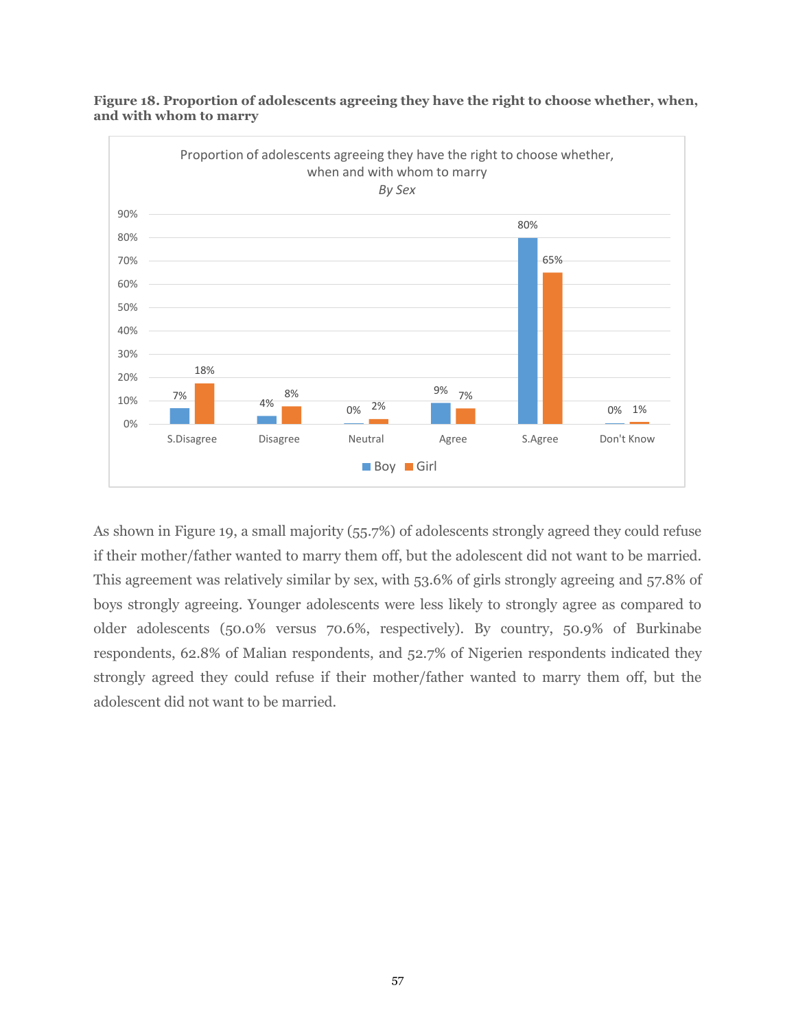**Figure 18. Proportion of adolescents agreeing they have the right to choose whether, when, and with whom to marry**

Proportion of adolescents agreeing they have the right to choose whether, when and with whom to marry
*By Sex*

| | S.Disagree | Disagree | Neutral | Agree | S.Agree | Don't Know |
|---|---|---|---|---|---|---|
| Boy | 7% | 4% | 0% | 9% | 80% | 0% |
| Girl | 18% | 8% | 2% | 7% | 65% | 1% |

As shown in Figure 19, a small majority (55.7%) of adolescents strongly agreed they could refuse if their mother/father wanted to marry them off, but the adolescent did not want to be married. This agreement was relatively similar by sex, with 53.6% of girls strongly agreeing and 57.8% of boys strongly agreeing. Younger adolescents were less likely to strongly agree as compared to older adolescents (50.0% versus 70.6%, respectively). By country, 50.9% of Burkinabe respondents, 62.8% of Malian respondents, and 52.7% of Nigerien respondents indicated they strongly agreed they could refuse if their mother/father wanted to marry them off, but the adolescent did not want to be married.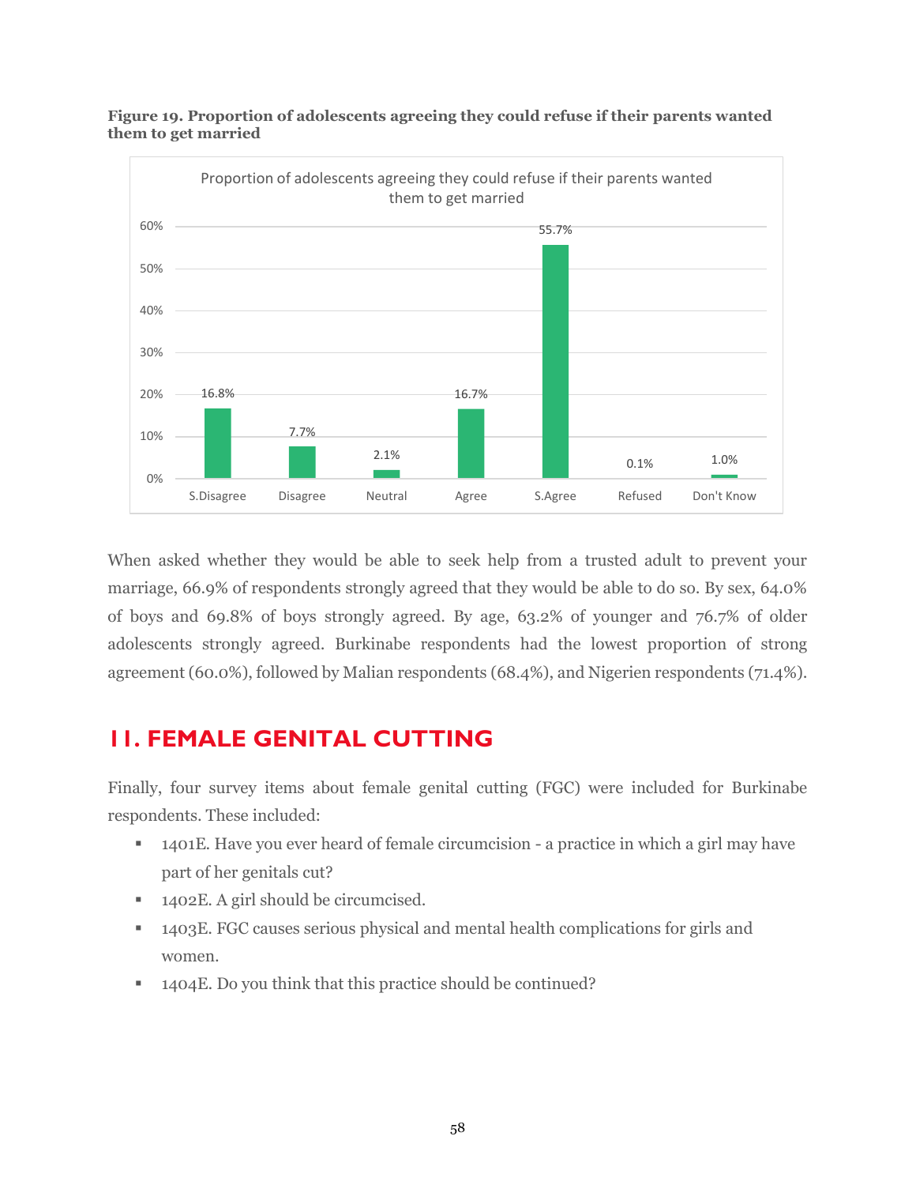**Figure 19. Proportion of adolescents agreeing they could refuse if their parents wanted them to get married**

| Response | Proportion |
|---|---|
| S.Disagree | 16.8% |
| Disagree | 7.7% |
| Neutral | 2.1% |
| Agree | 16.7% |
| S.Agree | 55.7% |
| Refused | 0.1% |
| Don't Know | 1.0% |

When asked whether they would be able to seek help from a trusted adult to prevent your marriage, 66.9% of respondents strongly agreed that they would be able to do so. By sex, 64.0% of boys and 69.8% of boys strongly agreed. By age, 63.2% of younger and 76.7% of older adolescents strongly agreed. Burkinabe respondents had the lowest proportion of strong agreement (60.0%), followed by Malian respondents (68.4%), and Nigerien respondents (71.4%).

## 11. FEMALE GENITAL CUTTING

Finally, four survey items about female genital cutting (FGC) were included for Burkinabe respondents. These included:

- 1401E. Have you ever heard of female circumcision - a practice in which a girl may have part of her genitals cut?
- 1402E. A girl should be circumcised.
- 1403E. FGC causes serious physical and mental health complications for girls and women.
- 1404E. Do you think that this practice should be continued?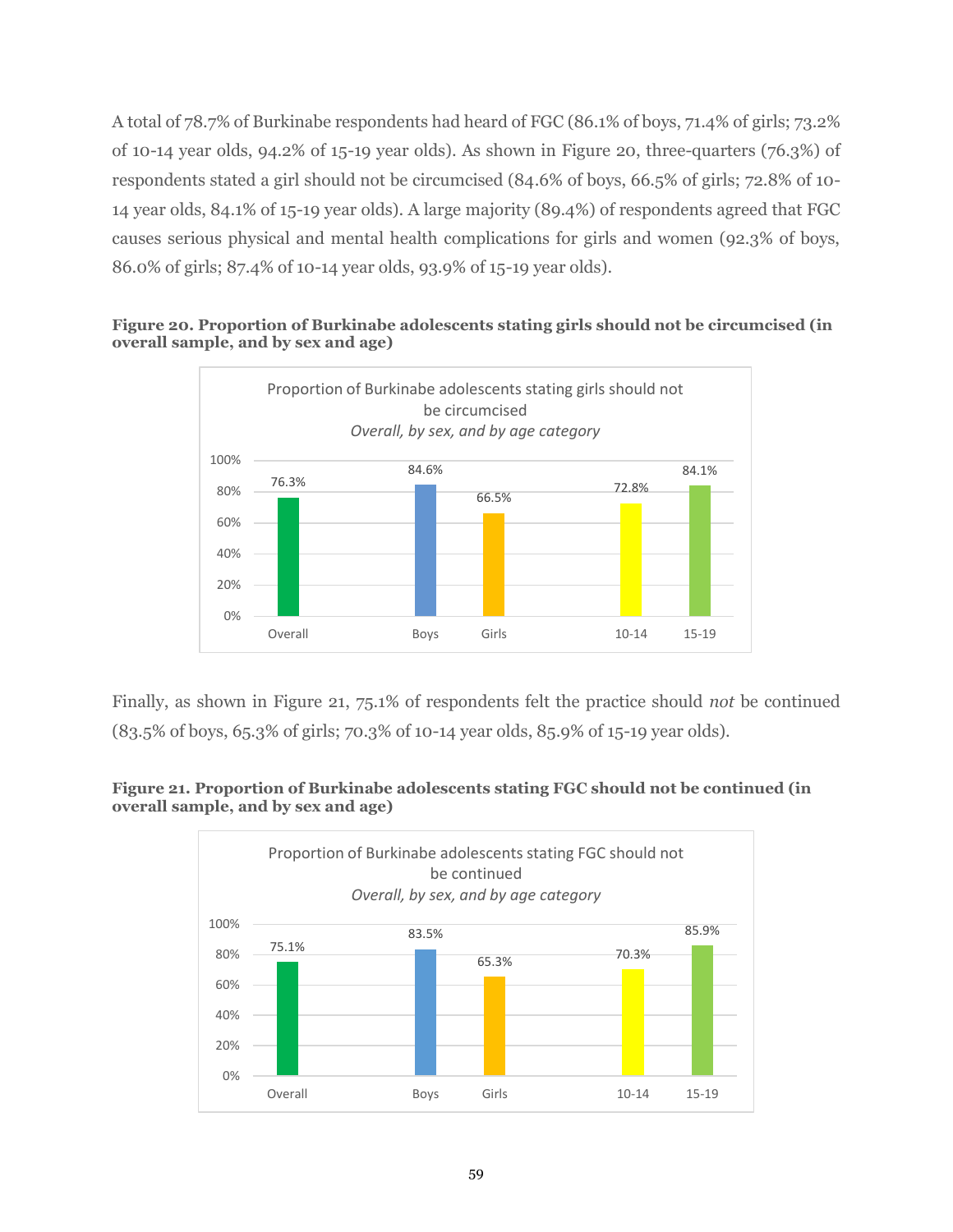A total of 78.7% of Burkinabe respondents had heard of FGC (86.1% of boys, 71.4% of girls; 73.2% of 10-14 year olds, 94.2% of 15-19 year olds). As shown in Figure 20, three-quarters (76.3%) of respondents stated a girl should not be circumcised (84.6% of boys, 66.5% of girls; 72.8% of 10-14 year olds, 84.1% of 15-19 year olds). A large majority (89.4%) of respondents agreed that FGC causes serious physical and mental health complications for girls and women (92.3% of boys, 86.0% of girls; 87.4% of 10-14 year olds, 93.9% of 15-19 year olds).

**Figure 20. Proportion of Burkinabe adolescents stating girls should not be circumcised (in overall sample, and by sex and age)**

Proportion of Burkinabe adolescents stating girls should not be circumcised
*Overall, by sex, and by age category*

| Overall | Boys | Girls | 10-14 | 15-19 |
|---|---|---|---|---|
| 76.3% | 84.6% | 66.5% | 72.8% | 84.1% |

Finally, as shown in Figure 21, 75.1% of respondents felt the practice should *not* be continued (83.5% of boys, 65.3% of girls; 70.3% of 10-14 year olds, 85.9% of 15-19 year olds).

**Figure 21. Proportion of Burkinabe adolescents stating FGC should not be continued (in overall sample, and by sex and age)**

Proportion of Burkinabe adolescents stating FGC should not be continued
*Overall, by sex, and by age category*

| Overall | Boys | Girls | 10-14 | 15-19 |
|---|---|---|---|---|
| 75.1% | 83.5% | 65.3% | 70.3% | 85.9% |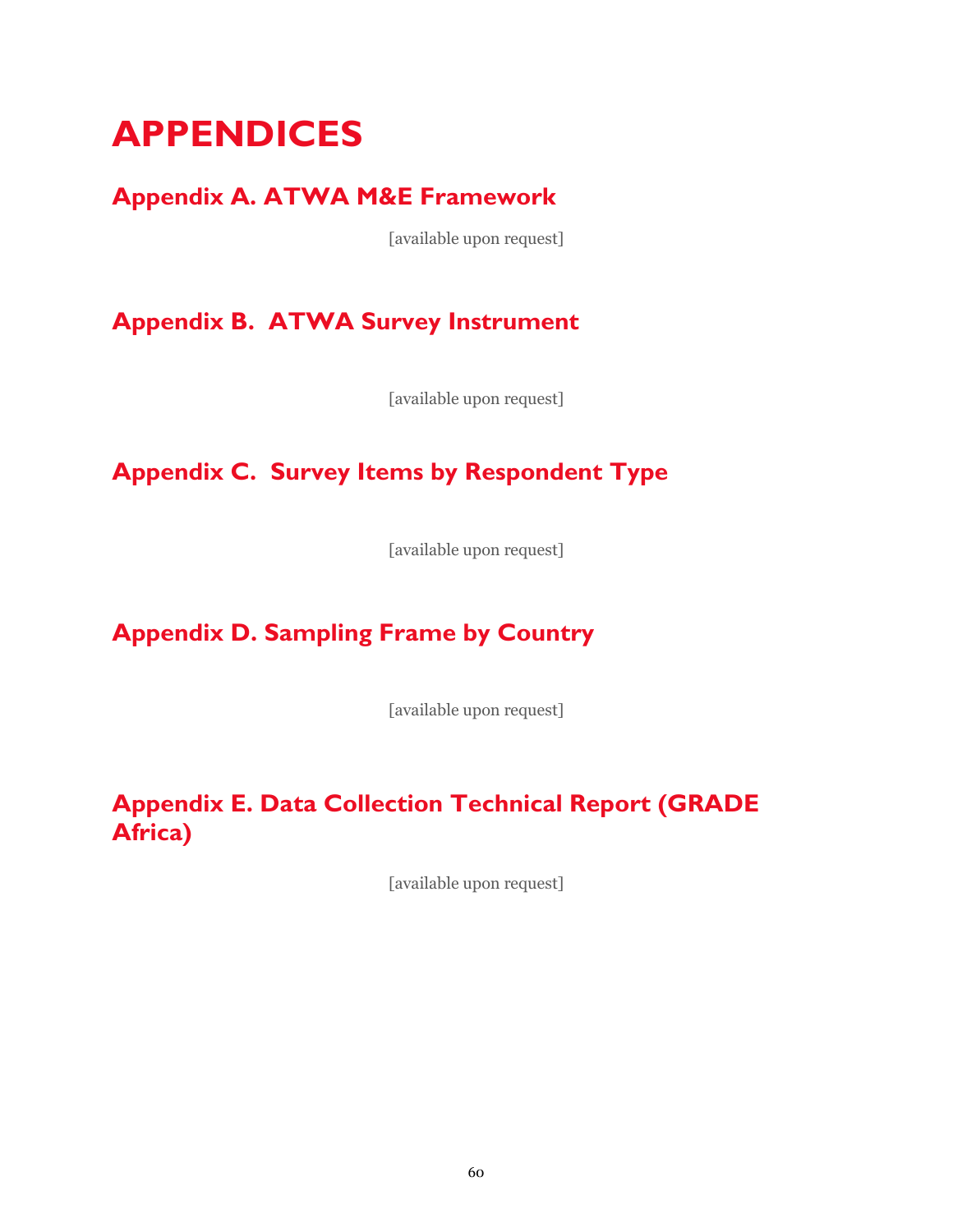# APPENDICES

## Appendix A. ATWA M&E Framework

[available upon request]

## Appendix B. ATWA Survey Instrument

[available upon request]

## Appendix C. Survey Items by Respondent Type

[available upon request]

## Appendix D. Sampling Frame by Country

[available upon request]

## Appendix E. Data Collection Technical Report (GRADE Africa)

[available upon request]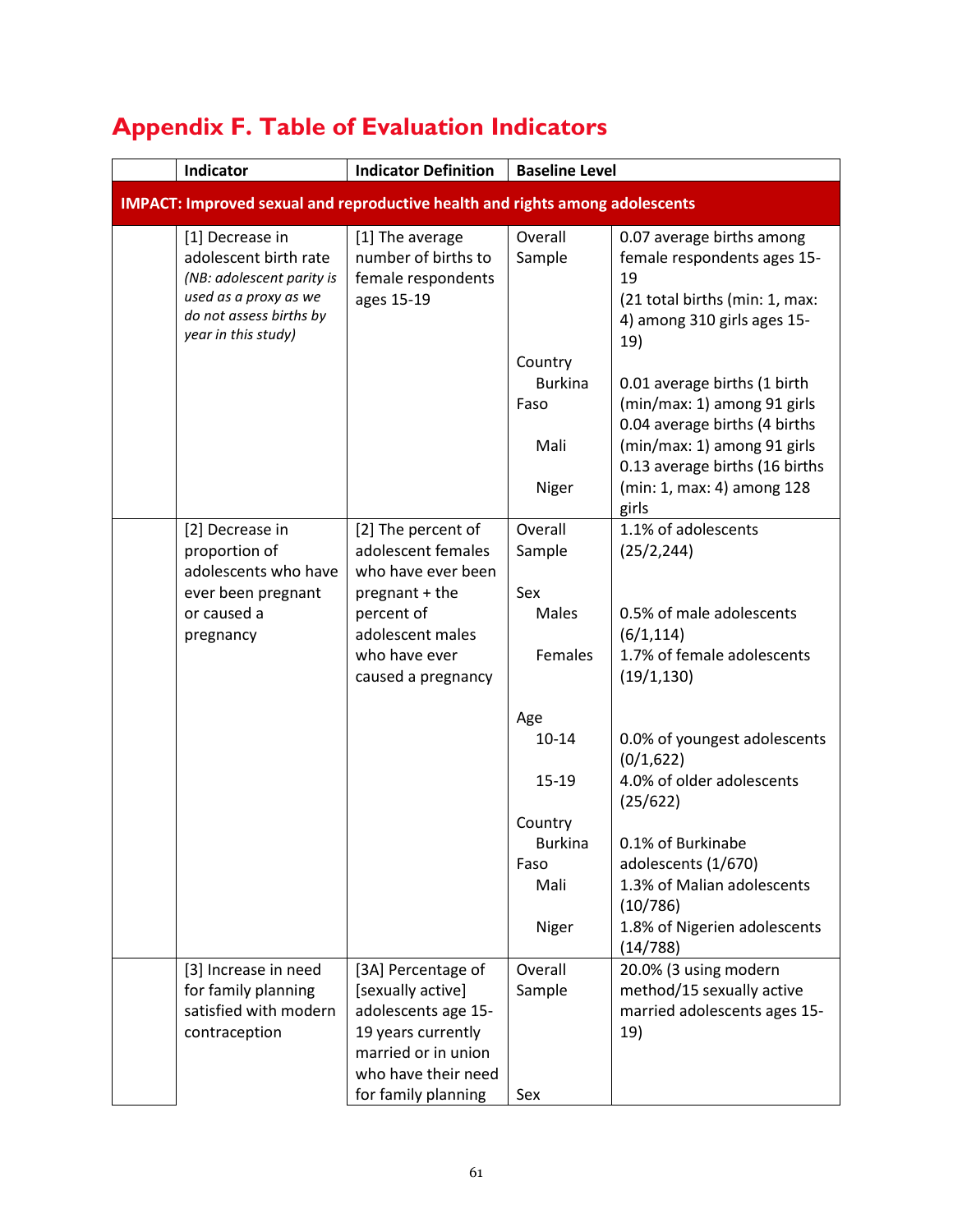## Appendix F. Table of Evaluation Indicators

| | Indicator | Indicator Definition | Baseline Level | |
|---|---|---|---|---|
| **IMPACT: Improved sexual and reproductive health and rights among adolescents** | | | | |
| | [1] Decrease in adolescent birth rate *(NB: adolescent parity is used as a proxy as we do not assess births by year in this study)* | [1] The average number of births to female respondents ages 15-19 | Overall Sample | 0.07 average births among female respondents ages 15-19 (21 total births (min: 1, max: 4) among 310 girls ages 15-19) |
| | | | Country | |
| | | | Burkina Faso | 0.01 average births (1 birth (min/max: 1) among 91 girls |
| | | | Mali | 0.04 average births (4 births (min/max: 1) among 91 girls |
| | | | Niger | 0.13 average births (16 births (min: 1, max: 4) among 128 girls |
| | [2] Decrease in proportion of adolescents who have ever been pregnant or caused a pregnancy | [2] The percent of adolescent females who have ever been pregnant + the percent of adolescent males who have ever caused a pregnancy | Overall Sample | 1.1% of adolescents (25/2,244) |
| | | | Sex | |
| | | | Males | 0.5% of male adolescents (6/1,114) |
| | | | Females | 1.7% of female adolescents (19/1,130) |
| | | | Age | |
| | | | 10-14 | 0.0% of youngest adolescents (0/1,622) |
| | | | 15-19 | 4.0% of older adolescents (25/622) |
| | | | Country | |
| | | | Burkina Faso | 0.1% of Burkinabe adolescents (1/670) |
| | | | Mali | 1.3% of Malian adolescents (10/786) |
| | | | Niger | 1.8% of Nigerien adolescents (14/788) |
| | [3] Increase in need for family planning satisfied with modern contraception | [3A] Percentage of [sexually active] adolescents age 15-19 years currently married or in union who have their need for family planning | Overall Sample | 20.0% (3 using modern method/15 sexually active married adolescents ages 15-19) |
| | | | Sex | |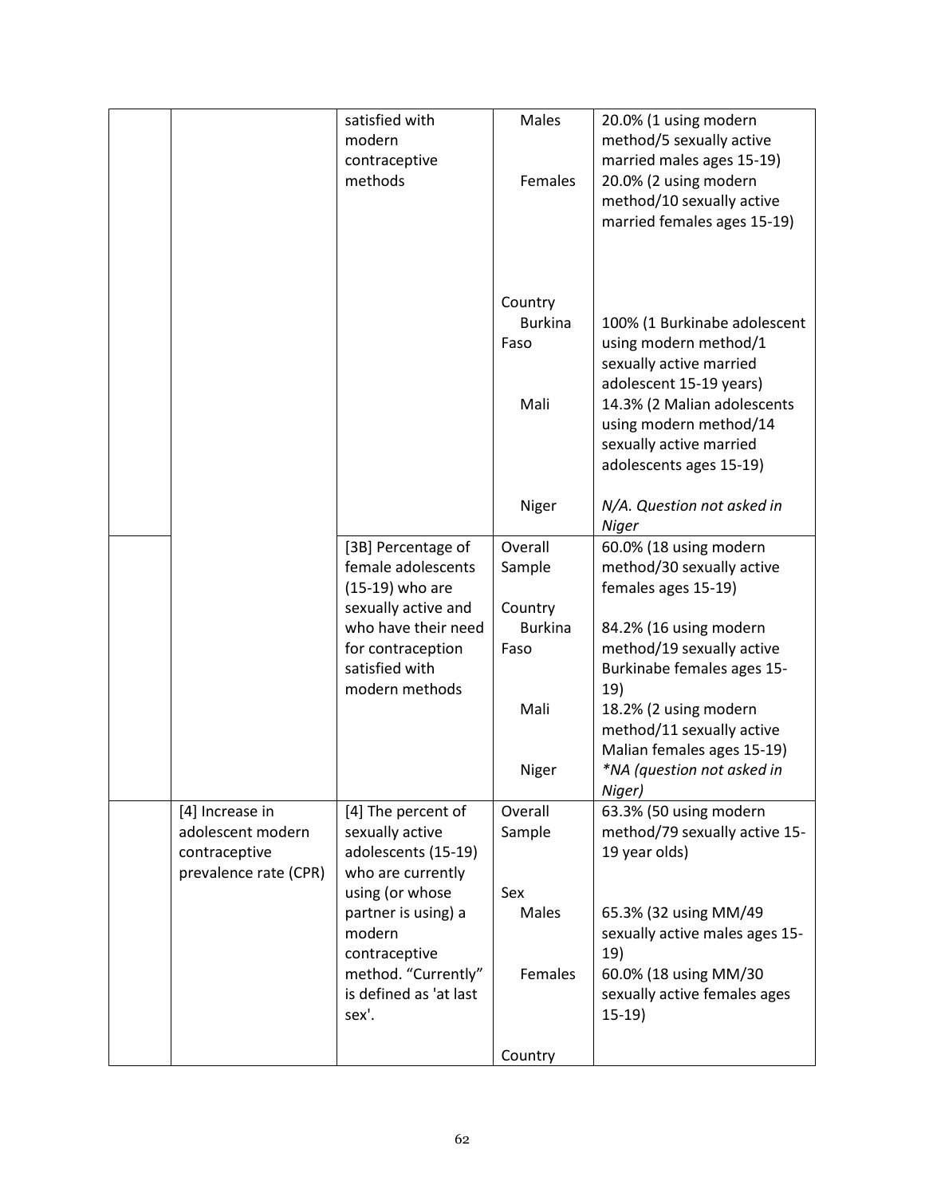| | | | | |
|---|---|---|---|---|
| | | satisfied with modern contraceptive methods | Males<br><br>Females | 20.0% (1 using modern method/5 sexually active married males ages 15-19)<br>20.0% (2 using modern method/10 sexually active married females ages 15-19) |
| | | | Country<br>Burkina Faso<br><br>Mali<br><br>Niger | 100% (1 Burkinabe adolescent using modern method/1 sexually active married adolescent 15-19 years)<br>14.3% (2 Malian adolescents using modern method/14 sexually active married adolescents ages 15-19)<br>*N/A. Question not asked in Niger* |
| | | [3B] Percentage of female adolescents (15-19) who are sexually active and who have their need for contraception satisfied with modern methods | Overall Sample<br><br>Country<br>Burkina Faso<br><br>Mali<br><br>Niger | 60.0% (18 using modern method/30 sexually active females ages 15-19)<br><br>84.2% (16 using modern method/19 sexually active Burkinabe females ages 15-19)<br>18.2% (2 using modern method/11 sexually active Malian females ages 15-19)<br>*\*NA (question not asked in Niger)* |
| | [4] Increase in adolescent modern contraceptive prevalence rate (CPR) | [4] The percent of sexually active adolescents (15-19) who are currently using (or whose partner is using) a modern contraceptive method. "Currently" is defined as 'at last sex'. | Overall Sample<br><br>Sex<br>Males<br><br>Females<br><br>Country | 63.3% (50 using modern method/79 sexually active 15-19 year olds)<br><br>65.3% (32 using MM/49 sexually active males ages 15-19)<br>60.0% (18 using MM/30 sexually active females ages 15-19) |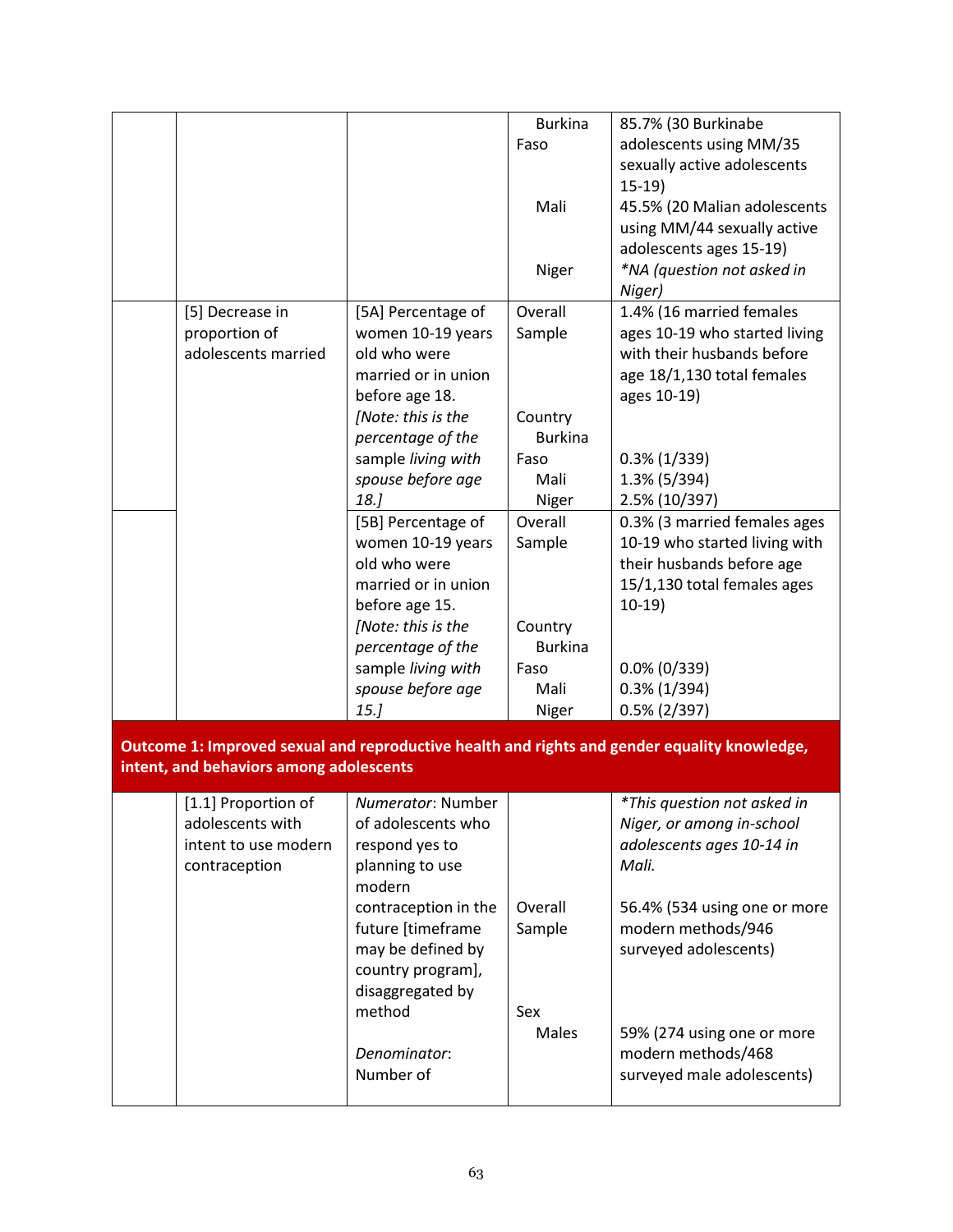| | | | | |
|---|---|---|---|---|
| | | | Burkina Faso<br><br>Mali<br><br>Niger | 85.7% (30 Burkinabe adolescents using MM/35 sexually active adolescents 15-19)<br>45.5% (20 Malian adolescents using MM/44 sexually active adolescents ages 15-19)<br>*NA (question not asked in Niger) |
| | [5] Decrease in proportion of adolescents married | [5A] Percentage of women 10-19 years old who were married or in union before age 18.<br>*[Note: this is the percentage of the sample living with spouse before age 18.]* | Overall Sample<br><br>Country<br>Burkina Faso<br>Mali<br>Niger | 1.4% (16 married females ages 10-19 who started living with their husbands before age 18/1,130 total females ages 10-19)<br><br>0.3% (1/339)<br>1.3% (5/394)<br>2.5% (10/397) |
| | | [5B] Percentage of women 10-19 years old who were married or in union before age 15.<br>*[Note: this is the percentage of the sample living with spouse before age 15.]* | Overall Sample<br><br>Country<br>Burkina Faso<br>Mali<br>Niger | 0.3% (3 married females ages 10-19 who started living with their husbands before age 15/1,130 total females ages 10-19)<br><br>0.0% (0/339)<br>0.3% (1/394)<br>0.5% (2/397) |
| **Outcome 1: Improved sexual and reproductive health and rights and gender equality knowledge, intent, and behaviors among adolescents** | | | | |
| | [1.1] Proportion of adolescents with intent to use modern contraception | *Numerator*: Number of adolescents who respond yes to planning to use modern contraception in the future [timeframe may be defined by country program], disaggregated by method<br><br>*Denominator*: Number of | <br><br>Overall Sample<br><br>Sex<br>Males | **This question not asked in Niger, or among in-school adolescents ages 10-14 in Mali.*<br><br>56.4% (534 using one or more modern methods/946 surveyed adolescents)<br><br>59% (274 using one or more modern methods/468 surveyed male adolescents) |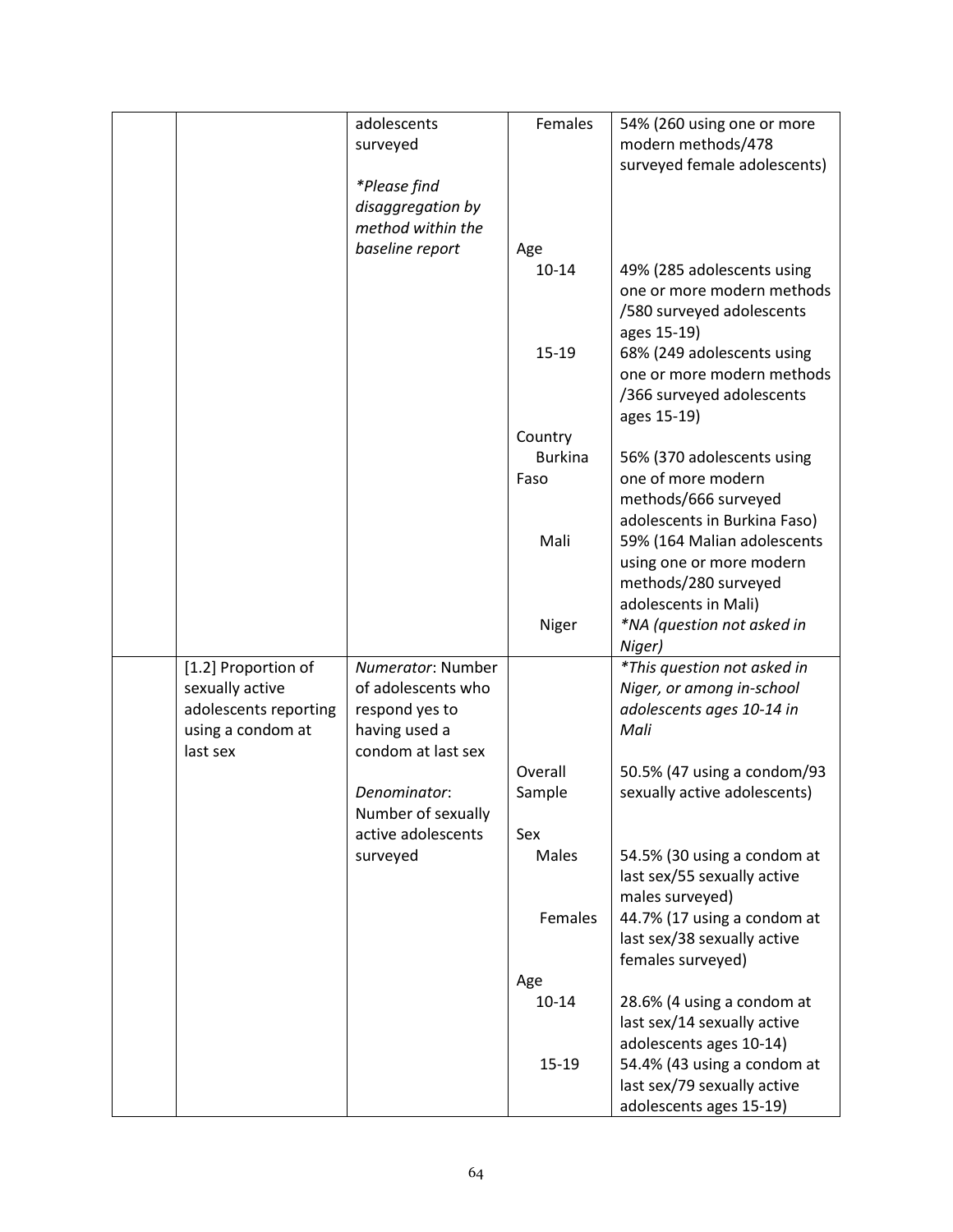| | | | | |
|---|---|---|---|---|
| | | adolescents surveyed<br><br>*\*Please find disaggregation by method within the baseline report* | Females | 54% (260 using one or more modern methods/478 surveyed female adolescents) |
| | | | Age<br>10-14 | 49% (285 adolescents using one or more modern methods /580 surveyed adolescents ages 15-19) |
| | | | 15-19 | 68% (249 adolescents using one or more modern methods /366 surveyed adolescents ages 15-19) |
| | | | Country<br>Burkina Faso | 56% (370 adolescents using one of more modern methods/666 surveyed adolescents in Burkina Faso) |
| | | | Mali | 59% (164 Malian adolescents using one or more modern methods/280 surveyed adolescents in Mali) |
| | | | Niger | *\*NA (question not asked in Niger)* |
| | [1.2] Proportion of sexually active adolescents reporting using a condom at last sex | *Numerator*: Number of adolescents who respond yes to having used a condom at last sex<br><br>*Denominator*: Number of sexually active adolescents surveyed | | *\*This question not asked in Niger, or among in-school adolescents ages 10-14 in Mali* |
| | | | Overall Sample | 50.5% (47 using a condom/93 sexually active adolescents) |
| | | | Sex<br>Males | 54.5% (30 using a condom at last sex/55 sexually active males surveyed) |
| | | | Females | 44.7% (17 using a condom at last sex/38 sexually active females surveyed) |
| | | | Age<br>10-14 | 28.6% (4 using a condom at last sex/14 sexually active adolescents ages 10-14) |
| | | | 15-19 | 54.4% (43 using a condom at last sex/79 sexually active adolescents ages 15-19) |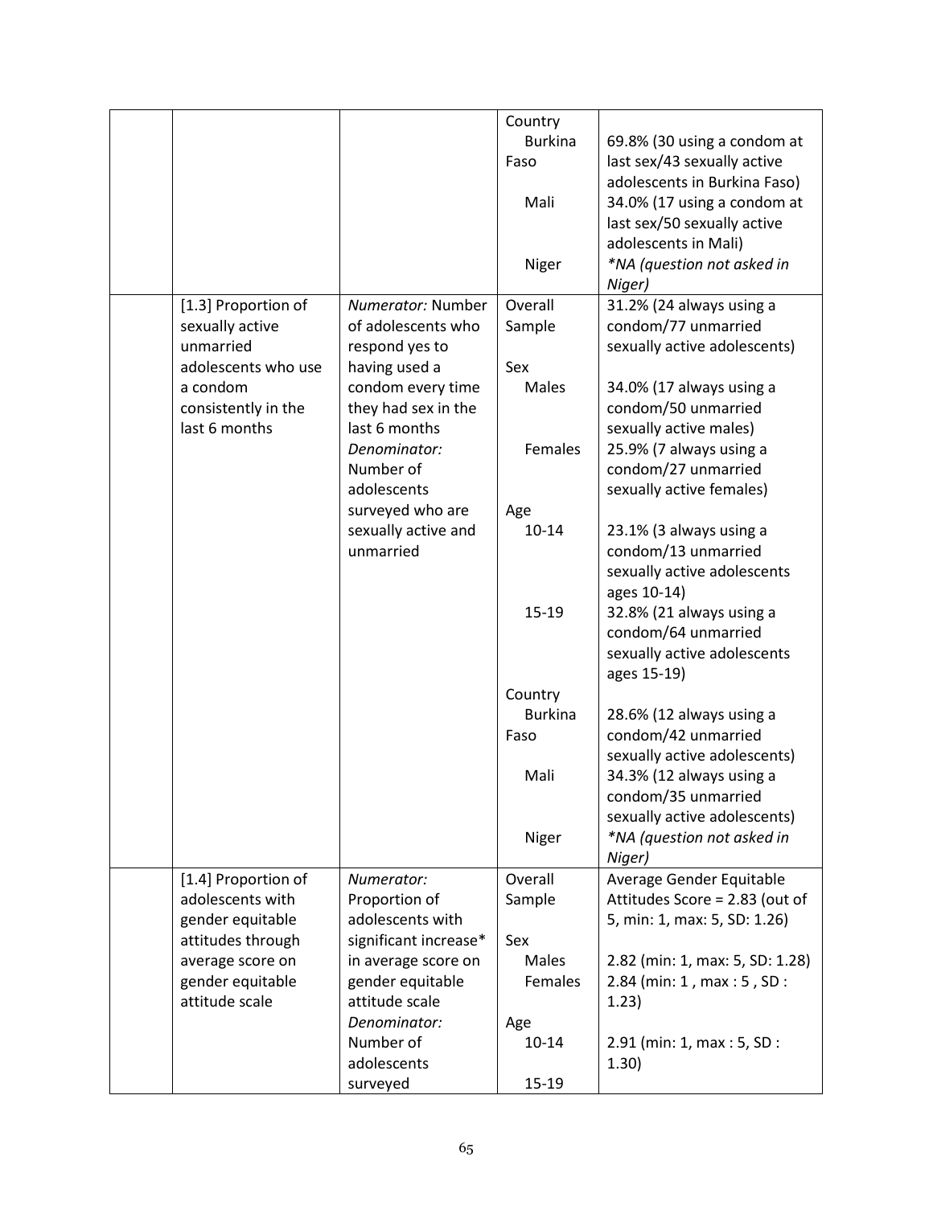| | | | |
|---|---|---|---|
| | | Country<br>Burkina Faso<br><br>Mali<br><br>Niger | 69.8% (30 using a condom at last sex/43 sexually active adolescents in Burkina Faso)<br>34.0% (17 using a condom at last sex/50 sexually active adolescents in Mali)<br>*NA (question not asked in Niger) |
| | [1.3] Proportion of sexually active unmarried adolescents who use a condom consistently in the last 6 months | *Numerator:* Number of adolescents who respond yes to having used a condom every time they had sex in the last 6 months<br>*Denominator:* Number of adolescents surveyed who are sexually active and unmarried | Overall Sample<br><br>Sex<br>Males<br><br>Females<br><br>Age<br>10-14<br><br>15-19<br><br>Country<br>Burkina Faso<br><br>Mali<br><br>Niger | 31.2% (24 always using a condom/77 unmarried sexually active adolescents)<br><br>34.0% (17 always using a condom/50 unmarried sexually active males)<br>25.9% (7 always using a condom/27 unmarried sexually active females)<br><br>23.1% (3 always using a condom/13 unmarried sexually active adolescents ages 10-14)<br>32.8% (21 always using a condom/64 unmarried sexually active adolescents ages 15-19)<br><br>28.6% (12 always using a condom/42 unmarried sexually active adolescents)<br>34.3% (12 always using a condom/35 unmarried sexually active adolescents)<br>*NA (question not asked in Niger) |
| | [1.4] Proportion of adolescents with gender equitable attitudes through average score on gender equitable attitude scale | *Numerator:* Proportion of adolescents with significant increase* in average score on gender equitable attitude scale<br>*Denominator:* Number of adolescents surveyed | Overall Sample<br><br>Sex<br>Males<br>Females<br><br>Age<br>10-14<br><br>15-19 | Average Gender Equitable Attitudes Score = 2.83 (out of 5, min: 1, max: 5, SD: 1.26)<br><br>2.82 (min: 1, max: 5, SD: 1.28)<br>2.84 (min: 1 , max : 5 , SD : 1.23)<br><br>2.91 (min: 1, max : 5, SD : 1.30) |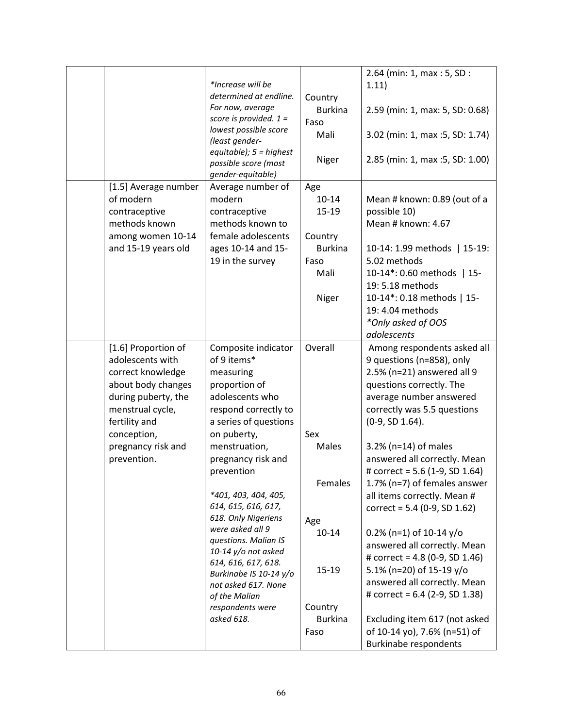| | | | | |
|---|---|---|---|---|
| | | *\*Increase will be determined at endline. For now, average score is provided. 1 = lowest possible score (least gender-equitable); 5 = highest possible score (most gender-equitable)* | Country<br>Burkina Faso<br>Mali<br>Niger | 2.64 (min: 1, max : 5, SD : 1.11)<br>2.59 (min: 1, max: 5, SD: 0.68)<br>3.02 (min: 1, max :5, SD: 1.74)<br>2.85 (min: 1, max :5, SD: 1.00) |
| | [1.5] Average number of modern contraceptive methods known among women 10-14 and 15-19 years old | Average number of modern contraceptive methods known to female adolescents ages 10-14 and 15-19 in the survey | Age<br>10-14<br>15-19<br>Country<br>Burkina Faso<br>Mali<br>Niger | Mean # known: 0.89 (out of a possible 10)<br>Mean # known: 4.67<br>10-14: 1.99 methods \| 15-19: 5.02 methods<br>10-14*: 0.60 methods \| 15-19: 5.18 methods<br>10-14*: 0.18 methods \| 15-19: 4.04 methods<br>*\*Only asked of OOS adolescents* |
| | [1.6] Proportion of adolescents with correct knowledge about body changes during puberty, the menstrual cycle, fertility and conception, pregnancy risk and prevention. | Composite indicator of 9 items* measuring proportion of adolescents who respond correctly to a series of questions on puberty, menstruation, pregnancy risk and prevention<br>*\*401, 403, 404, 405, 614, 615, 616, 617, 618. Only Nigeriens were asked all 9 questions. Malian IS 10-14 y/o not asked 614, 616, 617, 618. Burkinabe IS 10-14 y/o not asked 617. None of the Malian respondents were asked 618.* | Overall<br>Sex<br>Males<br>Females<br>Age<br>10-14<br>15-19<br>Country<br>Burkina Faso | Among respondents asked all 9 questions (n=858), only 2.5% (n=21) answered all 9 questions correctly. The average number answered correctly was 5.5 questions (0-9, SD 1.64).<br>3.2% (n=14) of males answered all correctly. Mean # correct = 5.6 (1-9, SD 1.64)<br>1.7% (n=7) of females answer all items correctly. Mean # correct = 5.4 (0-9, SD 1.62)<br>0.2% (n=1) of 10-14 y/o answered all correctly. Mean # correct = 4.8 (0-9, SD 1.46)<br>5.1% (n=20) of 15-19 y/o answered all correctly. Mean # correct = 6.4 (2-9, SD 1.38)<br>Excluding item 617 (not asked of 10-14 yo), 7.6% (n=51) of Burkinabe respondents |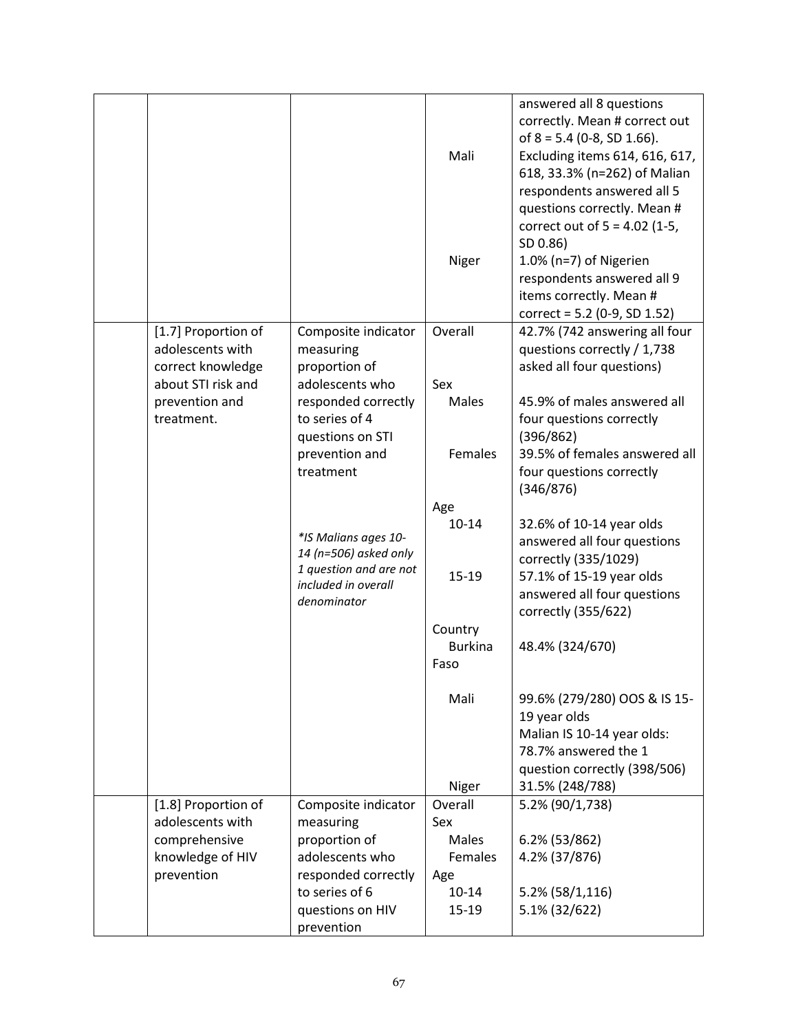| | | | | |
|---|---|---|---|---|
| | | | Mali<br><br><br><br>Niger | answered all 8 questions correctly. Mean # correct out of 8 = 5.4 (0-8, SD 1.66).<br>Excluding items 614, 616, 617, 618, 33.3% (n=262) of Malian respondents answered all 5 questions correctly. Mean # correct out of 5 = 4.02 (1-5, SD 0.86)<br>1.0% (n=7) of Nigerien respondents answered all 9 items correctly. Mean # correct = 5.2 (0-9, SD 1.52) |
| | [1.7] Proportion of adolescents with correct knowledge about STI risk and prevention and treatment. | Composite indicator measuring proportion of adolescents who responded correctly to series of 4 questions on STI prevention and treatment<br><br>*\*IS Malians ages 10-14 (n=506) asked only 1 question and are not included in overall denominator* | Overall | 42.7% (742 answering all four questions correctly / 1,738 asked all four questions) |
| | | | Sex | |
| | | | Males | 45.9% of males answered all four questions correctly (396/862) |
| | | | Females | 39.5% of females answered all four questions correctly (346/876) |
| | | | Age | |
| | | | 10-14 | 32.6% of 10-14 year olds answered all four questions correctly (335/1029) |
| | | | 15-19 | 57.1% of 15-19 year olds answered all four questions correctly (355/622) |
| | | | Country | |
| | | | Burkina Faso | 48.4% (324/670) |
| | | | Mali | 99.6% (279/280) OOS & IS 15-19 year olds<br>Malian IS 10-14 year olds: 78.7% answered the 1 question correctly (398/506) |
| | | | Niger | 31.5% (248/788) |
| | [1.8] Proportion of adolescents with comprehensive knowledge of HIV prevention | Composite indicator measuring proportion of adolescents who responded correctly to series of 6 questions on HIV prevention | Overall | 5.2% (90/1,738) |
| | | | Sex | |
| | | | Males | 6.2% (53/862) |
| | | | Females | 4.2% (37/876) |
| | | | Age | |
| | | | 10-14 | 5.2% (58/1,116) |
| | | | 15-19 | 5.1% (32/622) |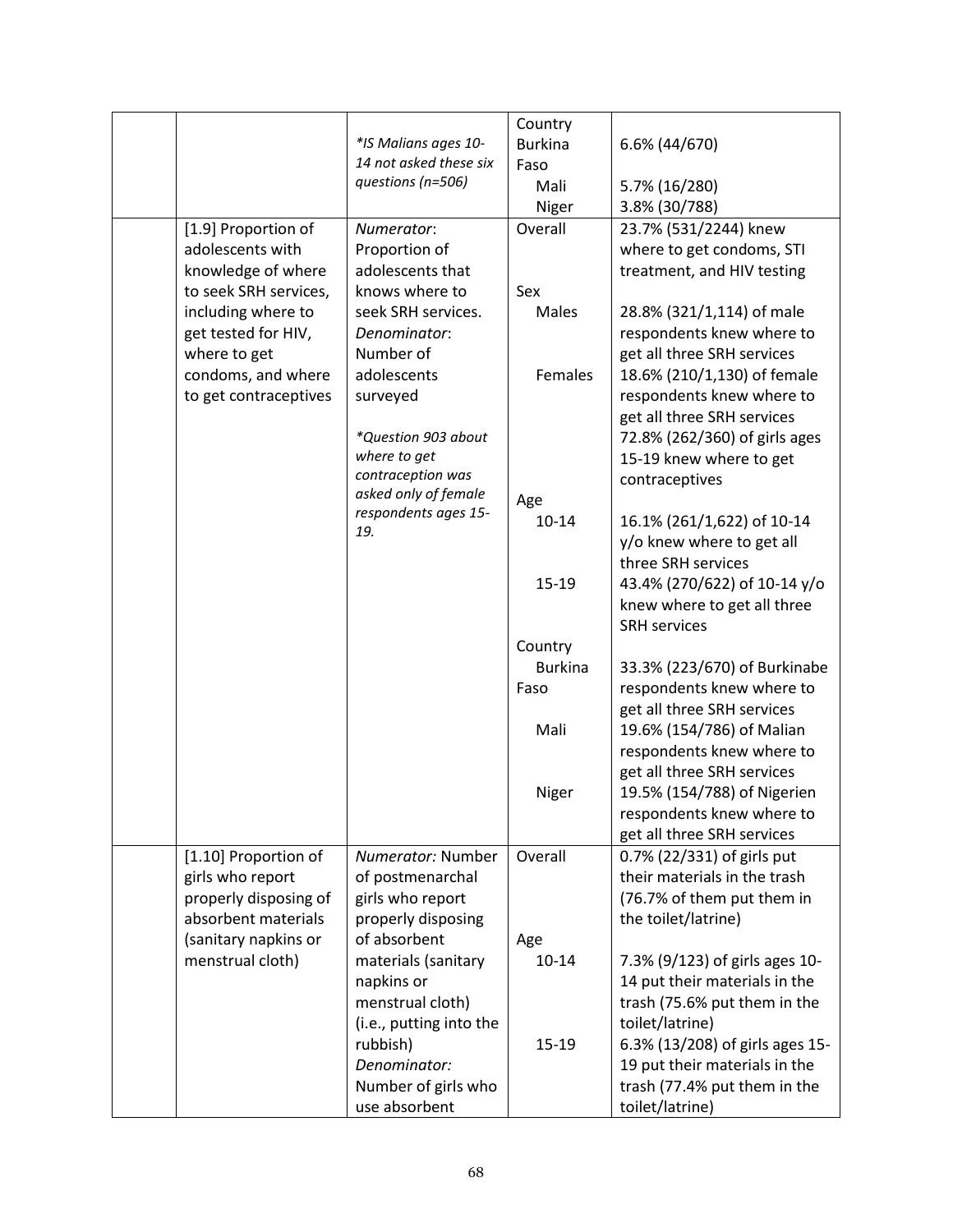|  |  |  |  |  |
|---|---|---|---|---|
|  |  | *\*IS Malians ages 10-14 not asked these six questions (n=506)* | Country<br>Burkina Faso<br>Mali<br>Niger | <br>6.6% (44/670)<br>5.7% (16/280)<br>3.8% (30/788) |
|  | [1.9] Proportion of adolescents with knowledge of where to seek SRH services, including where to get tested for HIV, where to get condoms, and where to get contraceptives | *Numerator*: Proportion of adolescents that knows where to seek SRH services.<br>*Denominator*: Number of adolescents surveyed<br><br>*\*Question 903 about where to get contraception was asked only of female respondents ages 15-19.* | Overall<br><br>Sex<br>Males<br><br>Females<br><br><br><br>Age<br>10-14<br><br>15-19<br><br>Country<br>Burkina Faso<br><br>Mali<br><br>Niger | 23.7% (531/2244) knew where to get condoms, STI treatment, and HIV testing<br><br>28.8% (321/1,114) of male respondents knew where to get all three SRH services<br>18.6% (210/1,130) of female respondents knew where to get all three SRH services<br>72.8% (262/360) of girls ages 15-19 knew where to get contraceptives<br><br>16.1% (261/1,622) of 10-14 y/o knew where to get all three SRH services<br>43.4% (270/622) of 10-14 y/o knew where to get all three SRH services<br><br>33.3% (223/670) of Burkinabe respondents knew where to get all three SRH services<br>19.6% (154/786) of Malian respondents knew where to get all three SRH services<br>19.5% (154/788) of Nigerien respondents knew where to get all three SRH services |
|  | [1.10] Proportion of girls who report properly disposing of absorbent materials (sanitary napkins or menstrual cloth) | *Numerator:* Number of postmenarchal girls who report properly disposing of absorbent materials (sanitary napkins or menstrual cloth) (i.e., putting into the rubbish)<br>*Denominator:* Number of girls who use absorbent | Overall<br><br><br>Age<br>10-14<br><br>15-19 | 0.7% (22/331) of girls put their materials in the trash (76.7% of them put them in the toilet/latrine)<br><br>7.3% (9/123) of girls ages 10-14 put their materials in the trash (75.6% put them in the toilet/latrine)<br>6.3% (13/208) of girls ages 15-19 put their materials in the trash (77.4% put them in the toilet/latrine) |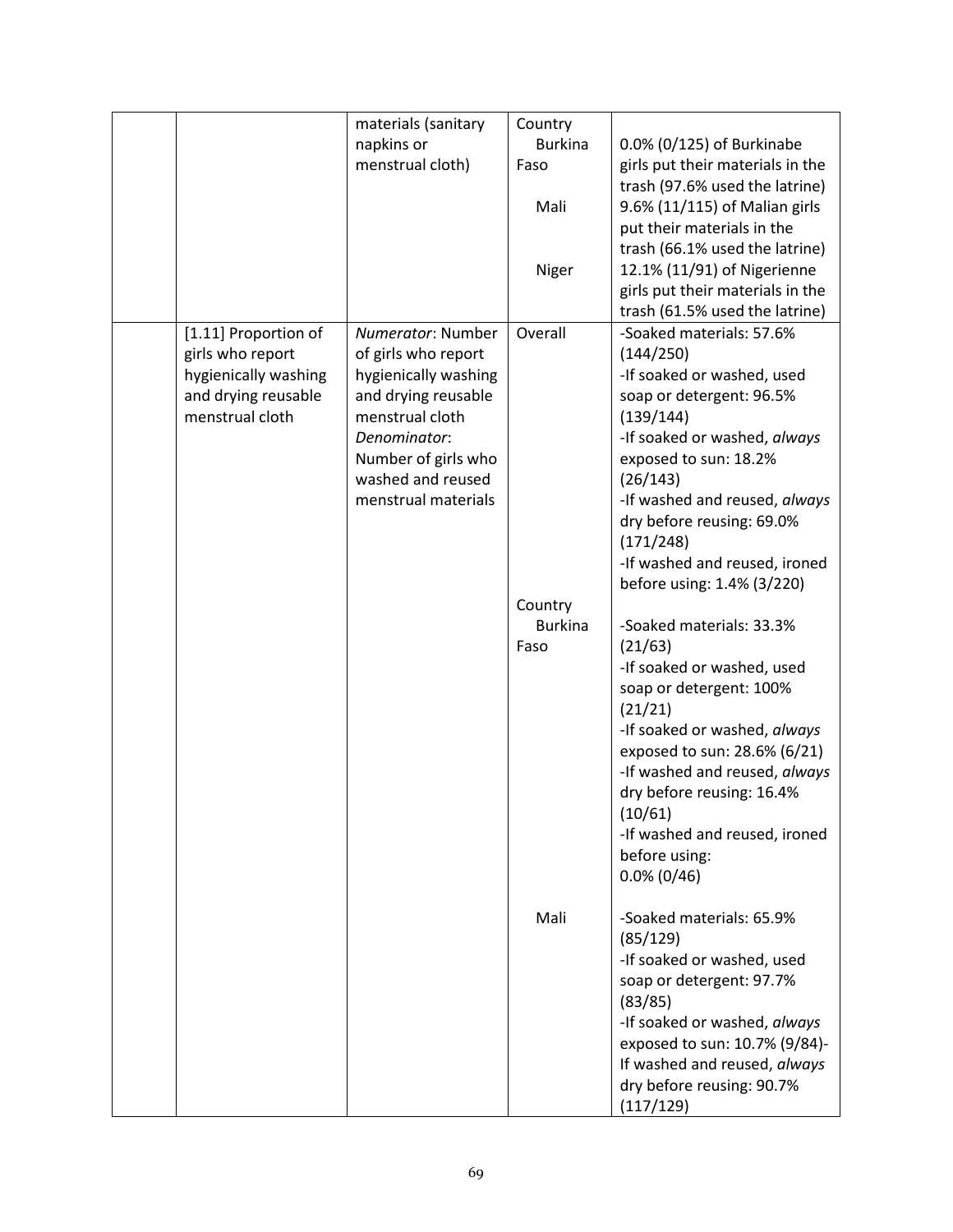|  |  | materials (sanitary napkins or menstrual cloth) | Country<br>Burkina Faso<br><br>Mali<br><br>Niger | 0.0% (0/125) of Burkinabe girls put their materials in the trash (97.6% used the latrine)<br>9.6% (11/115) of Malian girls put their materials in the trash (66.1% used the latrine)<br>12.1% (11/91) of Nigerienne girls put their materials in the trash (61.5% used the latrine) |
|---|---|---|---|---|
|  | [1.11] Proportion of girls who report hygienically washing and drying reusable menstrual cloth | *Numerator*: Number of girls who report hygienically washing and drying reusable menstrual cloth<br>*Denominator*: Number of girls who washed and reused menstrual materials | Overall | -Soaked materials: 57.6% (144/250)<br>-If soaked or washed, used soap or detergent: 96.5% (139/144)<br>-If soaked or washed, *always* exposed to sun: 18.2% (26/143)<br>-If washed and reused, *always* dry before reusing: 69.0% (171/248)<br>-If washed and reused, ironed before using: 1.4% (3/220) |
|  |  |  | Country<br>Burkina Faso | -Soaked materials: 33.3% (21/63)<br>-If soaked or washed, used soap or detergent: 100% (21/21)<br>-If soaked or washed, *always* exposed to sun: 28.6% (6/21)<br>-If washed and reused, *always* dry before reusing: 16.4% (10/61)<br>-If washed and reused, ironed before using:<br>0.0% (0/46) |
|  |  |  | Mali | -Soaked materials: 65.9% (85/129)<br>-If soaked or washed, used soap or detergent: 97.7% (83/85)<br>-If soaked or washed, *always* exposed to sun: 10.7% (9/84)-If washed and reused, *always* dry before reusing: 90.7% (117/129) |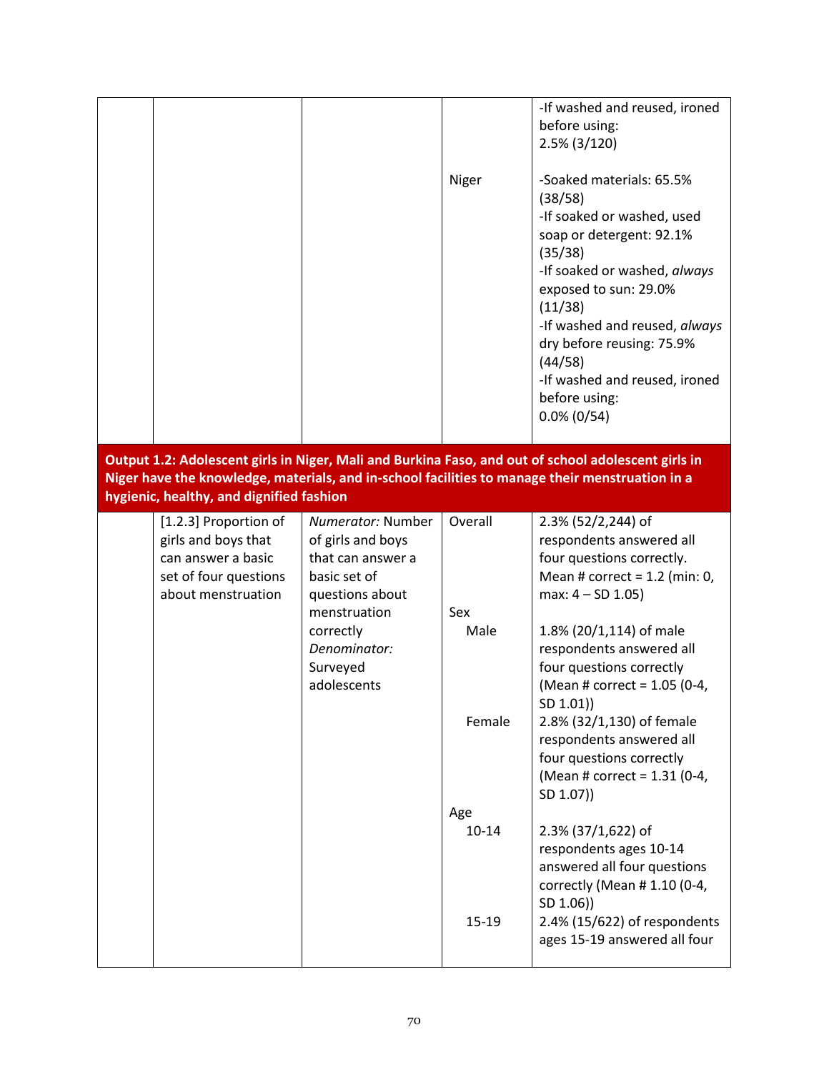| | | | | |
|---|---|---|---|---|
| | | | | -If washed and reused, ironed before using: 2.5% (3/120) |
| | | | Niger | -Soaked materials: 65.5% (38/58)<br>-If soaked or washed, used soap or detergent: 92.1% (35/38)<br>-If soaked or washed, *always* exposed to sun: 29.0% (11/38)<br>-If washed and reused, *always* dry before reusing: 75.9% (44/58)<br>-If washed and reused, ironed before using: 0.0% (0/54) |
| **Output 1.2: Adolescent girls in Niger, Mali and Burkina Faso, and out of school adolescent girls in Niger have the knowledge, materials, and in-school facilities to manage their menstruation in a hygienic, healthy, and dignified fashion** | | | | |
| | [1.2.3] Proportion of girls and boys that can answer a basic set of four questions about menstruation | *Numerator:* Number of girls and boys that can answer a basic set of questions about menstruation correctly<br>*Denominator:* Surveyed adolescents | Overall | 2.3% (52/2,244) of respondents answered all four questions correctly. Mean # correct = 1.2 (min: 0, max: 4 – SD 1.05) |
| | | | Sex | |
| | | | Male | 1.8% (20/1,114) of male respondents answered all four questions correctly (Mean # correct = 1.05 (0-4, SD 1.01)) |
| | | | Female | 2.8% (32/1,130) of female respondents answered all four questions correctly (Mean # correct = 1.31 (0-4, SD 1.07)) |
| | | | Age | |
| | | | 10-14 | 2.3% (37/1,622) of respondents ages 10-14 answered all four questions correctly (Mean # 1.10 (0-4, SD 1.06)) |
| | | | 15-19 | 2.4% (15/622) of respondents ages 15-19 answered all four |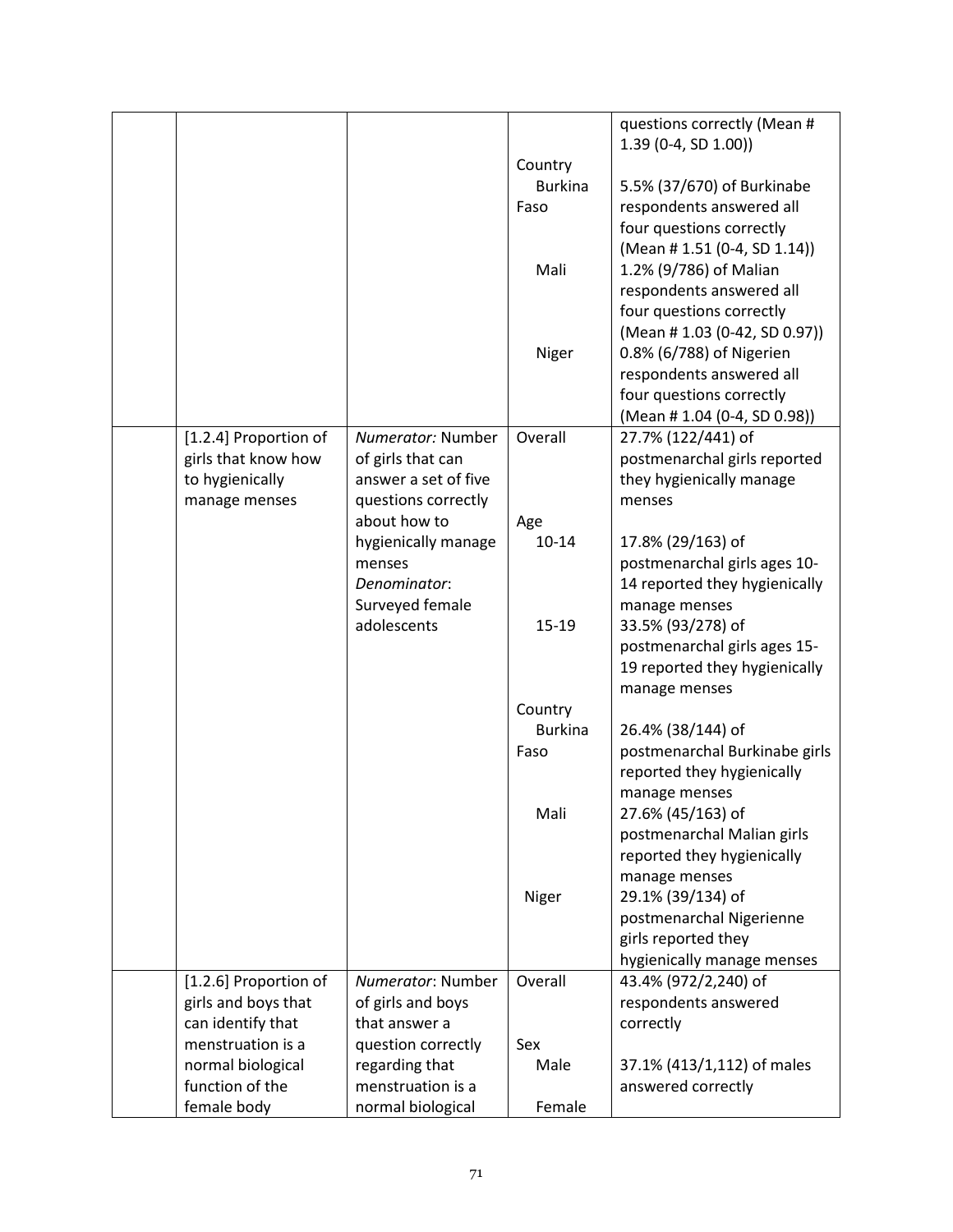| | | | | |
|---|---|---|---|---|
| | | | | questions correctly (Mean # 1.39 (0-4, SD 1.00)) |
| | | | Country | |
| | | | Burkina Faso | 5.5% (37/670) of Burkinabe respondents answered all four questions correctly (Mean # 1.51 (0-4, SD 1.14)) |
| | | | Mali | 1.2% (9/786) of Malian respondents answered all four questions correctly (Mean # 1.03 (0-42, SD 0.97)) |
| | | | Niger | 0.8% (6/788) of Nigerien respondents answered all four questions correctly (Mean # 1.04 (0-4, SD 0.98)) |
| | [1.2.4] Proportion of girls that know how to hygienically manage menses | *Numerator:* Number of girls that can answer a set of five questions correctly about how to hygienically manage menses *Denominator*: Surveyed female adolescents | Overall | 27.7% (122/441) of postmenarchal girls reported they hygienically manage menses |
| | | | Age | |
| | | | 10-14 | 17.8% (29/163) of postmenarchal girls ages 10-14 reported they hygienically manage menses |
| | | | 15-19 | 33.5% (93/278) of postmenarchal girls ages 15-19 reported they hygienically manage menses |
| | | | Country | |
| | | | Burkina Faso | 26.4% (38/144) of postmenarchal Burkinabe girls reported they hygienically manage menses |
| | | | Mali | 27.6% (45/163) of postmenarchal Malian girls reported they hygienically manage menses |
| | | | Niger | 29.1% (39/134) of postmenarchal Nigerienne girls reported they hygienically manage menses |
| | [1.2.6] Proportion of girls and boys that can identify that menstruation is a normal biological function of the female body | *Numerator*: Number of girls and boys that answer a question correctly regarding that menstruation is a normal biological | Overall | 43.4% (972/2,240) of respondents answered correctly |
| | | | Sex | |
| | | | Male | 37.1% (413/1,112) of males answered correctly |
| | | | Female | |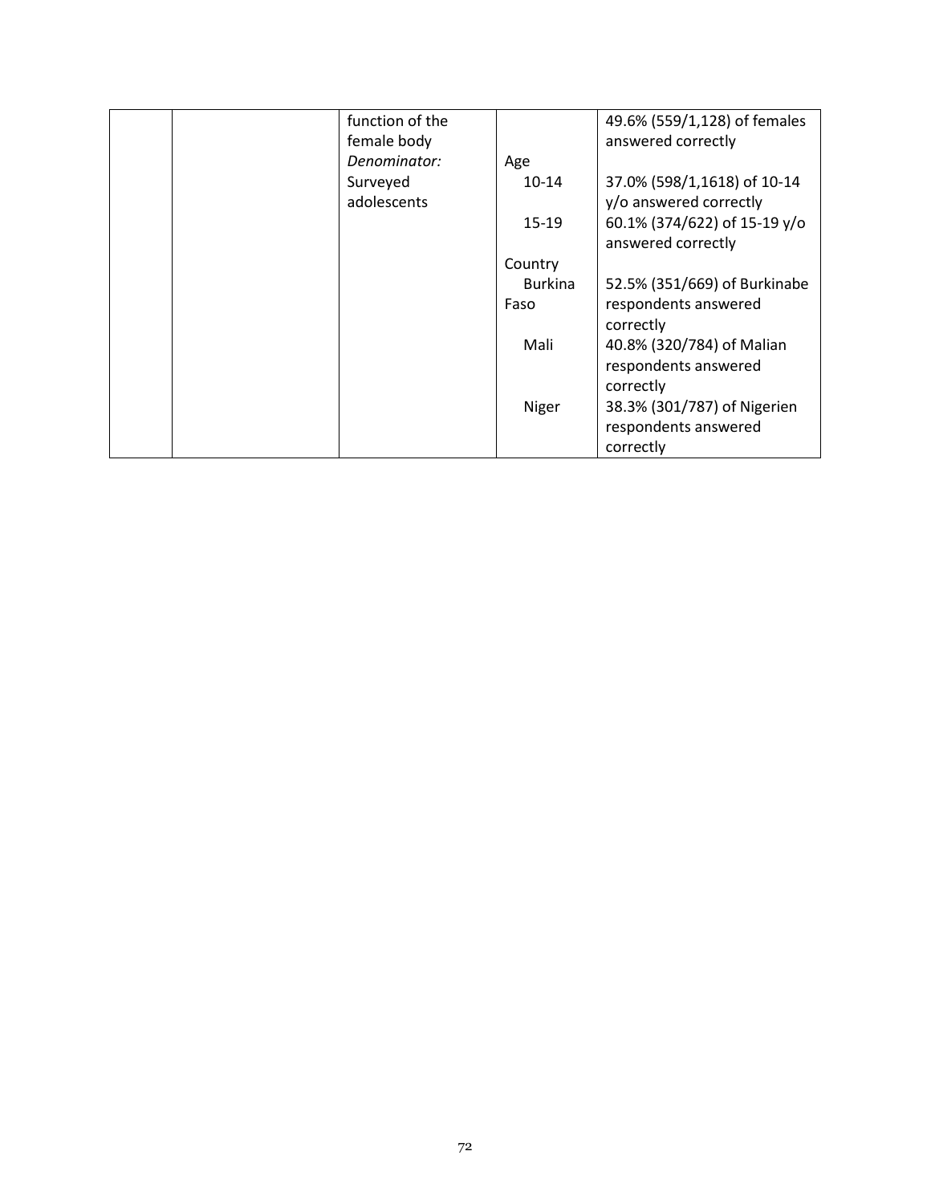| | | | | |
|---|---|---|---|---|
| | | function of the female body<br>*Denominator:* Surveyed adolescents | | 49.6% (559/1,128) of females answered correctly |
| | | | Age | |
| | | | 10-14 | 37.0% (598/1,1618) of 10-14 y/o answered correctly |
| | | | 15-19 | 60.1% (374/622) of 15-19 y/o answered correctly |
| | | | Country | |
| | | | Burkina Faso | 52.5% (351/669) of Burkinabe respondents answered correctly |
| | | | Mali | 40.8% (320/784) of Malian respondents answered correctly |
| | | | Niger | 38.3% (301/787) of Nigerien respondents answered correctly |